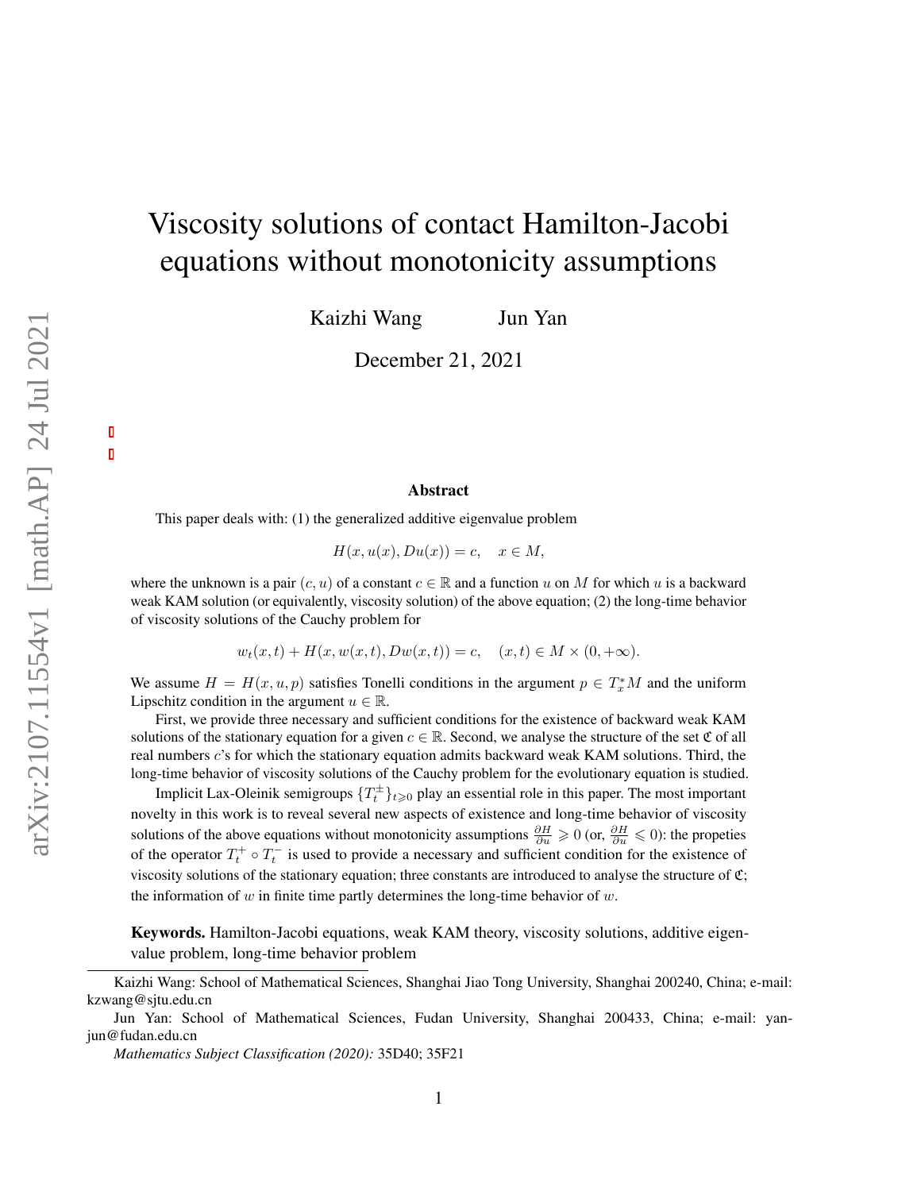# Viscosity solutions of contact Hamilton-Jacobi equations without monotonicity assumptions

Kaizhi Wang Jun Yan

December 21, 2021

## Abstract

This paper deals with: (1) the generalized additive eigenvalue problem

$$H(x, u(x), Du(x)) = c, \quad x \in M,$$

where the unknown is a pair $(c, u)$ of a constant $c \in \mathbb{R}$ and a function $u$ on $M$ for which $u$ is a backward weak KAM solution (or equivalently, viscosity solution) of the above equation; (2) the long-time behavior of viscosity solutions of the Cauchy problem for

$$w_t(x,t) + H(x, w(x,t), Dw(x,t)) = c, \quad (x,t) \in M \times (0, +\infty).$$

We assume $H = H(x, u, p)$ satisfies Tonelli conditions in the argument $p \in T_x^*M$ and the uniform Lipschitz condition in the argument $u \in \mathbb{R}$.

First, we provide three necessary and sufficient conditions for the existence of backward weak KAM solutions of the stationary equation for a given $c \in \mathbb{R}$. Second, we analyse the structure of the set $\mathfrak{C}$ of all real numbers $c$'s for which the stationary equation admits backward weak KAM solutions. Third, the long-time behavior of viscosity solutions of the Cauchy problem for the evolutionary equation is studied.

Implicit Lax-Oleinik semigroups $\{T_t^{\pm}\}_{t \geqslant 0}$ play an essential role in this paper. The most important novelty in this work is to reveal several new aspects of existence and long-time behavior of viscosity solutions of the above equations without monotonicity assumptions $\frac{\partial H}{\partial u} \geqslant 0$ (or, $\frac{\partial H}{\partial u} \leqslant 0$): the propeties of the operator $T_t^+ \circ T_t^-$ is used to provide a necessary and sufficient condition for the existence of viscosity solutions of the stationary equation; three constants are introduced to analyse the structure of $\mathfrak{C}$; the information of $w$ in finite time partly determines the long-time behavior of $w$.

**Keywords.** Hamilton-Jacobi equations, weak KAM theory, viscosity solutions, additive eigenvalue problem, long-time behavior problem

Kaizhi Wang: School of Mathematical Sciences, Shanghai Jiao Tong University, Shanghai 200240, China; e-mail: kzwang@sjtu.edu.cn

Jun Yan: School of Mathematical Sciences, Fudan University, Shanghai 200433, China; e-mail: yanjun@fudan.edu.cn

*Mathematics Subject Classification (2020):* 35D40; 35F21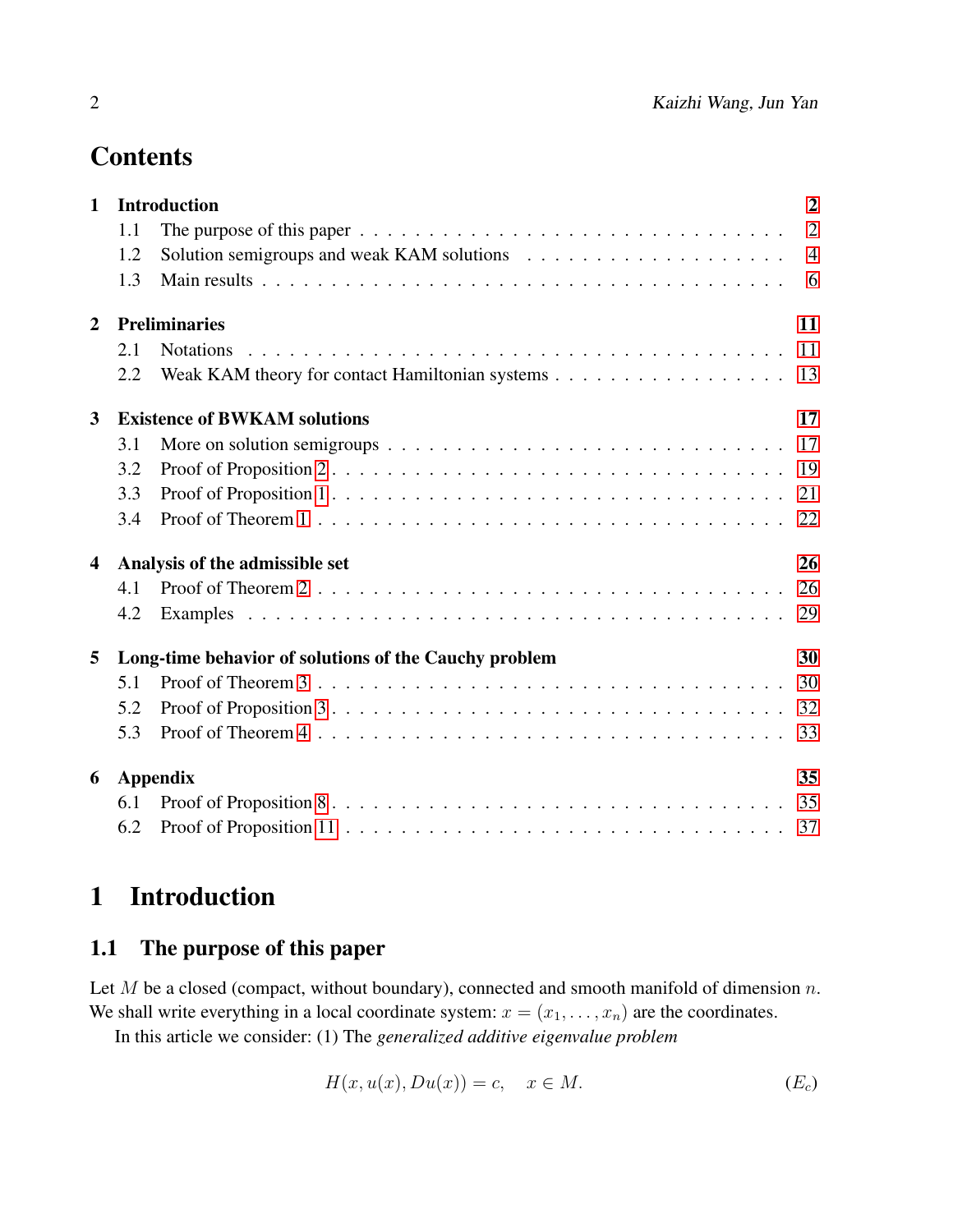# Contents

- 1 Introduction ... 2
  - 1.1 The purpose of this paper ... 2
  - 1.2 Solution semigroups and weak KAM solutions ... 4
  - 1.3 Main results ... 6
- 2 Preliminaries ... 11
  - 2.1 Notations ... 11
  - 2.2 Weak KAM theory for contact Hamiltonian systems ... 13
- 3 Existence of BWKAM solutions ... 17
  - 3.1 More on solution semigroups ... 17
  - 3.2 Proof of Proposition 2 ... 19
  - 3.3 Proof of Proposition 1 ... 21
  - 3.4 Proof of Theorem 1 ... 22
- 4 Analysis of the admissible set ... 26
  - 4.1 Proof of Theorem 2 ... 26
  - 4.2 Examples ... 29
- 5 Long-time behavior of solutions of the Cauchy problem ... 30
  - 5.1 Proof of Theorem 3 ... 30
  - 5.2 Proof of Proposition 3 ... 32
  - 5.3 Proof of Theorem 4 ... 33
- 6 Appendix ... 35
  - 6.1 Proof of Proposition 8 ... 35
  - 6.2 Proof of Proposition 11 ... 37

# 1 Introduction

## 1.1 The purpose of this paper

Let $M$ be a closed (compact, without boundary), connected and smooth manifold of dimension $n$. We shall write everything in a local coordinate system: $x = (x_1, \dots, x_n)$ are the coordinates.

In this article we consider: (1) The *generalized additive eigenvalue problem*

$$H(x, u(x), Du(x)) = c, \quad x \in M. \tag{$E_c$}$$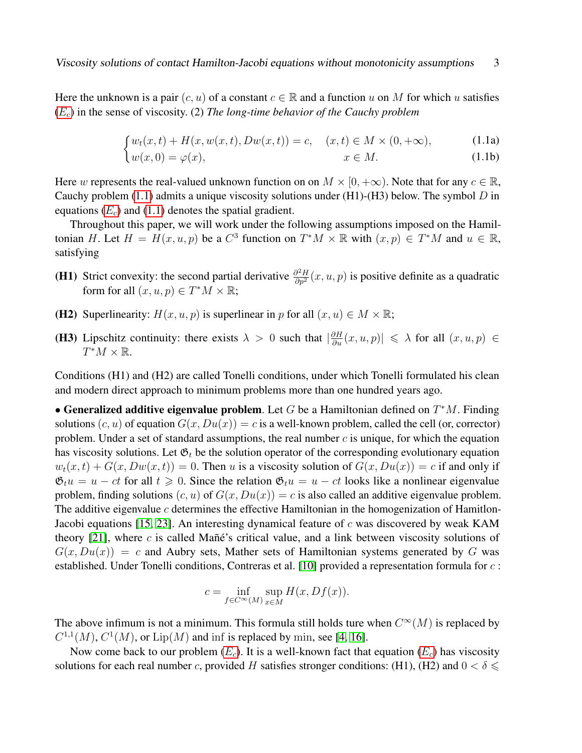Here the unknown is a pair $(c, u)$ of a constant $c \in \mathbb{R}$ and a function $u$ on $M$ for which $u$ satisfies ($E_c$) in the sense of viscosity. (2) *The long-time behavior of the Cauchy problem*

$$
\begin{cases} w_t(x,t) + H(x, w(x,t), Dw(x,t)) = c, & (x,t) \in M \times (0, +\infty), \quad (1.1a) \\ w(x,0) = \varphi(x), & x \in M. \quad (1.1b) \end{cases}
$$

Here $w$ represents the real-valued unknown function on on $M \times [0, +\infty)$. Note that for any $c \in \mathbb{R}$, Cauchy problem (1.1) admits a unique viscosity solutions under (H1)-(H3) below. The symbol $D$ in equations ($E_c$) and (1.1) denotes the spatial gradient.

Throughout this paper, we will work under the following assumptions imposed on the Hamiltonian $H$. Let $H = H(x, u, p)$ be a $C^3$ function on $T^*M \times \mathbb{R}$ with $(x, p) \in T^*M$ and $u \in \mathbb{R}$, satisfying

- **(H1)** Strict convexity: the second partial derivative $\frac{\partial^2 H}{\partial p^2}(x, u, p)$ is positive definite as a quadratic form for all $(x, u, p) \in T^*M \times \mathbb{R}$;
- **(H2)** Superlinearity: $H(x, u, p)$ is superlinear in $p$ for all $(x, u) \in M \times \mathbb{R}$;
- **(H3)** Lipschitz continuity: there exists $\lambda > 0$ such that $|\frac{\partial H}{\partial u}(x, u, p)| \leqslant \lambda$ for all $(x, u, p) \in T^*M \times \mathbb{R}$.

Conditions (H1) and (H2) are called Tonelli conditions, under which Tonelli formulated his clean and modern direct approach to minimum problems more than one hundred years ago.

• **Generalized additive eigenvalue problem**. Let $G$ be a Hamiltonian defined on $T^*M$. Finding solutions $(c, u)$ of equation $G(x, Du(x)) = c$ is a well-known problem, called the cell (or, corrector) problem. Under a set of standard assumptions, the real number $c$ is unique, for which the equation has viscosity solutions. Let $\mathfrak{G}_t$ be the solution operator of the corresponding evolutionary equation $w_t(x,t) + G(x, Dw(x,t)) = 0$. Then $u$ is a viscosity solution of $G(x, Du(x)) = c$ if and only if $\mathfrak{G}_t u = u - ct$ for all $t \geqslant 0$. Since the relation $\mathfrak{G}_t u = u - ct$ looks like a nonlinear eigenvalue problem, finding solutions $(c, u)$ of $G(x, Du(x)) = c$ is also called an additive eigenvalue problem. The additive eigenvalue $c$ determines the effective Hamiltonian in the homogenization of Hamilton-Jacobi equations [15, 23]. An interesting dynamical feature of $c$ was discovered by weak KAM theory [21], where $c$ is called Mañé's critical value, and a link between viscosity solutions of $G(x, Du(x)) = c$ and Aubry sets, Mather sets of Hamiltonian systems generated by $G$ was established. Under Tonelli conditions, Contreras et al. [10] provided a representation formula for $c$ :

$$
c = \inf_{f \in C^\infty(M)} \sup_{x \in M} H(x, Df(x)).
$$

The above infimum is not a minimum. This formula still holds ture when $C^\infty(M)$ is replaced by $C^{1,1}(M)$, $C^1(M)$, or $\mathrm{Lip}(M)$ and inf is replaced by min, see [4, 16].

Now come back to our problem ($E_c$). It is a well-known fact that equation ($E_c$) has viscosity solutions for each real number $c$, provided $H$ satisfies stronger conditions: (H1), (H2) and $0 < \delta \leqslant$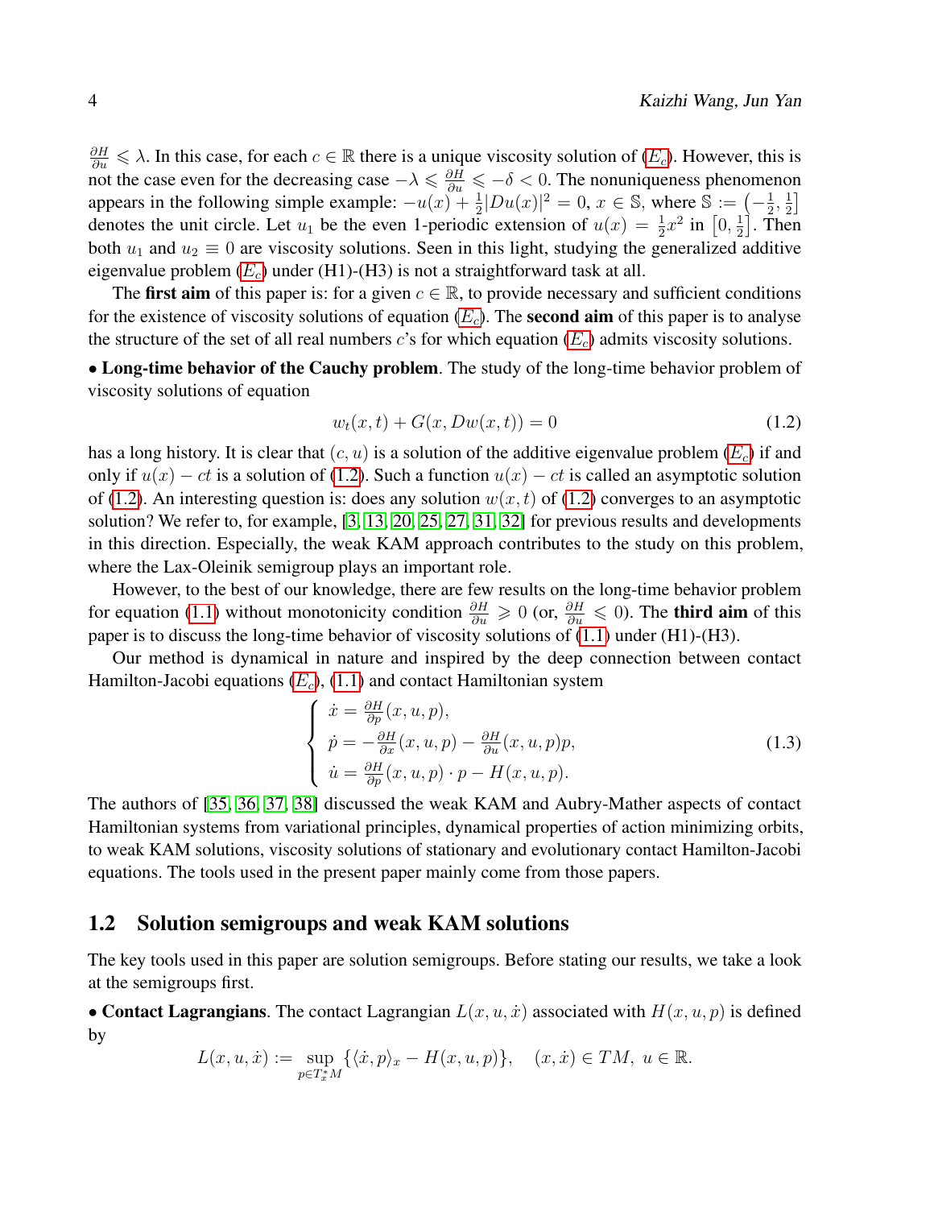$\frac{\partial H}{\partial u} \leqslant \lambda$. In this case, for each $c \in \mathbb{R}$ there is a unique viscosity solution of ($E_c$). However, this is not the case even for the decreasing case $-\lambda \leqslant \frac{\partial H}{\partial u} \leqslant -\delta < 0$. The nonuniqueness phenomenon appears in the following simple example: $-u(x) + \frac{1}{2}|Du(x)|^2 = 0$, $x \in \mathbb{S}$, where $\mathbb{S} := \left(-\frac{1}{2}, \frac{1}{2}\right]$ denotes the unit circle. Let $u_1$ be the even 1-periodic extension of $u(x) = \frac{1}{2}x^2$ in $\left[0, \frac{1}{2}\right]$. Then both $u_1$ and $u_2 \equiv 0$ are viscosity solutions. Seen in this light, studying the generalized additive eigenvalue problem ($E_c$) under (H1)-(H3) is not a straightforward task at all.

The **first aim** of this paper is: for a given $c \in \mathbb{R}$, to provide necessary and sufficient conditions for the existence of viscosity solutions of equation ($E_c$). The **second aim** of this paper is to analyse the structure of the set of all real numbers $c$'s for which equation ($E_c$) admits viscosity solutions.

• **Long-time behavior of the Cauchy problem**. The study of the long-time behavior problem of viscosity solutions of equation

$$w_t(x,t) + G(x, Dw(x,t)) = 0 \tag{1.2}$$

has a long history. It is clear that $(c, u)$ is a solution of the additive eigenvalue problem ($E_c$) if and only if $u(x) - ct$ is a solution of (1.2). Such a function $u(x) - ct$ is called an asymptotic solution of (1.2). An interesting question is: does any solution $w(x,t)$ of (1.2) converges to an asymptotic solution? We refer to, for example, [3, 13, 20, 25, 27, 31, 32] for previous results and developments in this direction. Especially, the weak KAM approach contributes to the study on this problem, where the Lax-Oleinik semigroup plays an important role.

However, to the best of our knowledge, there are few results on the long-time behavior problem for equation (1.1) without monotonicity condition $\frac{\partial H}{\partial u} \geqslant 0$ (or, $\frac{\partial H}{\partial u} \leqslant 0$). The **third aim** of this paper is to discuss the long-time behavior of viscosity solutions of (1.1) under (H1)-(H3).

Our method is dynamical in nature and inspired by the deep connection between contact Hamilton-Jacobi equations ($E_c$), (1.1) and contact Hamiltonian system

$$\begin{cases} \dot{x} = \frac{\partial H}{\partial p}(x,u,p), \\ \dot{p} = -\frac{\partial H}{\partial x}(x,u,p) - \frac{\partial H}{\partial u}(x,u,p)p, \\ \dot{u} = \frac{\partial H}{\partial p}(x,u,p) \cdot p - H(x,u,p). \end{cases} \tag{1.3}$$

The authors of [35, 36, 37, 38] discussed the weak KAM and Aubry-Mather aspects of contact Hamiltonian systems from variational principles, dynamical properties of action minimizing orbits, to weak KAM solutions, viscosity solutions of stationary and evolutionary contact Hamilton-Jacobi equations. The tools used in the present paper mainly come from those papers.

## 1.2 Solution semigroups and weak KAM solutions

The key tools used in this paper are solution semigroups. Before stating our results, we take a look at the semigroups first.

• **Contact Lagrangians**. The contact Lagrangian $L(x, u, \dot{x})$ associated with $H(x, u, p)$ is defined by

$$L(x,u,\dot{x}) := \sup_{p \in T_x^*M} \{\langle \dot{x}, p\rangle_x - H(x,u,p)\}, \quad (x,\dot{x}) \in TM, \ u \in \mathbb{R}.$$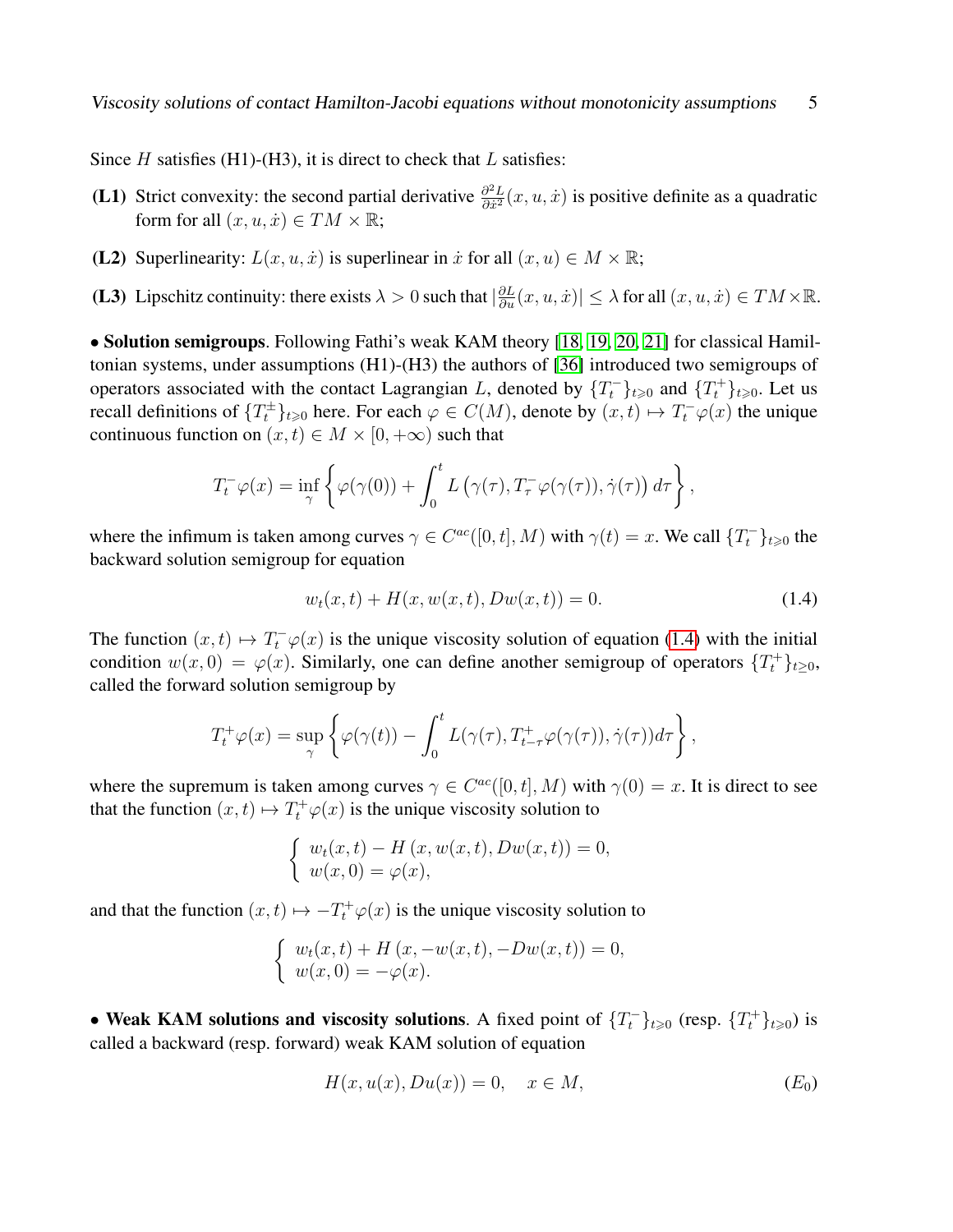Since $H$ satisfies (H1)-(H3), it is direct to check that $L$ satisfies:

- **(L1)** Strict convexity: the second partial derivative $\frac{\partial^2 L}{\partial \dot{x}^2}(x,u,\dot{x})$ is positive definite as a quadratic form for all $(x,u,\dot{x}) \in TM \times \mathbb{R}$;
- **(L2)** Superlinearity: $L(x,u,\dot{x})$ is superlinear in $\dot{x}$ for all $(x,u) \in M \times \mathbb{R}$;
- **(L3)** Lipschitz continuity: there exists $\lambda > 0$ such that $|\frac{\partial L}{\partial u}(x,u,\dot{x})| \leq \lambda$ for all $(x,u,\dot{x}) \in TM \times \mathbb{R}$.

• **Solution semigroups**. Following Fathi's weak KAM theory [18, 19, 20, 21] for classical Hamiltonian systems, under assumptions (H1)-(H3) the authors of [36] introduced two semigroups of operators associated with the contact Lagrangian $L$, denoted by $\{T_t^-\}_{t\geqslant 0}$ and $\{T_t^+\}_{t\geqslant 0}$. Let us recall definitions of $\{T_t^\pm\}_{t\geqslant 0}$ here. For each $\varphi \in C(M)$, denote by $(x,t) \mapsto T_t^-\varphi(x)$ the unique continuous function on $(x,t) \in M \times [0,+\infty)$ such that

$$T_t^-\varphi(x) = \inf_{\gamma} \left\{ \varphi(\gamma(0)) + \int_0^t L\left(\gamma(\tau), T_\tau^-\varphi(\gamma(\tau)), \dot{\gamma}(\tau)\right) d\tau \right\},$$

where the infimum is taken among curves $\gamma \in C^{ac}([0,t],M)$ with $\gamma(t) = x$. We call $\{T_t^-\}_{t\geqslant 0}$ the backward solution semigroup for equation

$$w_t(x,t) + H(x, w(x,t), Dw(x,t)) = 0. \tag{1.4}$$

The function $(x,t) \mapsto T_t^-\varphi(x)$ is the unique viscosity solution of equation (1.4) with the initial condition $w(x,0) = \varphi(x)$. Similarly, one can define another semigroup of operators $\{T_t^+\}_{t\geq 0}$, called the forward solution semigroup by

$$T_t^+\varphi(x) = \sup_{\gamma} \left\{ \varphi(\gamma(t)) - \int_0^t L(\gamma(\tau), T_{t-\tau}^+\varphi(\gamma(\tau)), \dot{\gamma}(\tau)) d\tau \right\},$$

where the supremum is taken among curves $\gamma \in C^{ac}([0,t],M)$ with $\gamma(0) = x$. It is direct to see that the function $(x,t) \mapsto T_t^+\varphi(x)$ is the unique viscosity solution to

$$\begin{cases} w_t(x,t) - H\left(x, w(x,t), Dw(x,t)\right) = 0, \\ w(x,0) = \varphi(x), \end{cases}$$

and that the function $(x,t) \mapsto -T_t^+\varphi(x)$ is the unique viscosity solution to

$$\begin{cases} w_t(x,t) + H\left(x, -w(x,t), -Dw(x,t)\right) = 0, \\ w(x,0) = -\varphi(x). \end{cases}$$

• **Weak KAM solutions and viscosity solutions**. A fixed point of $\{T_t^-\}_{t\geqslant 0}$ (resp. $\{T_t^+\}_{t\geqslant 0}$) is called a backward (resp. forward) weak KAM solution of equation

$$H(x, u(x), Du(x)) = 0, \quad x \in M, \tag{$E_0$}$$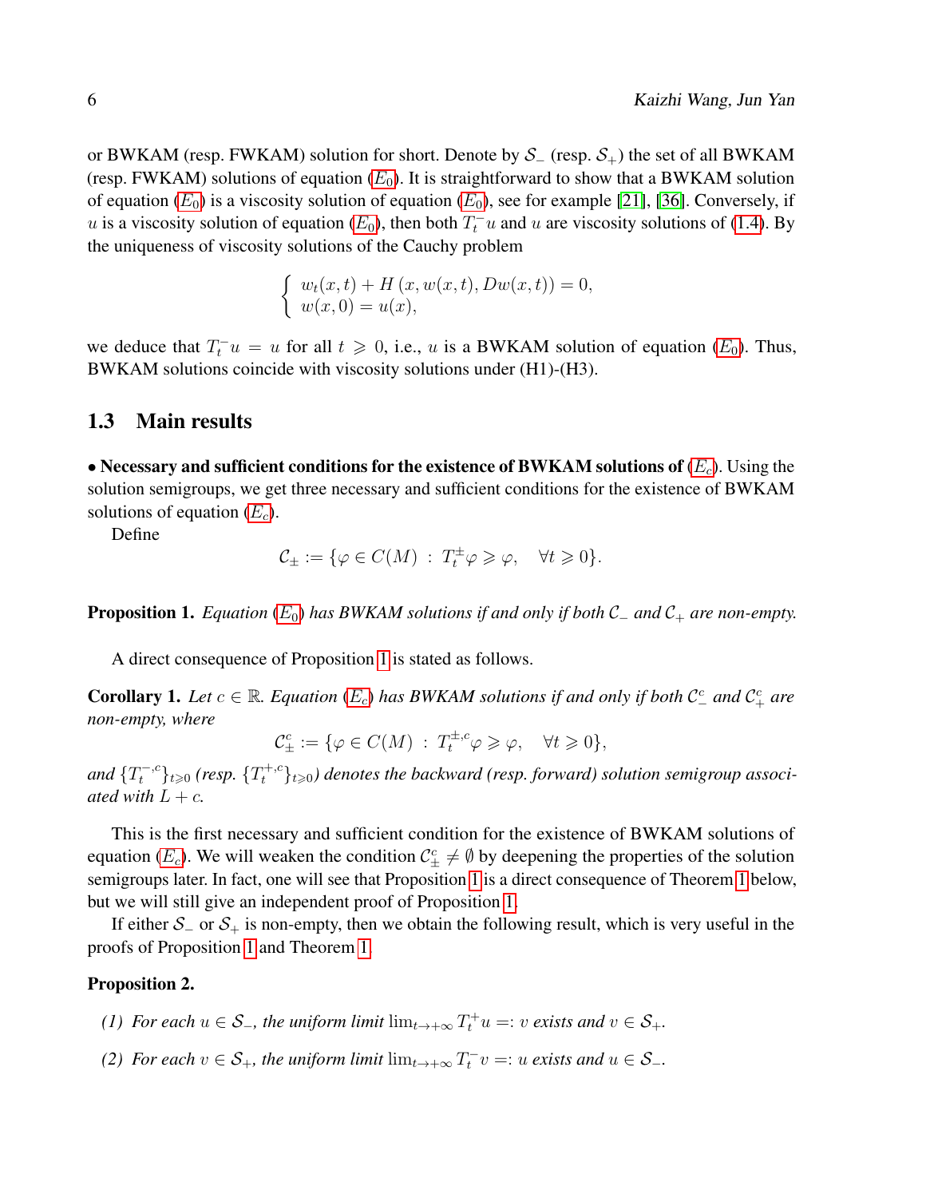or BWKAM (resp. FWKAM) solution for short. Denote by $\mathcal{S}_-$ (resp. $\mathcal{S}_+$) the set of all BWKAM (resp. FWKAM) solutions of equation ($E_0$). It is straightforward to show that a BWKAM solution of equation ($E_0$) is a viscosity solution of equation ($E_0$), see for example [21], [36]. Conversely, if $u$ is a viscosity solution of equation ($E_0$), then both $T_t^- u$ and $u$ are viscosity solutions of (1.4). By the uniqueness of viscosity solutions of the Cauchy problem

$$
\begin{cases} w_t(x,t) + H(x, w(x,t), Dw(x,t)) = 0, \\ w(x,0) = u(x), \end{cases}
$$

we deduce that $T_t^- u = u$ for all $t \geqslant 0$, i.e., $u$ is a BWKAM solution of equation ($E_0$). Thus, BWKAM solutions coincide with viscosity solutions under (H1)-(H3).

## 1.3 Main results

**• Necessary and sufficient conditions for the existence of BWKAM solutions of ($E_c$).** Using the solution semigroups, we get three necessary and sufficient conditions for the existence of BWKAM solutions of equation ($E_c$).

Define

$$
\mathcal{C}_\pm := \{\varphi \in C(M) \;:\; T_t^\pm \varphi \geqslant \varphi, \quad \forall t \geqslant 0\}.
$$

**Proposition 1.** *Equation ($E_0$) has BWKAM solutions if and only if both $\mathcal{C}_-$ and $\mathcal{C}_+$ are non-empty.*

A direct consequence of Proposition 1 is stated as follows.

**Corollary 1.** *Let $c \in \mathbb{R}$. Equation ($E_c$) has BWKAM solutions if and only if both $\mathcal{C}_-^c$ and $\mathcal{C}_+^c$ are non-empty, where*

$$
\mathcal{C}_\pm^c := \{\varphi \in C(M) \;:\; T_t^{\pm,c} \varphi \geqslant \varphi, \quad \forall t \geqslant 0\},
$$

*and $\{T_t^{-,c}\}_{t \geqslant 0}$ (resp. $\{T_t^{+,c}\}_{t \geqslant 0}$) denotes the backward (resp. forward) solution semigroup associated with $L + c$.*

This is the first necessary and sufficient condition for the existence of BWKAM solutions of equation ($E_c$). We will weaken the condition $\mathcal{C}_\pm^c \neq \emptyset$ by deepening the properties of the solution semigroups later. In fact, one will see that Proposition 1 is a direct consequence of Theorem 1 below, but we will still give an independent proof of Proposition 1.

If either $\mathcal{S}_-$ or $\mathcal{S}_+$ is non-empty, then we obtain the following result, which is very useful in the proofs of Proposition 1 and Theorem 1.

**Proposition 2.**

*(1) For each $u \in \mathcal{S}_-$, the uniform limit $\lim_{t \to +\infty} T_t^+ u =: v$ exists and $v \in \mathcal{S}_+$.*

*(2) For each $v \in \mathcal{S}_+$, the uniform limit $\lim_{t \to +\infty} T_t^- v =: u$ exists and $u \in \mathcal{S}_-$.*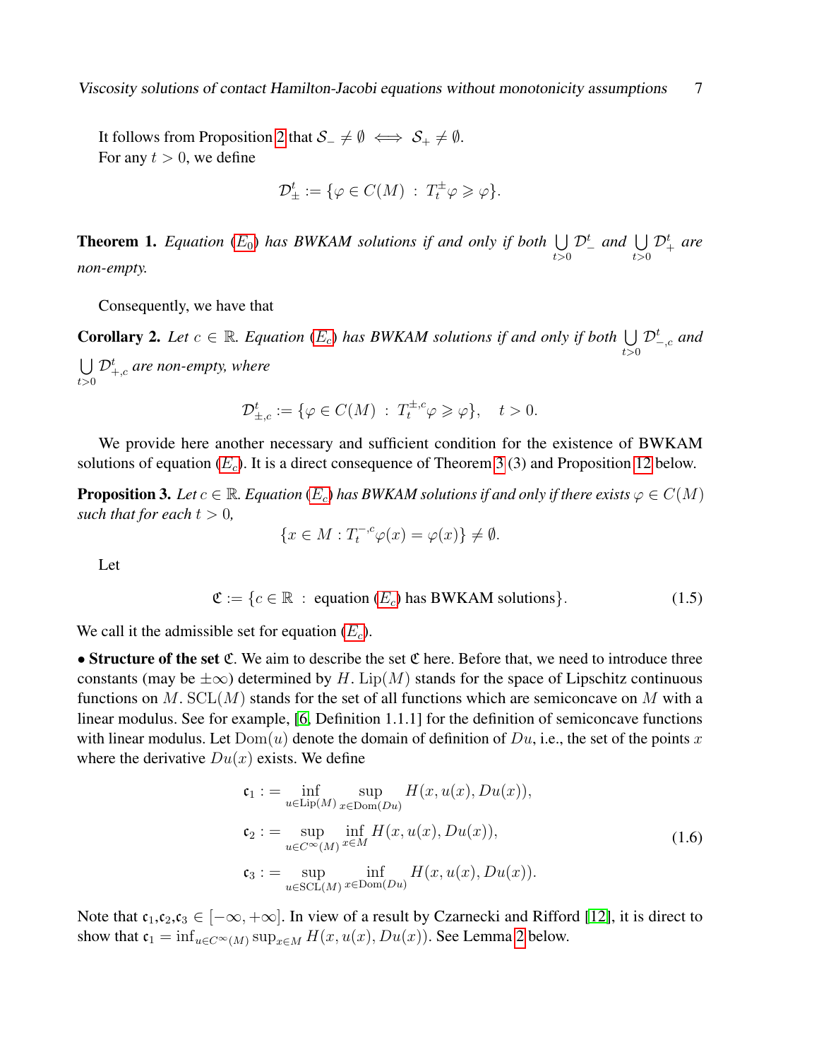It follows from Proposition 2 that $\mathcal{S}_- \neq \emptyset \iff \mathcal{S}_+ \neq \emptyset$.

For any $t > 0$, we define

$$\mathcal{D}^t_{\pm} := \{\varphi \in C(M) \ : \ T^{\pm}_t \varphi \geqslant \varphi\}.$$

**Theorem 1.** *Equation ($E_0$) has BWKAM solutions if and only if both $\bigcup_{t>0} \mathcal{D}^t_-$ and $\bigcup_{t>0} \mathcal{D}^t_+$ are non-empty.*

Consequently, we have that

**Corollary 2.** *Let $c \in \mathbb{R}$. Equation ($E_c$) has BWKAM solutions if and only if both $\bigcup_{t>0} \mathcal{D}^t_{-,c}$ and $\bigcup_{t>0} \mathcal{D}^t_{+,c}$ are non-empty, where*

$$\mathcal{D}^t_{\pm,c} := \{\varphi \in C(M) \ : \ T^{\pm,c}_t \varphi \geqslant \varphi\}, \quad t > 0.$$

We provide here another necessary and sufficient condition for the existence of BWKAM solutions of equation ($E_c$). It is a direct consequence of Theorem 3 (3) and Proposition 12 below.

**Proposition 3.** *Let $c \in \mathbb{R}$. Equation ($E_c$) has BWKAM solutions if and only if there exists $\varphi \in C(M)$ such that for each $t > 0$,*

$$\{x \in M : T^{-,c}_t \varphi(x) = \varphi(x)\} \neq \emptyset.$$

Let

$$\mathfrak{C} := \{c \in \mathbb{R} \ : \ \text{equation } (E_c) \text{ has BWKAM solutions}\}. \tag{1.5}$$

We call it the admissible set for equation ($E_c$).

• **Structure of the set $\mathfrak{C}$.** We aim to describe the set $\mathfrak{C}$ here. Before that, we need to introduce three constants (may be $\pm\infty$) determined by $H$. $\mathrm{Lip}(M)$ stands for the space of Lipschitz continuous functions on $M$. $\mathrm{SCL}(M)$ stands for the set of all functions which are semiconcave on $M$ with a linear modulus. See for example, [6, Definition 1.1.1] for the definition of semiconcave functions with linear modulus. Let $\mathrm{Dom}(u)$ denote the domain of definition of $Du$, i.e., the set of the points $x$ where the derivative $Du(x)$ exists. We define

$$\begin{aligned}
\mathfrak{c}_1 :&= \inf_{u \in \mathrm{Lip}(M)} \sup_{x \in \mathrm{Dom}(Du)} H(x, u(x), Du(x)), \\
\mathfrak{c}_2 :&= \sup_{u \in C^\infty(M)} \inf_{x \in M} H(x, u(x), Du(x)), \\
\mathfrak{c}_3 :&= \sup_{u \in \mathrm{SCL}(M)} \inf_{x \in \mathrm{Dom}(Du)} H(x, u(x), Du(x)).
\end{aligned} \tag{1.6}$$

Note that $\mathfrak{c}_1, \mathfrak{c}_2, \mathfrak{c}_3 \in [-\infty, +\infty]$. In view of a result by Czarnecki and Rifford [12], it is direct to show that $\mathfrak{c}_1 = \inf_{u \in C^\infty(M)} \sup_{x \in M} H(x, u(x), Du(x))$. See Lemma 2 below.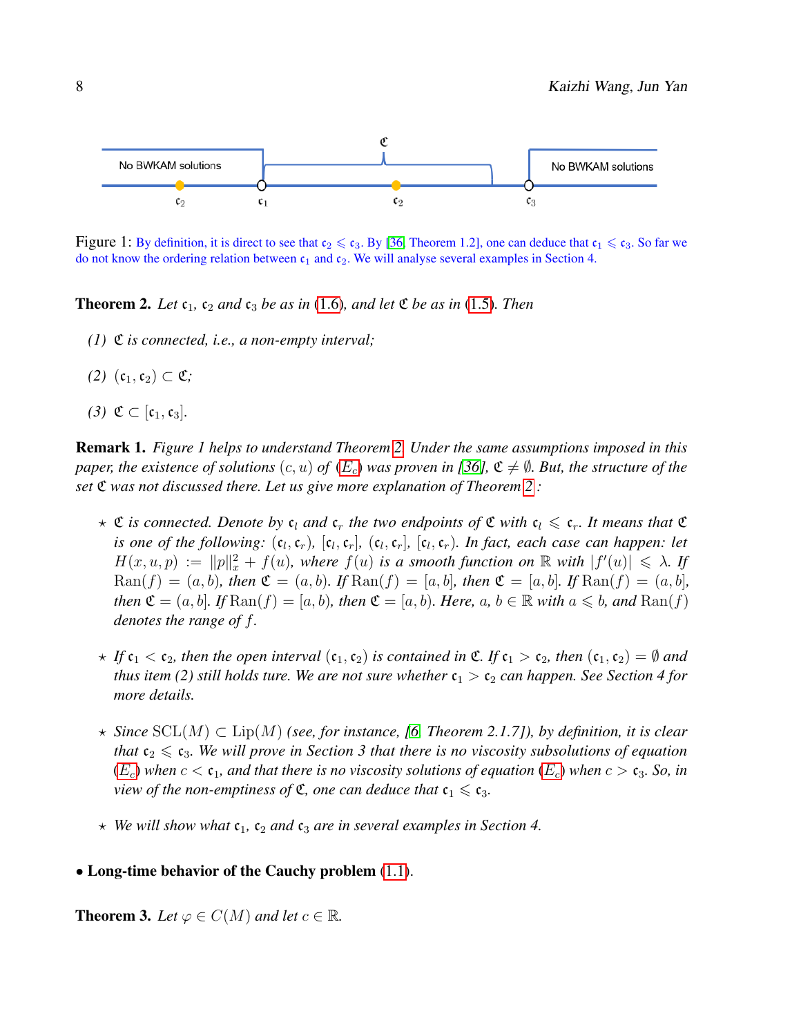No BWKAM solutions

No BWKAM solutions

$\mathfrak{C}$

$\mathfrak{c}_2$ $\mathfrak{c}_1$ $\mathfrak{c}_2$ $\mathfrak{c}_3$

Figure 1: By definition, it is direct to see that $\mathfrak{c}_2 \leqslant \mathfrak{c}_3$. By [36, Theorem 1.2], one can deduce that $\mathfrak{c}_1 \leqslant \mathfrak{c}_3$. So far we do not know the ordering relation between $\mathfrak{c}_1$ and $\mathfrak{c}_2$. We will analyse several examples in Section 4.

**Theorem 2.** *Let $\mathfrak{c}_1$, $\mathfrak{c}_2$ and $\mathfrak{c}_3$ be as in (1.6), and let $\mathfrak{C}$ be as in (1.5). Then*

*(1) $\mathfrak{C}$ is connected, i.e., a non-empty interval;*

*(2) $(\mathfrak{c}_1, \mathfrak{c}_2) \subset \mathfrak{C}$;*

*(3) $\mathfrak{C} \subset [\mathfrak{c}_1, \mathfrak{c}_3]$.*

**Remark 1.** *Figure 1 helps to understand Theorem 2. Under the same assumptions imposed in this paper, the existence of solutions $(c, u)$ of ($E_c$) was proven in [36], $\mathfrak{C} \neq \emptyset$. But, the structure of the set $\mathfrak{C}$ was not discussed there. Let us give more explanation of Theorem 2:*

- ⋆ *$\mathfrak{C}$ is connected. Denote by $\mathfrak{c}_l$ and $\mathfrak{c}_r$ the two endpoints of $\mathfrak{C}$ with $\mathfrak{c}_l \leqslant \mathfrak{c}_r$. It means that $\mathfrak{C}$ is one of the following: $(\mathfrak{c}_l, \mathfrak{c}_r)$, $[\mathfrak{c}_l, \mathfrak{c}_r]$, $(\mathfrak{c}_l, \mathfrak{c}_r]$, $[\mathfrak{c}_l, \mathfrak{c}_r)$. In fact, each case can happen: let $H(x, u, p) := \|p\|_x^2 + f(u)$, where $f(u)$ is a smooth function on $\mathbb{R}$ with $|f'(u)| \leqslant \lambda$. If $\mathrm{Ran}(f) = (a, b)$, then $\mathfrak{C} = (a, b)$. If $\mathrm{Ran}(f) = [a, b]$, then $\mathfrak{C} = [a, b]$. If $\mathrm{Ran}(f) = (a, b]$, then $\mathfrak{C} = (a, b]$. If $\mathrm{Ran}(f) = [a, b)$, then $\mathfrak{C} = [a, b)$. Here, $a$, $b \in \mathbb{R}$ with $a \leqslant b$, and $\mathrm{Ran}(f)$ denotes the range of $f$.*

- ⋆ *If $\mathfrak{c}_1 < \mathfrak{c}_2$, then the open interval $(\mathfrak{c}_1, \mathfrak{c}_2)$ is contained in $\mathfrak{C}$. If $\mathfrak{c}_1 > \mathfrak{c}_2$, then $(\mathfrak{c}_1, \mathfrak{c}_2) = \emptyset$ and thus item (2) still holds ture. We are not sure whether $\mathfrak{c}_1 > \mathfrak{c}_2$ can happen. See Section 4 for more details.*

- ⋆ *Since $\mathrm{SCL}(M) \subset \mathrm{Lip}(M)$ (see, for instance, [6, Theorem 2.1.7]), by definition, it is clear that $\mathfrak{c}_2 \leqslant \mathfrak{c}_3$. We will prove in Section 3 that there is no viscosity subsolutions of equation ($E_c$) when $c < \mathfrak{c}_1$, and that there is no viscosity solutions of equation ($E_c$) when $c > \mathfrak{c}_3$. So, in view of the non-emptiness of $\mathfrak{C}$, one can deduce that $\mathfrak{c}_1 \leqslant \mathfrak{c}_3$.*

- ⋆ *We will show what $\mathfrak{c}_1$, $\mathfrak{c}_2$ and $\mathfrak{c}_3$ are in several examples in Section 4.*

• **Long-time behavior of the Cauchy problem (1.1).**

**Theorem 3.** *Let $\varphi \in C(M)$ and let $c \in \mathbb{R}$.*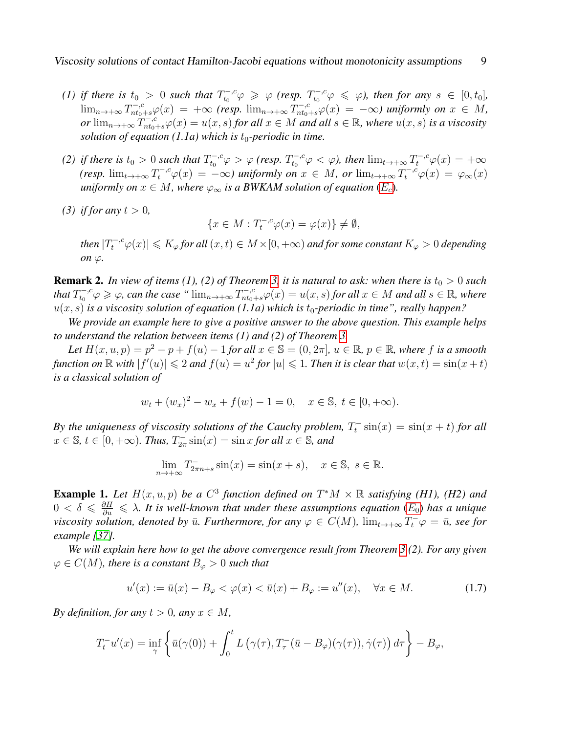*(1) if there is $t_0 > 0$ such that $T^{-,c}_{t_0}\varphi \geqslant \varphi$ (resp. $T^{-,c}_{t_0}\varphi \leqslant \varphi$), then for any $s \in [0, t_0]$, $\lim_{n\to+\infty} T^{-,c}_{nt_0+s}\varphi(x) = +\infty$ (resp. $\lim_{n\to+\infty} T^{-,c}_{nt_0+s}\varphi(x) = -\infty$) uniformly on $x \in M$, or $\lim_{n\to+\infty} T^{-,c}_{nt_0+s}\varphi(x) = u(x, s)$ for all $x \in M$ and all $s \in \mathbb{R}$, where $u(x, s)$ is a viscosity solution of equation (1.1a) which is $t_0$-periodic in time.*

*(2) if there is $t_0 > 0$ such that $T^{-,c}_{t_0}\varphi > \varphi$ (resp. $T^{-,c}_{t_0}\varphi < \varphi$), then $\lim_{t\to+\infty} T^{-,c}_{t}\varphi(x) = +\infty$ (resp. $\lim_{t\to+\infty} T^{-,c}_{t}\varphi(x) = -\infty$) uniformly on $x \in M$, or $\lim_{t\to+\infty} T^{-,c}_{t}\varphi(x) = \varphi_\infty(x)$ uniformly on $x \in M$, where $\varphi_\infty$ is a BWKAM solution of equation ($E_c$).*

*(3) if for any $t > 0$,*

$$\{x \in M : T^{-,c}_t\varphi(x) = \varphi(x)\} \neq \emptyset,$$

*then $|T^{-,c}_t\varphi(x)| \leqslant K_\varphi$ for all $(x, t) \in M \times [0, +\infty)$ and for some constant $K_\varphi > 0$ depending on $\varphi$.*

**Remark 2.** *In view of items (1), (2) of Theorem 3, it is natural to ask: when there is $t_0 > 0$ such that $T^{-,c}_{t_0}\varphi \geqslant \varphi$, can the case " $\lim_{n\to+\infty} T^{-,c}_{nt_0+s}\varphi(x) = u(x, s)$ for all $x \in M$ and all $s \in \mathbb{R}$, where $u(x, s)$ is a viscosity solution of equation (1.1a) which is $t_0$-periodic in time", really happen?*

*We provide an example here to give a positive answer to the above question. This example helps to understand the relation between items (1) and (2) of Theorem 3.*

*Let $H(x, u, p) = p^2 - p + f(u) - 1$ for all $x \in \mathbb{S} = (0, 2\pi]$, $u \in \mathbb{R}$, $p \in \mathbb{R}$, where $f$ is a smooth function on $\mathbb{R}$ with $|f'(u)| \leqslant 2$ and $f(u) = u^2$ for $|u| \leqslant 1$. Then it is clear that $w(x, t) = \sin(x + t)$ is a classical solution of*

$$w_t + (w_x)^2 - w_x + f(w) - 1 = 0, \quad x \in \mathbb{S},\ t \in [0, +\infty).$$

*By the uniqueness of viscosity solutions of the Cauchy problem, $T^-_t \sin(x) = \sin(x + t)$ for all $x \in \mathbb{S}$, $t \in [0, +\infty)$. Thus, $T^-_{2\pi}\sin(x) = \sin x$ for all $x \in \mathbb{S}$, and*

$$\lim_{n\to+\infty} T^-_{2\pi n+s}\sin(x) = \sin(x + s), \quad x \in \mathbb{S},\ s \in \mathbb{R}.$$

**Example 1.** *Let $H(x, u, p)$ be a $C^3$ function defined on $T^*M \times \mathbb{R}$ satisfying (H1), (H2) and $0 < \delta \leqslant \frac{\partial H}{\partial u} \leqslant \lambda$. It is well-known that under these assumptions equation ($E_0$) has a unique viscosity solution, denoted by $\bar{u}$. Furthermore, for any $\varphi \in C(M)$, $\lim_{t\to+\infty} T^-_t\varphi = \bar{u}$, see for example [37].*

*We will explain here how to get the above convergence result from Theorem 3 (2). For any given $\varphi \in C(M)$, there is a constant $B_\varphi > 0$ such that*

$$u'(x) := \bar{u}(x) - B_\varphi < \varphi(x) < \bar{u}(x) + B_\varphi := u''(x), \quad \forall x \in M. \tag{1.7}$$

*By definition, for any $t > 0$, any $x \in M$,*

$$T^-_t u'(x) = \inf_\gamma \left\{ \bar{u}(\gamma(0)) + \int_0^t L\left(\gamma(\tau), T^-_\tau(\bar{u} - B_\varphi)(\gamma(\tau)), \dot{\gamma}(\tau)\right) d\tau \right\} - B_\varphi,$$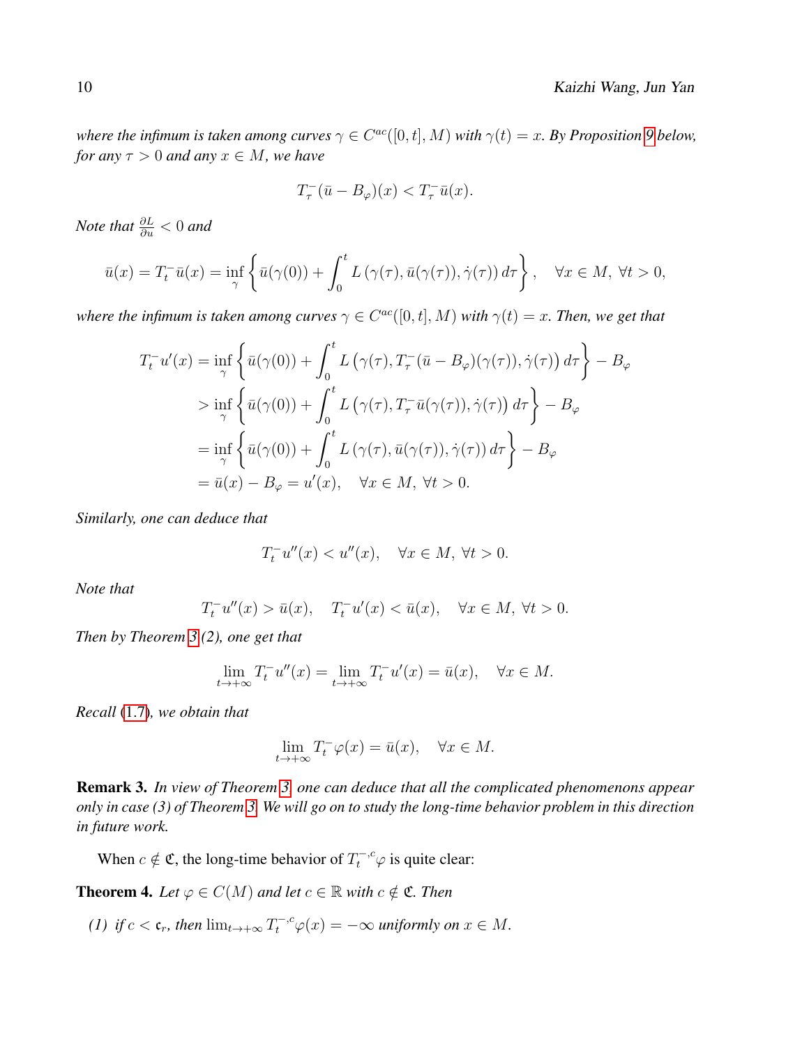*where the infimum is taken among curves $\gamma \in C^{ac}([0,t], M)$ with $\gamma(t) = x$. By Proposition 9 below, for any $\tau > 0$ and any $x \in M$, we have*

$$T^-_\tau(\bar{u} - B_\varphi)(x) < T^-_\tau \bar{u}(x).$$

*Note that $\frac{\partial L}{\partial u} < 0$ and*

$$\bar{u}(x) = T^-_t \bar{u}(x) = \inf_\gamma \left\{ \bar{u}(\gamma(0)) + \int_0^t L\left(\gamma(\tau), \bar{u}(\gamma(\tau)), \dot{\gamma}(\tau)\right) d\tau \right\}, \quad \forall x \in M,\ \forall t > 0,$$

*where the infimum is taken among curves $\gamma \in C^{ac}([0,t], M)$ with $\gamma(t) = x$. Then, we get that*

$$\begin{aligned}
T^-_t u'(x) &= \inf_\gamma \left\{ \bar{u}(\gamma(0)) + \int_0^t L\left(\gamma(\tau), T^-_\tau(\bar{u} - B_\varphi)(\gamma(\tau)), \dot{\gamma}(\tau)\right) d\tau \right\} - B_\varphi \\
&> \inf_\gamma \left\{ \bar{u}(\gamma(0)) + \int_0^t L\left(\gamma(\tau), T^-_\tau \bar{u}(\gamma(\tau)), \dot{\gamma}(\tau)\right) d\tau \right\} - B_\varphi \\
&= \inf_\gamma \left\{ \bar{u}(\gamma(0)) + \int_0^t L\left(\gamma(\tau), \bar{u}(\gamma(\tau)), \dot{\gamma}(\tau)\right) d\tau \right\} - B_\varphi \\
&= \bar{u}(x) - B_\varphi = u'(x), \quad \forall x \in M,\ \forall t > 0.
\end{aligned}$$

*Similarly, one can deduce that*

$$T^-_t u''(x) < u''(x), \quad \forall x \in M,\ \forall t > 0.$$

*Note that*

$$T^-_t u''(x) > \bar{u}(x), \quad T^-_t u'(x) < \bar{u}(x), \quad \forall x \in M,\ \forall t > 0.$$

*Then by Theorem 3 (2), one get that*

$$\lim_{t \to +\infty} T^-_t u''(x) = \lim_{t \to +\infty} T^-_t u'(x) = \bar{u}(x), \quad \forall x \in M.$$

*Recall (1.7), we obtain that*

$$\lim_{t \to +\infty} T^-_t \varphi(x) = \bar{u}(x), \quad \forall x \in M.$$

**Remark 3.** *In view of Theorem 3, one can deduce that all the complicated phenomenons appear only in case (3) of Theorem 3. We will go on to study the long-time behavior problem in this direction in future work.*

When $c \notin \mathfrak{C}$, the long-time behavior of $T^{-,c}_t \varphi$ is quite clear:

**Theorem 4.** *Let $\varphi \in C(M)$ and let $c \in \mathbb{R}$ with $c \notin \mathfrak{C}$. Then*

*(1) if $c < \mathfrak{c}_r$, then $\lim_{t \to +\infty} T^{-,c}_t \varphi(x) = -\infty$ uniformly on $x \in M$.*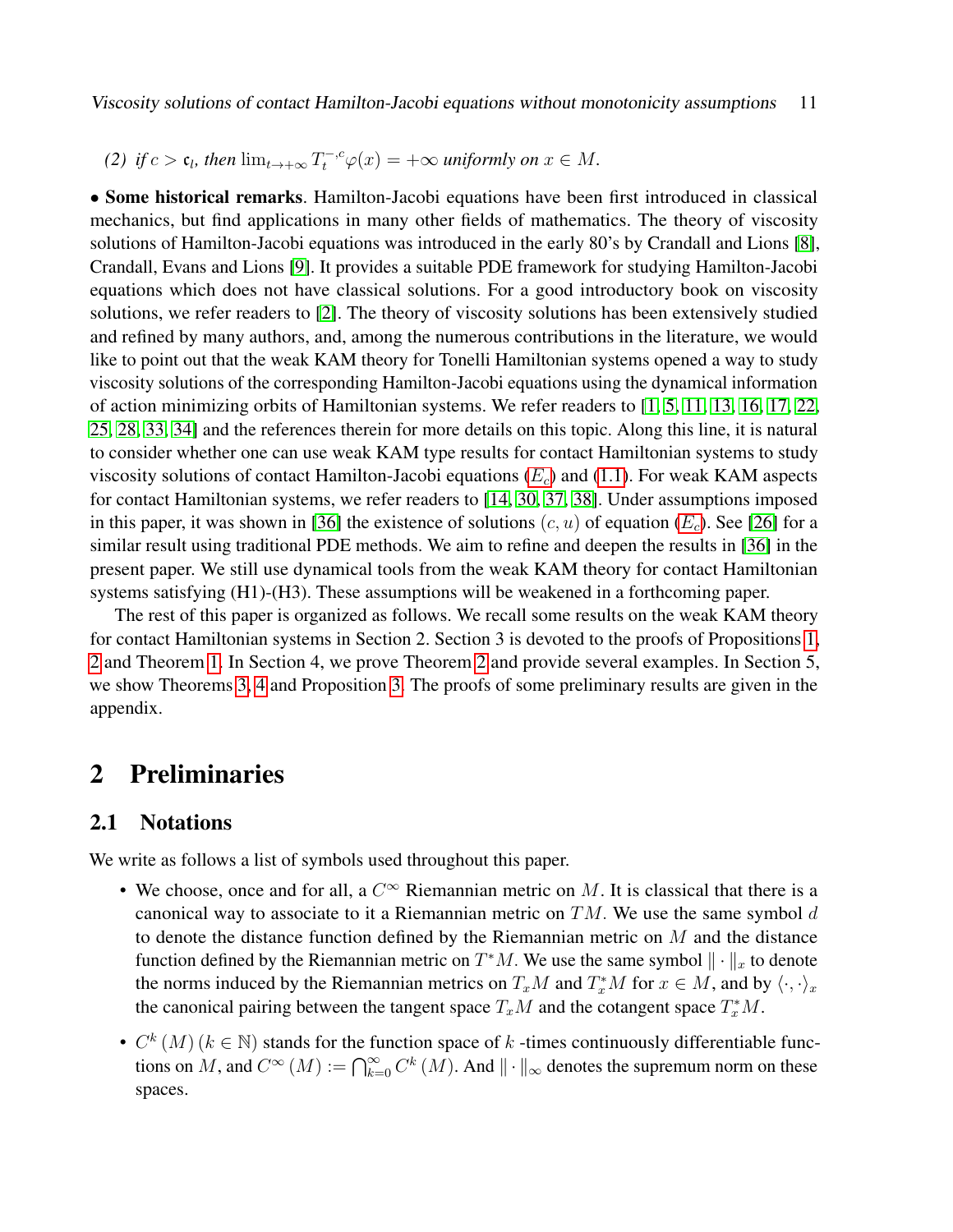*(2) if $c > \mathfrak{c}_l$, then $\lim_{t\to+\infty} T_t^{-,c}\varphi(x) = +\infty$ uniformly on $x \in M$.*

• **Some historical remarks**. Hamilton-Jacobi equations have been first introduced in classical mechanics, but find applications in many other fields of mathematics. The theory of viscosity solutions of Hamilton-Jacobi equations was introduced in the early 80's by Crandall and Lions [8], Crandall, Evans and Lions [9]. It provides a suitable PDE framework for studying Hamilton-Jacobi equations which does not have classical solutions. For a good introductory book on viscosity solutions, we refer readers to [2]. The theory of viscosity solutions has been extensively studied and refined by many authors, and, among the numerous contributions in the literature, we would like to point out that the weak KAM theory for Tonelli Hamiltonian systems opened a way to study viscosity solutions of the corresponding Hamilton-Jacobi equations using the dynamical information of action minimizing orbits of Hamiltonian systems. We refer readers to [1, 5, 11, 13, 16, 17, 22, 25, 28, 33, 34] and the references therein for more details on this topic. Along this line, it is natural to consider whether one can use weak KAM type results for contact Hamiltonian systems to study viscosity solutions of contact Hamilton-Jacobi equations ($E_c$) and (1.1). For weak KAM aspects for contact Hamiltonian systems, we refer readers to [14, 30, 37, 38]. Under assumptions imposed in this paper, it was shown in [36] the existence of solutions $(c, u)$ of equation ($E_c$). See [26] for a similar result using traditional PDE methods. We aim to refine and deepen the results in [36] in the present paper. We still use dynamical tools from the weak KAM theory for contact Hamiltonian systems satisfying (H1)-(H3). These assumptions will be weakened in a forthcoming paper.

The rest of this paper is organized as follows. We recall some results on the weak KAM theory for contact Hamiltonian systems in Section 2. Section 3 is devoted to the proofs of Propositions 1, 2 and Theorem 1. In Section 4, we prove Theorem 2 and provide several examples. In Section 5, we show Theorems 3, 4 and Proposition 3. The proofs of some preliminary results are given in the appendix.

## 2 Preliminaries

### 2.1 Notations

We write as follows a list of symbols used throughout this paper.

- We choose, once and for all, a $C^\infty$ Riemannian metric on $M$. It is classical that there is a canonical way to associate to it a Riemannian metric on $TM$. We use the same symbol $d$ to denote the distance function defined by the Riemannian metric on $M$ and the distance function defined by the Riemannian metric on $T^*M$. We use the same symbol $\|\cdot\|_x$ to denote the norms induced by the Riemannian metrics on $T_xM$ and $T_x^*M$ for $x \in M$, and by $\langle\cdot,\cdot\rangle_x$ the canonical pairing between the tangent space $T_xM$ and the cotangent space $T_x^*M$.
- $C^k(M)$ $(k \in \mathbb{N})$ stands for the function space of $k$ -times continuously differentiable functions on $M$, and $C^\infty(M) := \bigcap_{k=0}^\infty C^k(M)$. And $\|\cdot\|_\infty$ denotes the supremum norm on these spaces.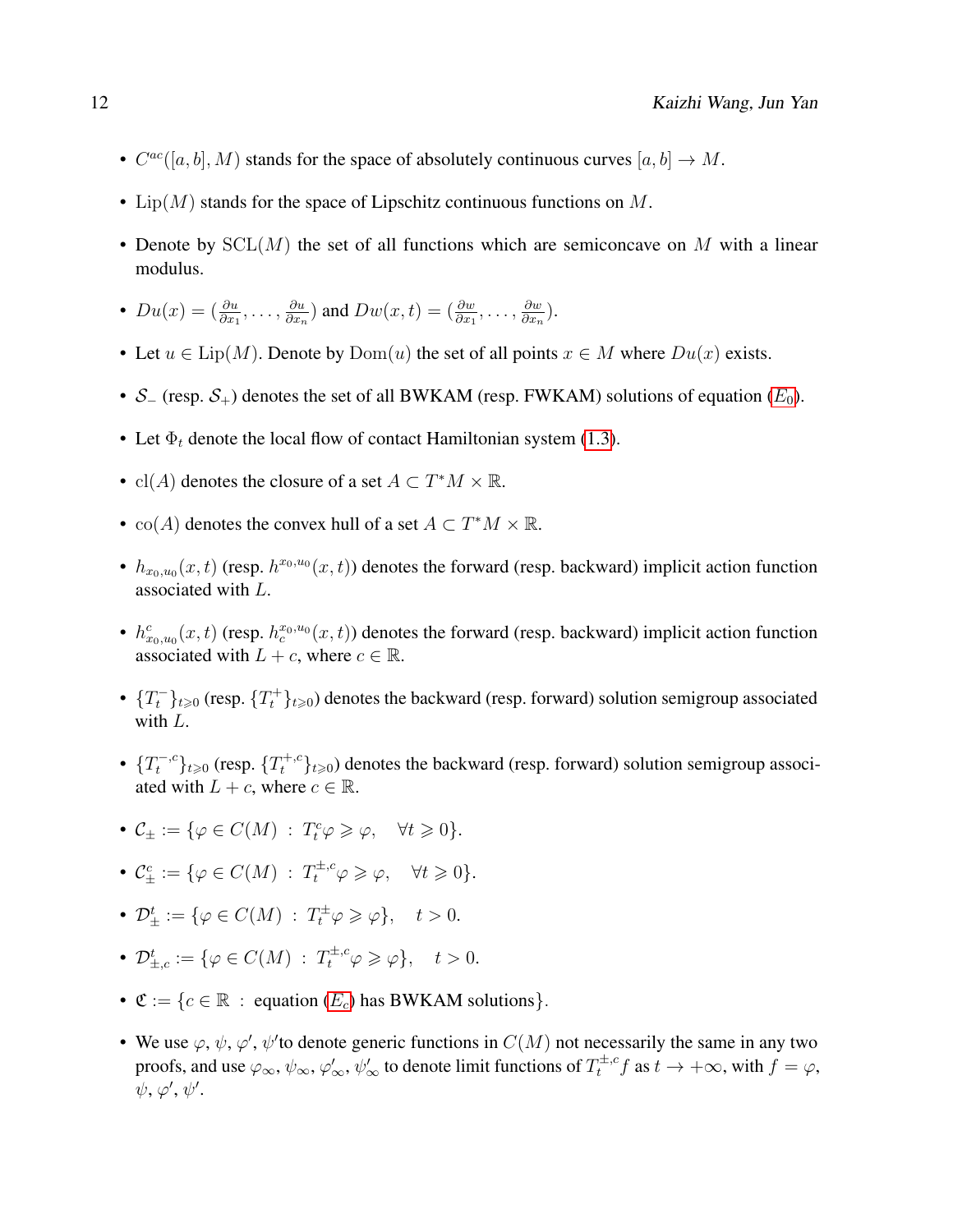- $C^{ac}([a,b],M)$ stands for the space of absolutely continuous curves $[a,b]\to M$.
- $\mathrm{Lip}(M)$ stands for the space of Lipschitz continuous functions on $M$.
- Denote by $\mathrm{SCL}(M)$ the set of all functions which are semiconcave on $M$ with a linear modulus.
- $Du(x)=(\frac{\partial u}{\partial x_1},\dots,\frac{\partial u}{\partial x_n})$ and $Dw(x,t)=(\frac{\partial w}{\partial x_1},\dots,\frac{\partial w}{\partial x_n})$.
- Let $u\in\mathrm{Lip}(M)$. Denote by $\mathrm{Dom}(u)$ the set of all points $x\in M$ where $Du(x)$ exists.
- $\mathcal{S}_-$ (resp. $\mathcal{S}_+$) denotes the set of all BWKAM (resp. FWKAM) solutions of equation ($E_0$).
- Let $\Phi_t$ denote the local flow of contact Hamiltonian system (1.3).
- $\mathrm{cl}(A)$ denotes the closure of a set $A\subset T^*M\times\mathbb{R}$.
- $\mathrm{co}(A)$ denotes the convex hull of a set $A\subset T^*M\times\mathbb{R}$.
- $h_{x_0,u_0}(x,t)$ (resp. $h^{x_0,u_0}(x,t)$) denotes the forward (resp. backward) implicit action function associated with $L$.
- $h^c_{x_0,u_0}(x,t)$ (resp. $h_c^{x_0,u_0}(x,t)$) denotes the forward (resp. backward) implicit action function associated with $L+c$, where $c\in\mathbb{R}$.
- $\{T_t^-\}_{t\geqslant 0}$ (resp. $\{T_t^+\}_{t\geqslant 0}$) denotes the backward (resp. forward) solution semigroup associated with $L$.
- $\{T_t^{-,c}\}_{t\geqslant 0}$ (resp. $\{T_t^{+,c}\}_{t\geqslant 0}$) denotes the backward (resp. forward) solution semigroup associated with $L+c$, where $c\in\mathbb{R}$.
- $\mathcal{C}_\pm := \{\varphi\in C(M)\ :\ T_t^c\varphi\geqslant\varphi,\quad \forall t\geqslant 0\}$.
- $\mathcal{C}^c_\pm := \{\varphi\in C(M)\ :\ T_t^{\pm,c}\varphi\geqslant\varphi,\quad \forall t\geqslant 0\}$.
- $\mathcal{D}^t_\pm := \{\varphi\in C(M)\ :\ T_t^{\pm}\varphi\geqslant\varphi\},\quad t>0.$
- $\mathcal{D}^t_{\pm,c} := \{\varphi\in C(M)\ :\ T_t^{\pm,c}\varphi\geqslant\varphi\},\quad t>0.$
- $\mathfrak{C} := \{c\in\mathbb{R}\ :\ \text{equation } (E_c) \text{ has BWKAM solutions}\}$.
- We use $\varphi$, $\psi$, $\varphi'$, $\psi'$to denote generic functions in $C(M)$ not necessarily the same in any two proofs, and use $\varphi_\infty$, $\psi_\infty$, $\varphi'_\infty$, $\psi'_\infty$ to denote limit functions of $T_t^{\pm,c}f$ as $t\to+\infty$, with $f=\varphi$, $\psi$, $\varphi'$, $\psi'$.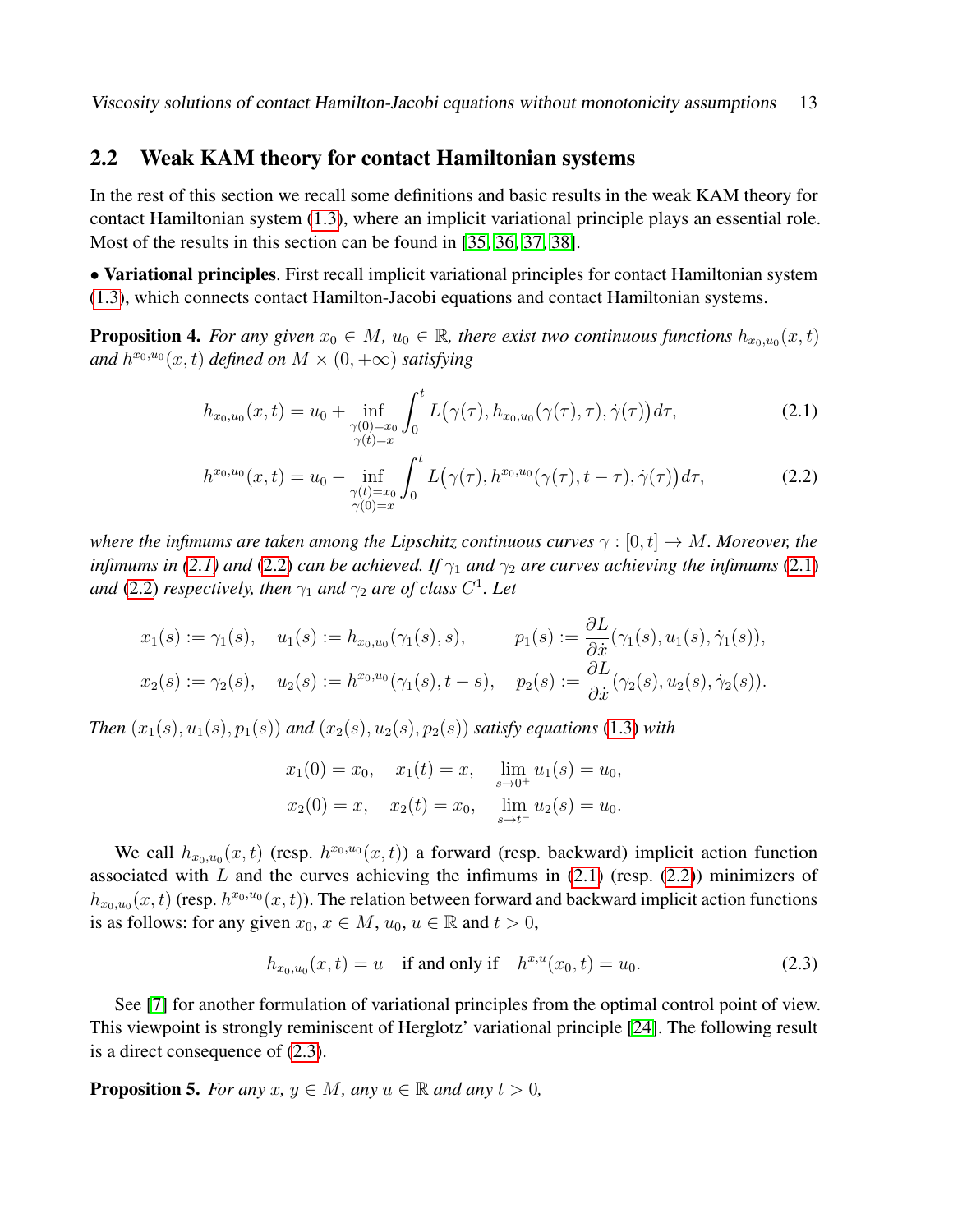## 2.2 Weak KAM theory for contact Hamiltonian systems

In the rest of this section we recall some definitions and basic results in the weak KAM theory for contact Hamiltonian system (1.3), where an implicit variational principle plays an essential role. Most of the results in this section can be found in [35, 36, 37, 38].

• **Variational principles**. First recall implicit variational principles for contact Hamiltonian system (1.3), which connects contact Hamilton-Jacobi equations and contact Hamiltonian systems.

**Proposition 4.** *For any given $x_0 \in M$, $u_0 \in \mathbb{R}$, there exist two continuous functions $h_{x_0,u_0}(x,t)$ and $h^{x_0,u_0}(x,t)$ defined on $M \times (0,+\infty)$ satisfying*

$$h_{x_0,u_0}(x,t) = u_0 + \inf_{\substack{\gamma(0)=x_0 \\ \gamma(t)=x}} \int_0^t L\big(\gamma(\tau), h_{x_0,u_0}(\gamma(\tau),\tau), \dot{\gamma}(\tau)\big)\, d\tau, \tag{2.1}$$

$$h^{x_0,u_0}(x,t) = u_0 - \inf_{\substack{\gamma(t)=x_0 \\ \gamma(0)=x}} \int_0^t L\big(\gamma(\tau), h^{x_0,u_0}(\gamma(\tau),t-\tau), \dot{\gamma}(\tau)\big)\, d\tau, \tag{2.2}$$

*where the infimums are taken among the Lipschitz continuous curves $\gamma : [0,t] \to M$. Moreover, the infimums in (2.1) and (2.2) can be achieved. If $\gamma_1$ and $\gamma_2$ are curves achieving the infimums (2.1) and (2.2) respectively, then $\gamma_1$ and $\gamma_2$ are of class $C^1$. Let*

$$x_1(s) := \gamma_1(s), \quad u_1(s) := h_{x_0,u_0}(\gamma_1(s), s), \qquad p_1(s) := \frac{\partial L}{\partial \dot{x}}(\gamma_1(s), u_1(s), \dot{\gamma}_1(s)),$$
$$x_2(s) := \gamma_2(s), \quad u_2(s) := h^{x_0,u_0}(\gamma_1(s), t-s), \quad p_2(s) := \frac{\partial L}{\partial \dot{x}}(\gamma_2(s), u_2(s), \dot{\gamma}_2(s)).$$

*Then $(x_1(s), u_1(s), p_1(s))$ and $(x_2(s), u_2(s), p_2(s))$ satisfy equations (1.3) with*

$$x_1(0) = x_0, \quad x_1(t) = x, \quad \lim_{s\to 0^+} u_1(s) = u_0,$$
$$x_2(0) = x, \quad x_2(t) = x_0, \quad \lim_{s\to t^-} u_2(s) = u_0.$$

We call $h_{x_0,u_0}(x,t)$ (resp. $h^{x_0,u_0}(x,t)$) a forward (resp. backward) implicit action function associated with $L$ and the curves achieving the infimums in (2.1) (resp. (2.2)) minimizers of $h_{x_0,u_0}(x,t)$ (resp. $h^{x_0,u_0}(x,t)$). The relation between forward and backward implicit action functions is as follows: for any given $x_0$, $x \in M$, $u_0$, $u \in \mathbb{R}$ and $t > 0$,

$$h_{x_0,u_0}(x,t) = u \quad \text{if and only if} \quad h^{x,u}(x_0,t) = u_0. \tag{2.3}$$

See [7] for another formulation of variational principles from the optimal control point of view. This viewpoint is strongly reminiscent of Herglotz' variational principle [24]. The following result is a direct consequence of (2.3).

**Proposition 5.** *For any $x$, $y \in M$, any $u \in \mathbb{R}$ and any $t > 0$,*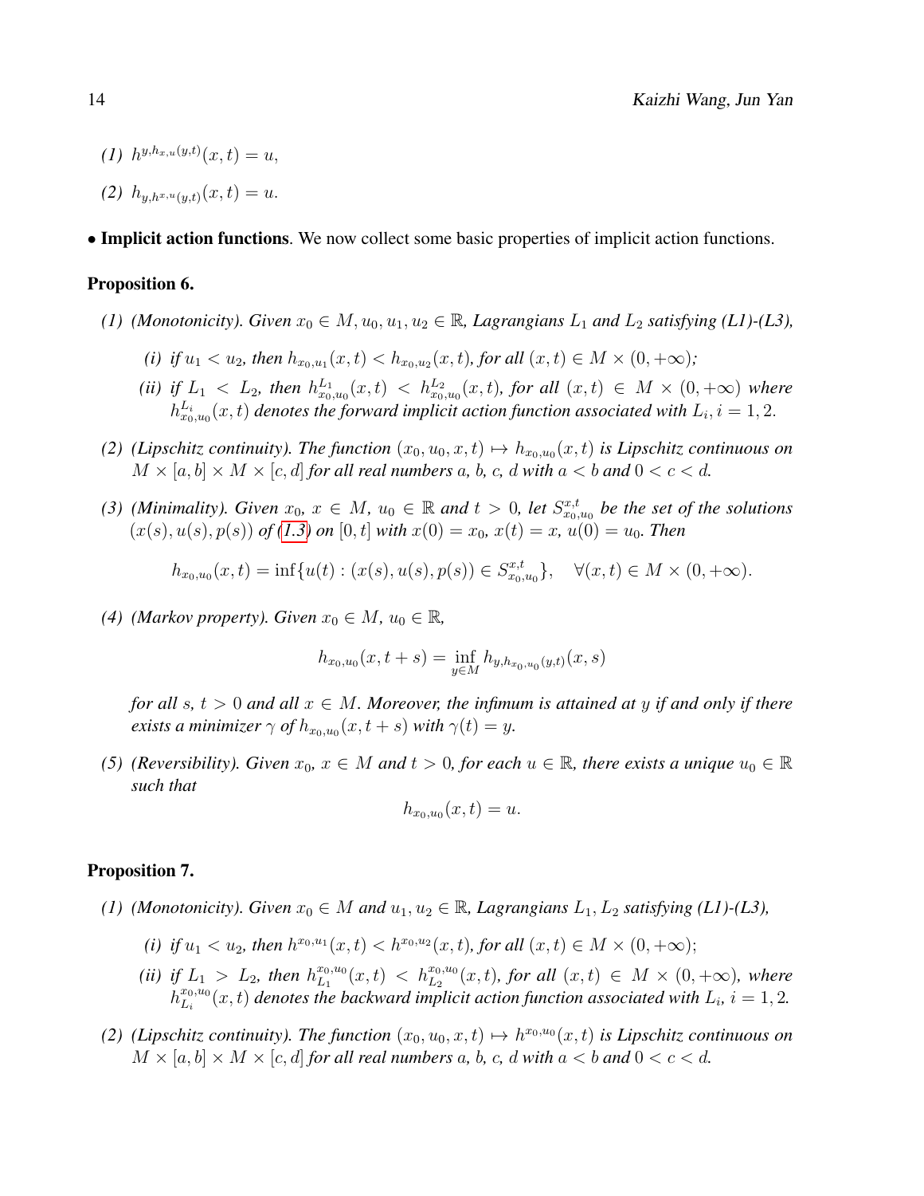*(1)* $h^{y,h_{x,u}(y,t)}(x,t) = u$,

*(2)* $h_{y,h^{x,u}(y,t)}(x,t) = u$.

• **Implicit action functions**. We now collect some basic properties of implicit action functions.

**Proposition 6.**

*(1) (Monotonicity). Given $x_0 \in M$, $u_0, u_1, u_2 \in \mathbb{R}$, Lagrangians $L_1$ and $L_2$ satisfying (L1)-(L3),*

*(i) if $u_1 < u_2$, then $h_{x_0,u_1}(x,t) < h_{x_0,u_2}(x,t)$, for all $(x,t) \in M \times (0,+\infty)$;*

*(ii) if $L_1 < L_2$, then $h^{L_1}_{x_0,u_0}(x,t) < h^{L_2}_{x_0,u_0}(x,t)$, for all $(x,t) \in M \times (0,+\infty)$ where $h^{L_i}_{x_0,u_0}(x,t)$ denotes the forward implicit action function associated with $L_i, i = 1, 2$.*

*(2) (Lipschitz continuity). The function $(x_0,u_0,x,t) \mapsto h_{x_0,u_0}(x,t)$ is Lipschitz continuous on $M \times [a,b] \times M \times [c,d]$ for all real numbers a, b, c, d with $a < b$ and $0 < c < d$.*

*(3) (Minimality). Given $x_0$, $x \in M$, $u_0 \in \mathbb{R}$ and $t > 0$, let $S^{x,t}_{x_0,u_0}$ be the set of the solutions $(x(s), u(s), p(s))$ of (1.3) on $[0,t]$ with $x(0) = x_0$, $x(t) = x$, $u(0) = u_0$. Then*

$$h_{x_0,u_0}(x,t) = \inf\{u(t) : (x(s), u(s), p(s)) \in S^{x,t}_{x_0,u_0}\}, \quad \forall (x,t) \in M \times (0,+\infty).$$

*(4) (Markov property). Given $x_0 \in M$, $u_0 \in \mathbb{R}$,*

$$h_{x_0,u_0}(x,t+s) = \inf_{y \in M} h_{y,h_{x_0,u_0}(y,t)}(x,s)$$

*for all $s$, $t > 0$ and all $x \in M$. Moreover, the infimum is attained at $y$ if and only if there exists a minimizer $\gamma$ of $h_{x_0,u_0}(x,t+s)$ with $\gamma(t) = y$.*

*(5) (Reversibility). Given $x_0$, $x \in M$ and $t > 0$, for each $u \in \mathbb{R}$, there exists a unique $u_0 \in \mathbb{R}$ such that*

$$h_{x_0,u_0}(x,t) = u.$$

**Proposition 7.**

*(1) (Monotonicity). Given $x_0 \in M$ and $u_1, u_2 \in \mathbb{R}$, Lagrangians $L_1$, $L_2$ satisfying (L1)-(L3),*

*(i) if $u_1 < u_2$, then $h^{x_0,u_1}(x,t) < h^{x_0,u_2}(x,t)$, for all $(x,t) \in M \times (0,+\infty)$;*

*(ii) if $L_1 > L_2$, then $h^{x_0,u_0}_{L_1}(x,t) < h^{x_0,u_0}_{L_2}(x,t)$, for all $(x,t) \in M \times (0,+\infty)$, where $h^{x_0,u_0}_{L_i}(x,t)$ denotes the backward implicit action function associated with $L_i$, $i = 1, 2$.*

*(2) (Lipschitz continuity). The function $(x_0,u_0,x,t) \mapsto h^{x_0,u_0}(x,t)$ is Lipschitz continuous on $M \times [a,b] \times M \times [c,d]$ for all real numbers a, b, c, d with $a < b$ and $0 < c < d$.*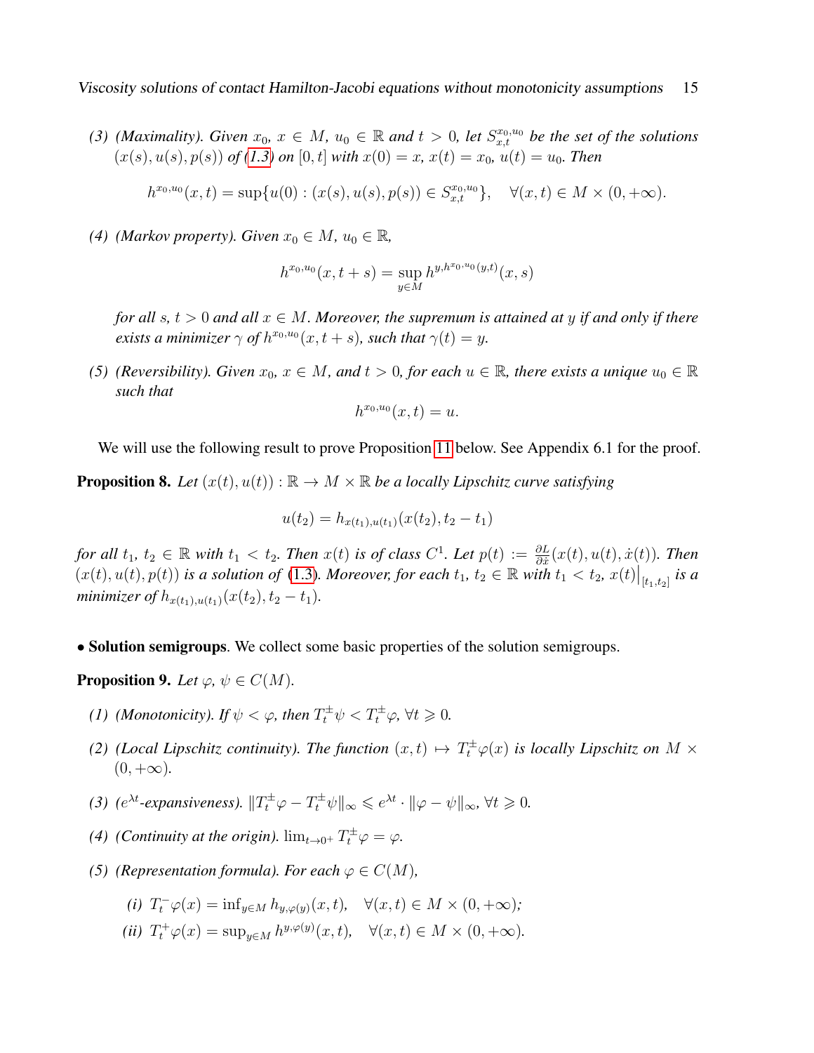(3) *(Maximality). Given $x_0$, $x \in M$, $u_0 \in \mathbb{R}$ and $t > 0$, let $S^{x_0,u_0}_{x,t}$ be the set of the solutions $(x(s), u(s), p(s))$ of (1.3) on $[0,t]$ with $x(0) = x$, $x(t) = x_0$, $u(t) = u_0$. Then*

$$h^{x_0,u_0}(x,t) = \sup\{u(0) : (x(s), u(s), p(s)) \in S^{x_0,u_0}_{x,t}\}, \quad \forall (x,t) \in M \times (0,+\infty).$$

(4) *(Markov property). Given $x_0 \in M$, $u_0 \in \mathbb{R}$,*

$$h^{x_0,u_0}(x, t+s) = \sup_{y \in M} h^{y, h^{x_0,u_0}(y,t)}(x,s)$$

*for all $s$, $t > 0$ and all $x \in M$. Moreover, the supremum is attained at $y$ if and only if there exists a minimizer $\gamma$ of $h^{x_0,u_0}(x, t+s)$, such that $\gamma(t) = y$.*

(5) *(Reversibility). Given $x_0$, $x \in M$, and $t > 0$, for each $u \in \mathbb{R}$, there exists a unique $u_0 \in \mathbb{R}$ such that*

$$h^{x_0,u_0}(x,t) = u.$$

We will use the following result to prove Proposition 11 below. See Appendix 6.1 for the proof.

**Proposition 8.** *Let $(x(t), u(t)) : \mathbb{R} \to M \times \mathbb{R}$ be a locally Lipschitz curve satisfying*

$$u(t_2) = h_{x(t_1),u(t_1)}(x(t_2), t_2 - t_1)$$

*for all $t_1$, $t_2 \in \mathbb{R}$ with $t_1 < t_2$. Then $x(t)$ is of class $C^1$. Let $p(t) := \frac{\partial L}{\partial \dot{x}}(x(t), u(t), \dot{x}(t))$. Then $(x(t), u(t), p(t))$ is a solution of (1.3). Moreover, for each $t_1$, $t_2 \in \mathbb{R}$ with $t_1 < t_2$, $x(t)\big|_{[t_1,t_2]}$ is a minimizer of $h_{x(t_1),u(t_1)}(x(t_2), t_2 - t_1)$.*

• **Solution semigroups**. We collect some basic properties of the solution semigroups.

**Proposition 9.** *Let $\varphi$, $\psi \in C(M)$.*

(1) *(Monotonicity). If $\psi < \varphi$, then $T^{\pm}_t \psi < T^{\pm}_t \varphi$, $\forall t \geqslant 0$.*

(2) *(Local Lipschitz continuity). The function $(x,t) \mapsto T^{\pm}_t \varphi(x)$ is locally Lipschitz on $M \times (0,+\infty)$.*

(3) *($e^{\lambda t}$-expansiveness). $\|T^{\pm}_t \varphi - T^{\pm}_t \psi\|_\infty \leqslant e^{\lambda t} \cdot \|\varphi - \psi\|_\infty$, $\forall t \geqslant 0$.*

(4) *(Continuity at the origin). $\lim_{t \to 0^+} T^{\pm}_t \varphi = \varphi$.*

(5) *(Representation formula). For each $\varphi \in C(M)$,*

   *(i) $T^-_t \varphi(x) = \inf_{y \in M} h_{y,\varphi(y)}(x,t)$, $\quad \forall (x,t) \in M \times (0,+\infty)$;*

   *(ii) $T^+_t \varphi(x) = \sup_{y \in M} h^{y,\varphi(y)}(x,t)$, $\quad \forall (x,t) \in M \times (0,+\infty)$.*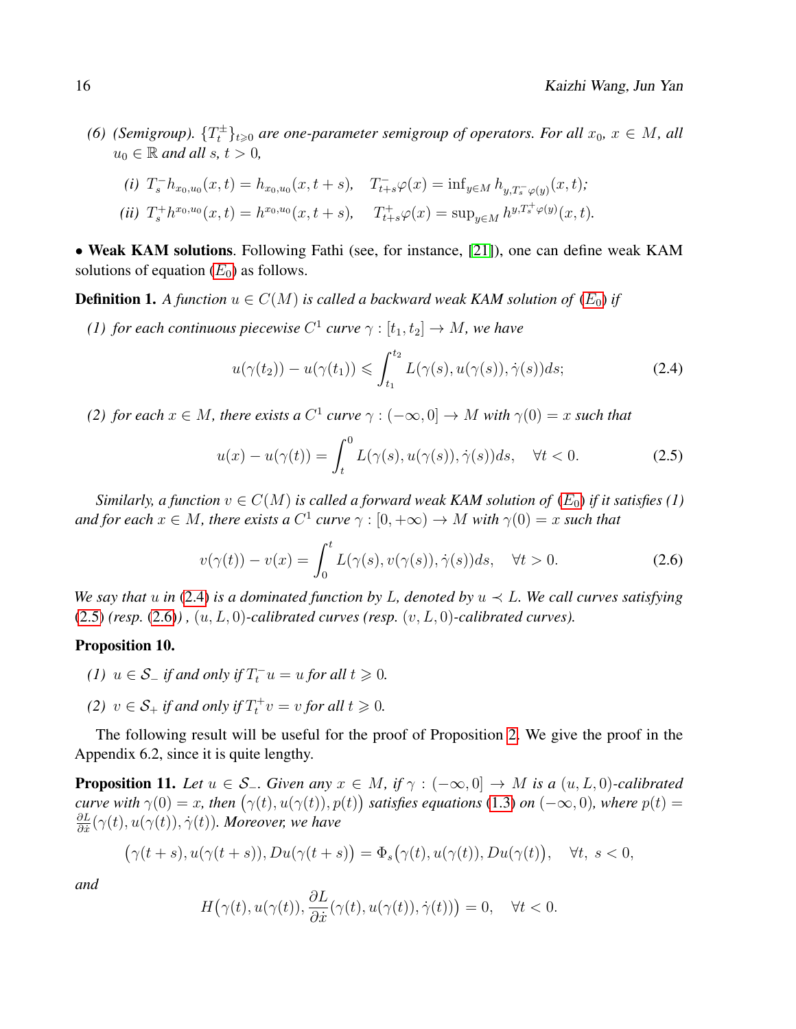*(6) (Semigroup).* $\{T_t^{\pm}\}_{t\geqslant 0}$ *are one-parameter semigroup of operators. For all* $x_0$, $x \in M$, *all* $u_0 \in \mathbb{R}$ *and all* $s$, $t > 0$,

*(i)* $T_s^- h_{x_0,u_0}(x,t) = h_{x_0,u_0}(x,t+s)$, $\quad T_{t+s}^- \varphi(x) = \inf_{y\in M} h_{y,T_s^-\varphi(y)}(x,t)$;

*(ii)* $T_s^+ h^{x_0,u_0}(x,t) = h^{x_0,u_0}(x,t+s)$, $\quad T_{t+s}^+ \varphi(x) = \sup_{y\in M} h^{y,T_s^+\varphi(y)}(x,t)$.

• **Weak KAM solutions**. Following Fathi (see, for instance, [21]), one can define weak KAM solutions of equation ($E_0$) as follows.

**Definition 1.** *A function $u \in C(M)$ is called a backward weak KAM solution of ($E_0$) if*

*(1) for each continuous piecewise $C^1$ curve $\gamma : [t_1, t_2] \to M$, we have*

$$u(\gamma(t_2)) - u(\gamma(t_1)) \leqslant \int_{t_1}^{t_2} L(\gamma(s), u(\gamma(s)), \dot\gamma(s))ds; \tag{2.4}$$

*(2) for each $x \in M$, there exists a $C^1$ curve $\gamma : (-\infty, 0] \to M$ with $\gamma(0) = x$ such that*

$$u(x) - u(\gamma(t)) = \int_t^0 L(\gamma(s), u(\gamma(s)), \dot\gamma(s))ds, \quad \forall t < 0. \tag{2.5}$$

*Similarly, a function $v \in C(M)$ is called a forward weak KAM solution of ($E_0$) if it satisfies (1) and for each $x \in M$, there exists a $C^1$ curve $\gamma : [0, +\infty) \to M$ with $\gamma(0) = x$ such that*

$$v(\gamma(t)) - v(x) = \int_0^t L(\gamma(s), v(\gamma(s)), \dot\gamma(s))ds, \quad \forall t > 0. \tag{2.6}$$

*We say that $u$ in (2.4) is a dominated function by $L$, denoted by $u \prec L$. We call curves satisfying (2.5) (resp. (2.6)) , $(u, L, 0)$-calibrated curves (resp. $(v, L, 0)$-calibrated curves).*

**Proposition 10.**

*(1) $u \in \mathcal{S}_-$ if and only if $T_t^- u = u$ for all $t \geqslant 0$.*

*(2) $v \in \mathcal{S}_+$ if and only if $T_t^+ v = v$ for all $t \geqslant 0$.*

The following result will be useful for the proof of Proposition 2. We give the proof in the Appendix 6.2, since it is quite lengthy.

**Proposition 11.** *Let $u \in \mathcal{S}_-$. Given any $x \in M$, if $\gamma : (-\infty, 0] \to M$ is a $(u, L, 0)$-calibrated curve with $\gamma(0) = x$, then $\big(\gamma(t), u(\gamma(t)), p(t)\big)$ satisfies equations (1.3) on $(-\infty, 0)$, where $p(t) = \frac{\partial L}{\partial \dot x}(\gamma(t), u(\gamma(t)), \dot\gamma(t))$. Moreover, we have*

$$\big(\gamma(t+s), u(\gamma(t+s)), Du(\gamma(t+s)\big) = \Phi_s\big(\gamma(t), u(\gamma(t)), Du(\gamma(t)\big), \quad \forall t,\ s < 0,$$

*and*

$$H\big(\gamma(t), u(\gamma(t)), \frac{\partial L}{\partial \dot x}(\gamma(t), u(\gamma(t)), \dot\gamma(t))\big) = 0, \quad \forall t < 0.$$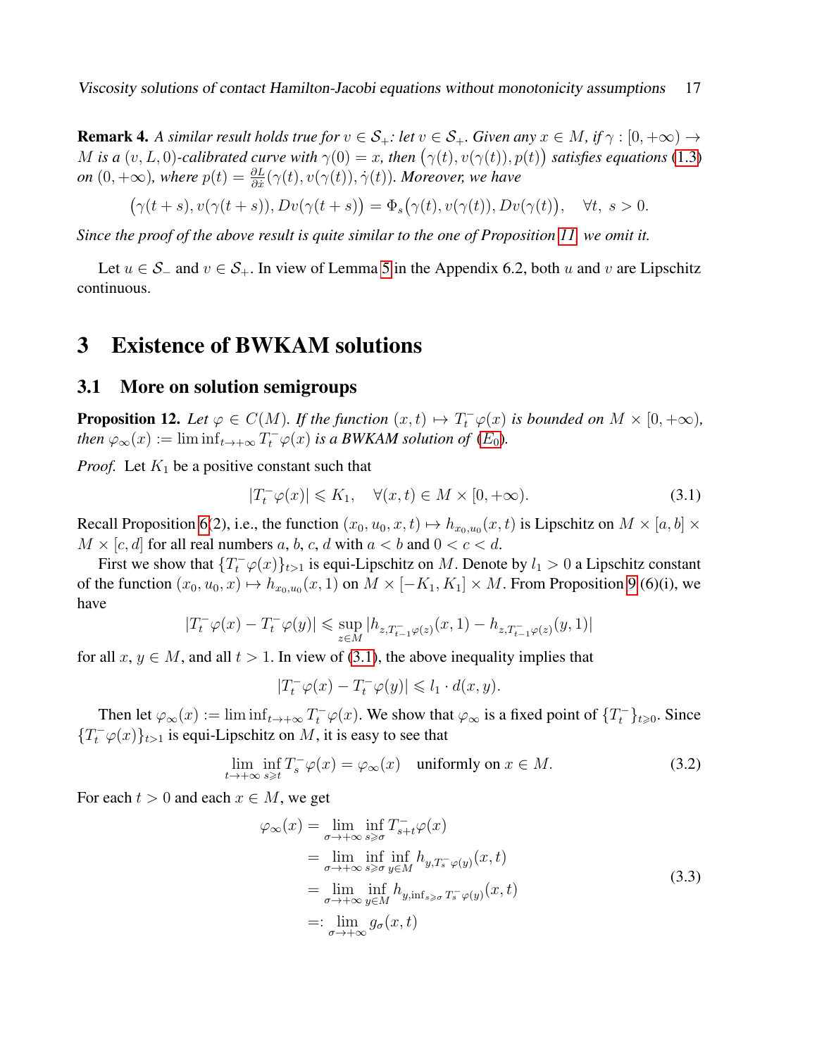**Remark 4.** *A similar result holds true for $v \in \mathcal{S}_+$: let $v \in \mathcal{S}_+$. Given any $x \in M$, if $\gamma : [0, +\infty) \to M$ is a $(v, L, 0)$-calibrated curve with $\gamma(0) = x$, then $\big(\gamma(t), v(\gamma(t)), p(t)\big)$ satisfies equations (1.3) on $(0, +\infty)$, where $p(t) = \frac{\partial L}{\partial \dot{x}}(\gamma(t), v(\gamma(t)), \dot{\gamma}(t))$. Moreover, we have*

$$\big(\gamma(t+s), v(\gamma(t+s)), Dv(\gamma(t+s)\big) = \Phi_s\big(\gamma(t), v(\gamma(t)), Dv(\gamma(t)\big), \quad \forall t,\ s > 0.$$

*Since the proof of the above result is quite similar to the one of Proposition 11, we omit it.*

Let $u \in \mathcal{S}_-$ and $v \in \mathcal{S}_+$. In view of Lemma 5 in the Appendix 6.2, both $u$ and $v$ are Lipschitz continuous.

# 3 Existence of BWKAM solutions

## 3.1 More on solution semigroups

**Proposition 12.** *Let $\varphi \in C(M)$. If the function $(x, t) \mapsto T_t^- \varphi(x)$ is bounded on $M \times [0, +\infty)$, then $\varphi_\infty(x) := \liminf_{t \to +\infty} T_t^- \varphi(x)$ is a BWKAM solution of ($E_0$).*

*Proof.* Let $K_1$ be a positive constant such that

$$|T_t^- \varphi(x)| \leqslant K_1, \quad \forall (x, t) \in M \times [0, +\infty). \tag{3.1}$$

Recall Proposition 6(2), i.e., the function $(x_0, u_0, x, t) \mapsto h_{x_0,u_0}(x, t)$ is Lipschitz on $M \times [a, b] \times M \times [c, d]$ for all real numbers $a$, $b$, $c$, $d$ with $a < b$ and $0 < c < d$.

First we show that $\{T_t^- \varphi(x)\}_{t>1}$ is equi-Lipschitz on $M$. Denote by $l_1 > 0$ a Lipschitz constant of the function $(x_0, u_0, x) \mapsto h_{x_0,u_0}(x, 1)$ on $M \times [-K_1, K_1] \times M$. From Proposition 9 (6)(i), we have

$$|T_t^- \varphi(x) - T_t^- \varphi(y)| \leqslant \sup_{z \in M} |h_{z, T_{t-1}^- \varphi(z)}(x, 1) - h_{z, T_{t-1}^- \varphi(z)}(y, 1)|$$

for all $x$, $y \in M$, and all $t > 1$. In view of (3.1), the above inequality implies that

$$|T_t^- \varphi(x) - T_t^- \varphi(y)| \leqslant l_1 \cdot d(x, y).$$

Then let $\varphi_\infty(x) := \liminf_{t \to +\infty} T_t^- \varphi(x)$. We show that $\varphi_\infty$ is a fixed point of $\{T_t^-\}_{t \geqslant 0}$. Since $\{T_t^- \varphi(x)\}_{t>1}$ is equi-Lipschitz on $M$, it is easy to see that

$$\lim_{t \to +\infty} \inf_{s \geqslant t} T_s^- \varphi(x) = \varphi_\infty(x) \quad \text{uniformly on } x \in M. \tag{3.2}$$

For each $t > 0$ and each $x \in M$, we get

$$\begin{aligned}
\varphi_\infty(x) &= \lim_{\sigma \to +\infty} \inf_{s \geqslant \sigma} T_{s+t}^- \varphi(x) \\
&= \lim_{\sigma \to +\infty} \inf_{s \geqslant \sigma} \inf_{y \in M} h_{y, T_s^- \varphi(y)}(x, t) \\
&= \lim_{\sigma \to +\infty} \inf_{y \in M} h_{y, \inf_{s \geqslant \sigma} T_s^- \varphi(y)}(x, t) \\
&=: \lim_{\sigma \to +\infty} g_\sigma(x, t)
\end{aligned} \tag{3.3}$$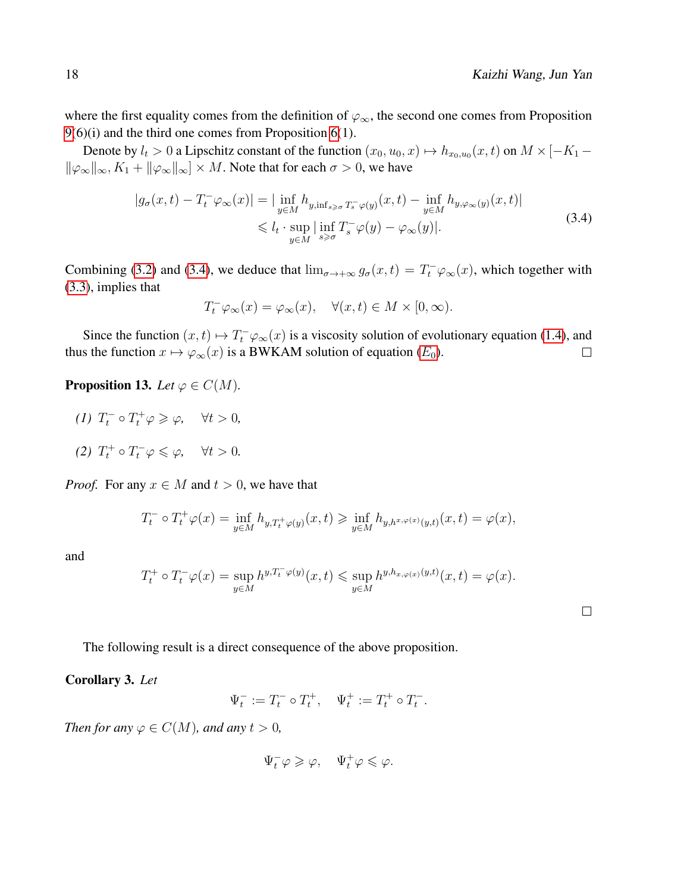where the first equality comes from the definition of $\varphi_\infty$, the second one comes from Proposition 9(6)(i) and the third one comes from Proposition 6(1).

Denote by $l_t > 0$ a Lipschitz constant of the function $(x_0, u_0, x) \mapsto h_{x_0,u_0}(x,t)$ on $M \times [-K_1 - \|\varphi_\infty\|_\infty, K_1 + \|\varphi_\infty\|_\infty] \times M$. Note that for each $\sigma > 0$, we have

$$
\begin{aligned}
|g_\sigma(x,t) - T_t^-\varphi_\infty(x)| &= |\inf_{y\in M} h_{y,\inf_{s\geqslant\sigma} T_s^-\varphi(y)}(x,t) - \inf_{y\in M} h_{y,\varphi_\infty(y)}(x,t)| \\
&\leqslant l_t \cdot \sup_{y\in M} |\inf_{s\geqslant\sigma} T_s^-\varphi(y) - \varphi_\infty(y)|.
\end{aligned}
\tag{3.4}
$$

Combining (3.2) and (3.4), we deduce that $\lim_{\sigma\to+\infty} g_\sigma(x,t) = T_t^-\varphi_\infty(x)$, which together with (3.3), implies that

$$
T_t^-\varphi_\infty(x) = \varphi_\infty(x), \quad \forall (x,t) \in M \times [0,\infty).
$$

Since the function $(x,t) \mapsto T_t^-\varphi_\infty(x)$ is a viscosity solution of evolutionary equation (1.4), and thus the function $x \mapsto \varphi_\infty(x)$ is a BWKAM solution of equation ($E_0$). $\square$

**Proposition 13.** *Let $\varphi \in C(M)$.*

*(1) $T_t^- \circ T_t^+\varphi \geqslant \varphi, \quad \forall t > 0,$*

*(2) $T_t^+ \circ T_t^-\varphi \leqslant \varphi, \quad \forall t > 0.$*

*Proof.* For any $x \in M$ and $t > 0$, we have that

$$
T_t^- \circ T_t^+\varphi(x) = \inf_{y\in M} h_{y,T_t^+\varphi(y)}(x,t) \geqslant \inf_{y\in M} h_{y,h^{x,\varphi(x)}(y,t)}(x,t) = \varphi(x),
$$

and

$$
T_t^+ \circ T_t^-\varphi(x) = \sup_{y\in M} h^{y,T_t^-\varphi(y)}(x,t) \leqslant \sup_{y\in M} h^{y,h_{x,\varphi(x)}(y,t)}(x,t) = \varphi(x).
$$

$\square$

The following result is a direct consequence of the above proposition.

**Corollary 3.** *Let*

$$
\Psi_t^- := T_t^- \circ T_t^+, \quad \Psi_t^+ := T_t^+ \circ T_t^-.
$$

*Then for any $\varphi \in C(M)$, and any $t > 0$,*

$$
\Psi_t^-\varphi \geqslant \varphi, \quad \Psi_t^+\varphi \leqslant \varphi.
$$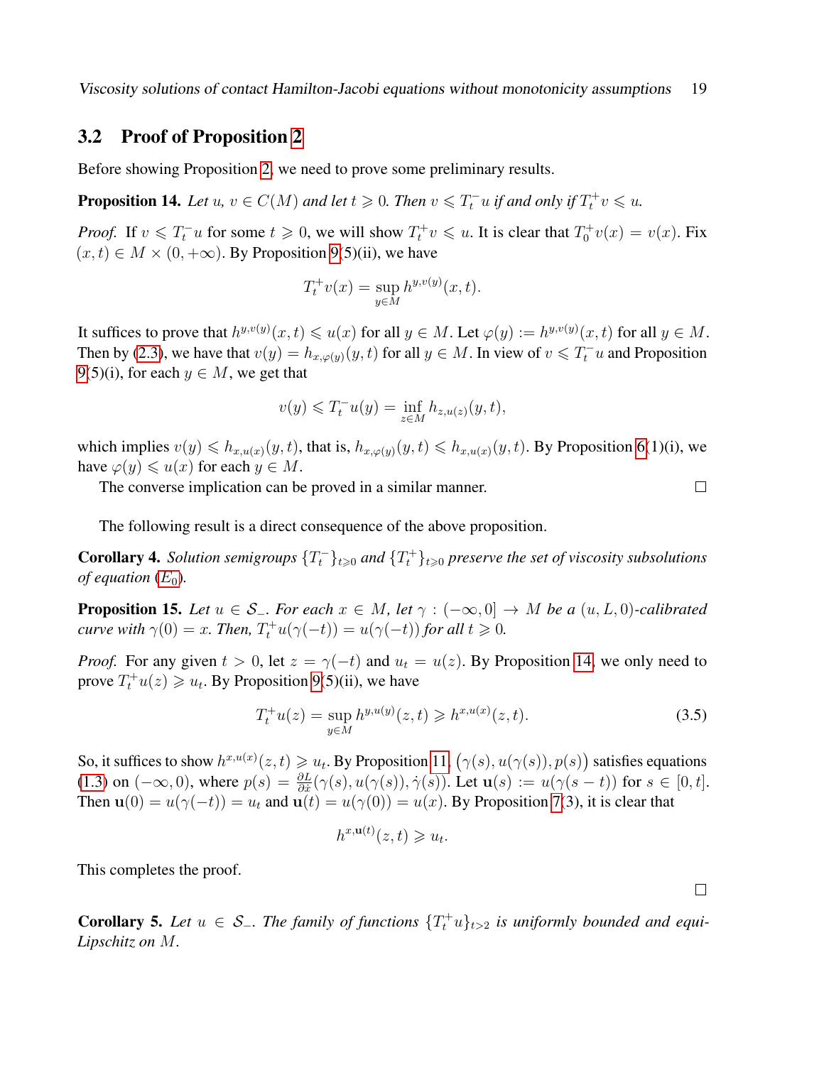## 3.2 Proof of Proposition 2

Before showing Proposition 2, we need to prove some preliminary results.

**Proposition 14.** *Let $u$, $v \in C(M)$ and let $t \geqslant 0$. Then $v \leqslant T_t^- u$ if and only if $T_t^+ v \leqslant u$.*

*Proof.* If $v \leqslant T_t^- u$ for some $t \geqslant 0$, we will show $T_t^+ v \leqslant u$. It is clear that $T_0^+ v(x) = v(x)$. Fix $(x, t) \in M \times (0, +\infty)$. By Proposition 9(5)(ii), we have

$$T_t^+ v(x) = \sup_{y \in M} h^{y, v(y)}(x, t).$$

It suffices to prove that $h^{y,v(y)}(x, t) \leqslant u(x)$ for all $y \in M$. Let $\varphi(y) := h^{y,v(y)}(x, t)$ for all $y \in M$. Then by (2.3), we have that $v(y) = h_{x,\varphi(y)}(y, t)$ for all $y \in M$. In view of $v \leqslant T_t^- u$ and Proposition 9(5)(i), for each $y \in M$, we get that

$$v(y) \leqslant T_t^- u(y) = \inf_{z \in M} h_{z,u(z)}(y, t),$$

which implies $v(y) \leqslant h_{x,u(x)}(y, t)$, that is, $h_{x,\varphi(y)}(y, t) \leqslant h_{x,u(x)}(y, t)$. By Proposition 6(1)(i), we have $\varphi(y) \leqslant u(x)$ for each $y \in M$.

The converse implication can be proved in a similar manner. □

The following result is a direct consequence of the above proposition.

**Corollary 4.** *Solution semigroups $\{T_t^-\}_{t \geqslant 0}$ and $\{T_t^+\}_{t \geqslant 0}$ preserve the set of viscosity subsolutions of equation ($E_0$).*

**Proposition 15.** *Let $u \in \mathcal{S}_-$. For each $x \in M$, let $\gamma : (-\infty, 0] \to M$ be a $(u, L, 0)$-calibrated curve with $\gamma(0) = x$. Then, $T_t^+ u(\gamma(-t)) = u(\gamma(-t))$ for all $t \geqslant 0$.*

*Proof.* For any given $t > 0$, let $z = \gamma(-t)$ and $u_t = u(z)$. By Proposition 14, we only need to prove $T_t^+ u(z) \geqslant u_t$. By Proposition 9(5)(ii), we have

$$T_t^+ u(z) = \sup_{y \in M} h^{y,u(y)}(z, t) \geqslant h^{x,u(x)}(z, t). \tag{3.5}$$

So, it suffices to show $h^{x,u(x)}(z, t) \geqslant u_t$. By Proposition 11, $\big(\gamma(s), u(\gamma(s)), p(s)\big)$ satisfies equations (1.3) on $(-\infty, 0)$, where $p(s) = \frac{\partial L}{\partial \dot{x}}(\gamma(s), u(\gamma(s)), \dot{\gamma}(s))$. Let $\mathbf{u}(s) := u(\gamma(s - t))$ for $s \in [0, t]$. Then $\mathbf{u}(0) = u(\gamma(-t)) = u_t$ and $\mathbf{u}(t) = u(\gamma(0)) = u(x)$. By Proposition 7(3), it is clear that

$$h^{x,\mathbf{u}(t)}(z, t) \geqslant u_t.$$

This completes the proof. □

**Corollary 5.** *Let $u \in \mathcal{S}_-$. The family of functions $\{T_t^+ u\}_{t>2}$ is uniformly bounded and equi-Lipschitz on $M$.*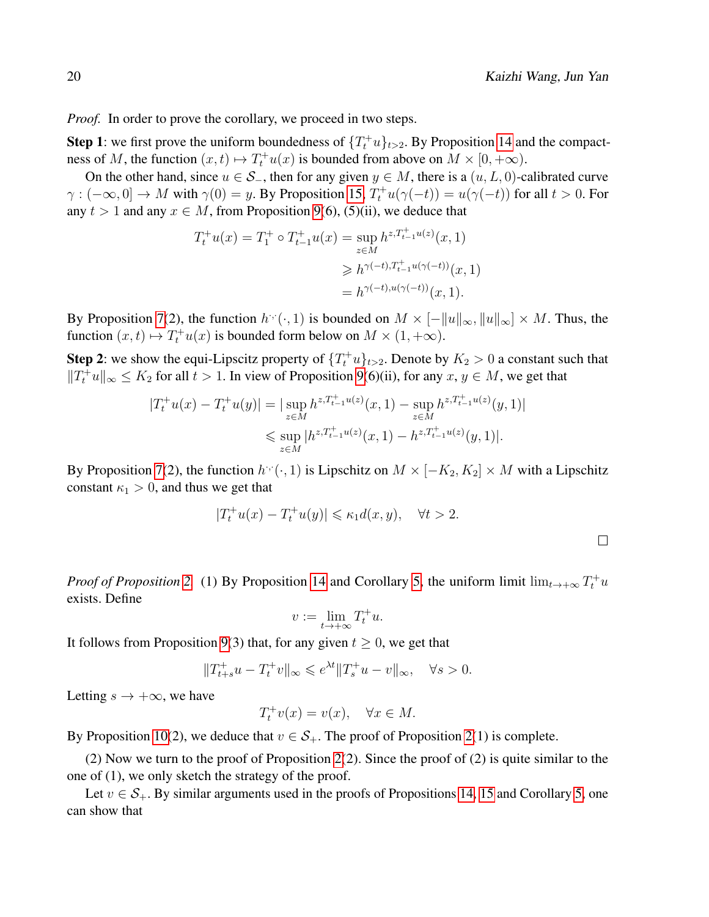*Proof.* In order to prove the corollary, we proceed in two steps.

**Step 1**: we first prove the uniform boundedness of $\{T_t^+ u\}_{t>2}$. By Proposition 14 and the compactness of $M$, the function $(x,t) \mapsto T_t^+ u(x)$ is bounded from above on $M \times [0, +\infty)$.

On the other hand, since $u \in \mathcal{S}_-$, then for any given $y \in M$, there is a $(u, L, 0)$-calibrated curve $\gamma : (-\infty, 0] \to M$ with $\gamma(0) = y$. By Proposition 15, $T_t^+ u(\gamma(-t)) = u(\gamma(-t))$ for all $t > 0$. For any $t > 1$ and any $x \in M$, from Proposition 9(6), (5)(ii), we deduce that

$$
\begin{aligned}
T_t^+ u(x) = T_1^+ \circ T_{t-1}^+ u(x) &= \sup_{z \in M} h^{z, T_{t-1}^+ u(z)}(x, 1) \\
&\geqslant h^{\gamma(-t), T_{t-1}^+ u(\gamma(-t))}(x, 1) \\
&= h^{\gamma(-t), u(\gamma(-t))}(x, 1).
\end{aligned}
$$

By Proposition 7(2), the function $h^{\cdot,\cdot}(\cdot, 1)$ is bounded on $M \times [-\|u\|_\infty, \|u\|_\infty] \times M$. Thus, the function $(x,t) \mapsto T_t^+ u(x)$ is bounded form below on $M \times (1, +\infty)$.

**Step 2**: we show the equi-Lipscitz property of $\{T_t^+ u\}_{t>2}$. Denote by $K_2 > 0$ a constant such that $\|T_t^+ u\|_\infty \leq K_2$ for all $t > 1$. In view of Proposition 9(6)(ii), for any $x, y \in M$, we get that

$$
\begin{aligned}
|T_t^+ u(x) - T_t^+ u(y)| &= |\sup_{z \in M} h^{z, T_{t-1}^+ u(z)}(x, 1) - \sup_{z \in M} h^{z, T_{t-1}^+ u(z)}(y, 1)| \\
&\leqslant \sup_{z \in M} |h^{z, T_{t-1}^+ u(z)}(x, 1) - h^{z, T_{t-1}^+ u(z)}(y, 1)|.
\end{aligned}
$$

By Proposition 7(2), the function $h^{\cdot,\cdot}(\cdot, 1)$ is Lipschitz on $M \times [-K_2, K_2] \times M$ with a Lipschitz constant $\kappa_1 > 0$, and thus we get that

$$
|T_t^+ u(x) - T_t^+ u(y)| \leqslant \kappa_1 d(x, y), \quad \forall t > 2.
$$

□

*Proof of Proposition 2.* (1) By Proposition 14 and Corollary 5, the uniform limit $\lim_{t \to +\infty} T_t^+ u$ exists. Define

$$
v := \lim_{t \to +\infty} T_t^+ u.
$$

It follows from Proposition 9(3) that, for any given $t \geq 0$, we get that

$$
\|T_{t+s}^+ u - T_t^+ v\|_\infty \leqslant e^{\lambda t} \|T_s^+ u - v\|_\infty, \quad \forall s > 0.
$$

Letting $s \to +\infty$, we have

$$
T_t^+ v(x) = v(x), \quad \forall x \in M.
$$

By Proposition 10(2), we deduce that $v \in \mathcal{S}_+$. The proof of Proposition 2(1) is complete.

(2) Now we turn to the proof of Proposition 2(2). Since the proof of (2) is quite similar to the one of (1), we only sketch the strategy of the proof.

Let $v \in \mathcal{S}_+$. By similar arguments used in the proofs of Propositions 14, 15 and Corollary 5, one can show that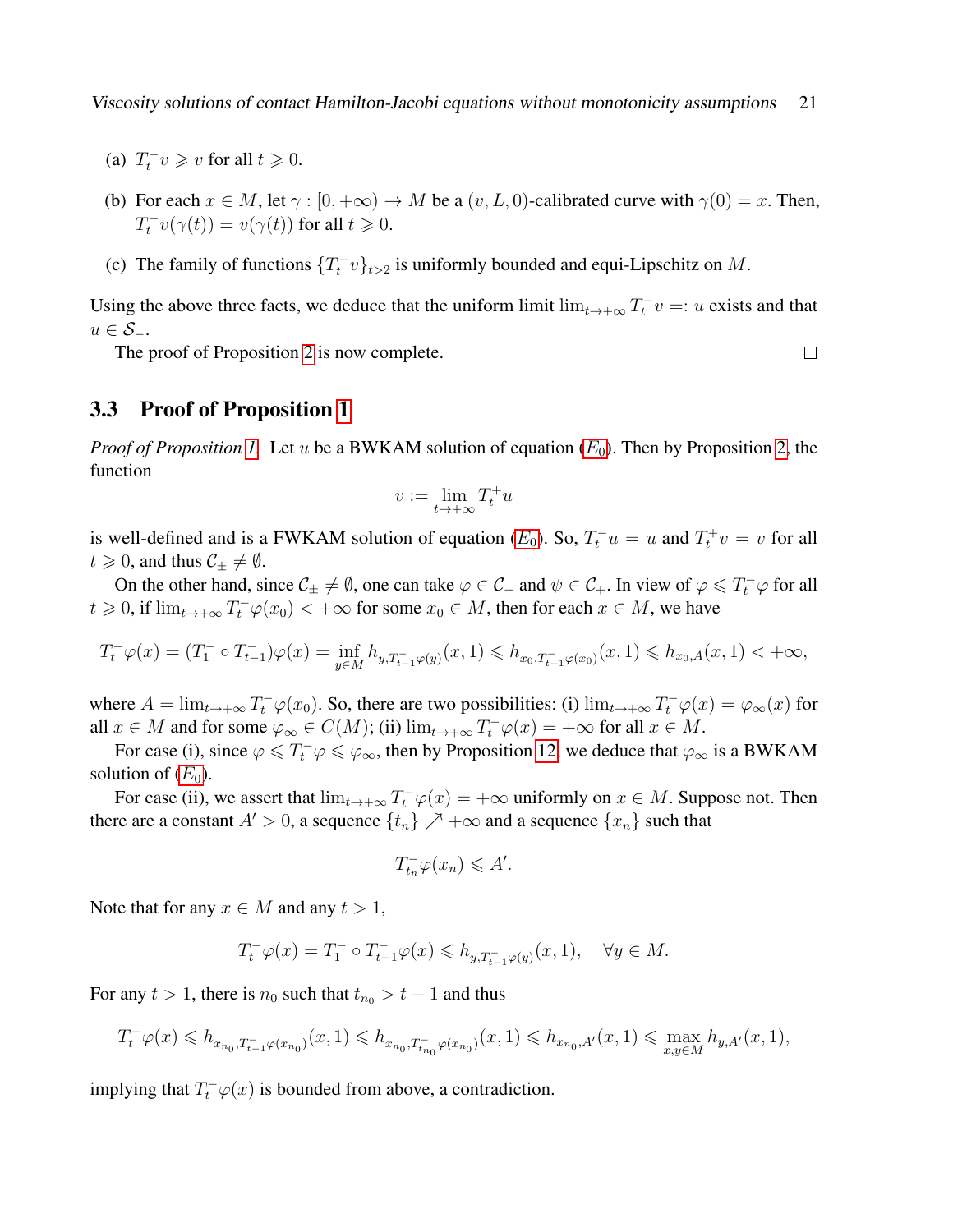(a) $T_t^- v \geqslant v$ for all $t \geqslant 0$.

(b) For each $x \in M$, let $\gamma : [0, +\infty) \to M$ be a $(v, L, 0)$-calibrated curve with $\gamma(0) = x$. Then, $T_t^- v(\gamma(t)) = v(\gamma(t))$ for all $t \geqslant 0$.

(c) The family of functions $\{T_t^- v\}_{t>2}$ is uniformly bounded and equi-Lipschitz on $M$.

Using the above three facts, we deduce that the uniform limit $\lim_{t\to+\infty} T_t^- v =: u$ exists and that $u \in \mathcal{S}_-$.

The proof of Proposition 2 is now complete. □

### 3.3 Proof of Proposition 1

*Proof of Proposition 1.* Let $u$ be a BWKAM solution of equation ($E_0$). Then by Proposition 2, the function

$$v := \lim_{t\to+\infty} T_t^+ u$$

is well-defined and is a FWKAM solution of equation ($E_0$). So, $T_t^- u = u$ and $T_t^+ v = v$ for all $t \geqslant 0$, and thus $\mathcal{C}_\pm \neq \emptyset$.

On the other hand, since $\mathcal{C}_\pm \neq \emptyset$, one can take $\varphi \in \mathcal{C}_-$ and $\psi \in \mathcal{C}_+$. In view of $\varphi \leqslant T_t^- \varphi$ for all $t \geqslant 0$, if $\lim_{t\to+\infty} T_t^- \varphi(x_0) < +\infty$ for some $x_0 \in M$, then for each $x \in M$, we have

$$T_t^- \varphi(x) = (T_1^- \circ T_{t-1}^-)\varphi(x) = \inf_{y\in M} h_{y, T_{t-1}^- \varphi(y)}(x, 1) \leqslant h_{x_0, T_{t-1}^- \varphi(x_0)}(x, 1) \leqslant h_{x_0, A}(x, 1) < +\infty,$$

where $A = \lim_{t\to+\infty} T_t^- \varphi(x_0)$. So, there are two possibilities: (i) $\lim_{t\to+\infty} T_t^- \varphi(x) = \varphi_\infty(x)$ for all $x \in M$ and for some $\varphi_\infty \in C(M)$; (ii) $\lim_{t\to+\infty} T_t^- \varphi(x) = +\infty$ for all $x \in M$.

For case (i), since $\varphi \leqslant T_t^- \varphi \leqslant \varphi_\infty$, then by Proposition 12, we deduce that $\varphi_\infty$ is a BWKAM solution of ($E_0$).

For case (ii), we assert that $\lim_{t\to+\infty} T_t^- \varphi(x) = +\infty$ uniformly on $x \in M$. Suppose not. Then there are a constant $A' > 0$, a sequence $\{t_n\} \nearrow +\infty$ and a sequence $\{x_n\}$ such that

$$T_{t_n}^- \varphi(x_n) \leqslant A'.$$

Note that for any $x \in M$ and any $t > 1$,

$$T_t^- \varphi(x) = T_1^- \circ T_{t-1}^- \varphi(x) \leqslant h_{y, T_{t-1}^- \varphi(y)}(x, 1), \quad \forall y \in M.$$

For any $t > 1$, there is $n_0$ such that $t_{n_0} > t - 1$ and thus

$$T_t^- \varphi(x) \leqslant h_{x_{n_0}, T_{t-1}^- \varphi(x_{n_0})}(x, 1) \leqslant h_{x_{n_0}, T_{t_{n_0}}^- \varphi(x_{n_0})}(x, 1) \leqslant h_{x_{n_0}, A'}(x, 1) \leqslant \max_{x,y\in M} h_{y, A'}(x, 1),$$

implying that $T_t^- \varphi(x)$ is bounded from above, a contradiction.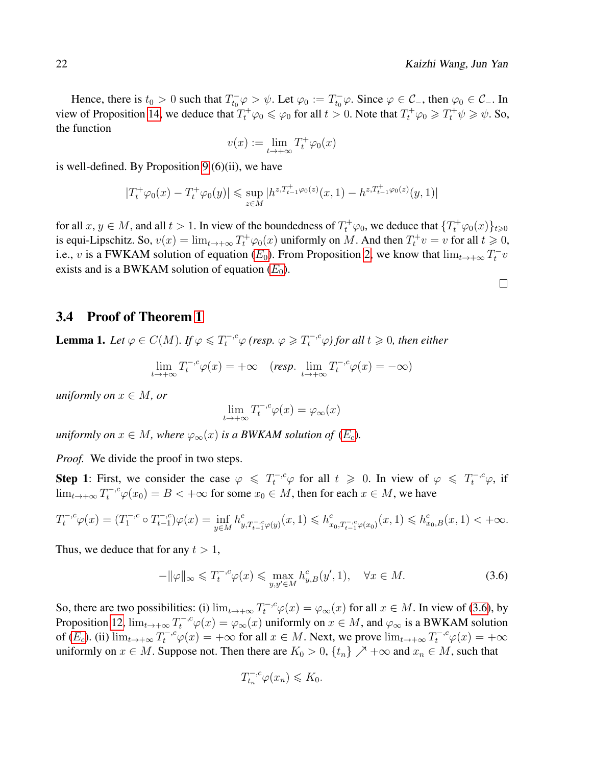Hence, there is $t_0 > 0$ such that $T^-_{t_0}\varphi > \psi$. Let $\varphi_0 := T^-_{t_0}\varphi$. Since $\varphi \in \mathcal{C}_-$, then $\varphi_0 \in \mathcal{C}_-$. In view of Proposition 14, we deduce that $T^+_t\varphi_0 \leqslant \varphi_0$ for all $t > 0$. Note that $T^+_t\varphi_0 \geqslant T^+_t\psi \geqslant \psi$. So, the function

$$v(x) := \lim_{t\to+\infty} T^+_t\varphi_0(x)$$

is well-defined. By Proposition 9 (6)(ii), we have

$$|T^+_t\varphi_0(x) - T^+_t\varphi_0(y)| \leqslant \sup_{z\in M} |h^{z,T^+_{t-1}\varphi_0(z)}(x,1) - h^{z,T^+_{t-1}\varphi_0(z)}(y,1)|$$

for all $x, y \in M$, and all $t > 1$. In view of the boundedness of $T^+_t\varphi_0$, we deduce that $\{T^+_t\varphi_0(x)\}_{t\geqslant 0}$ is equi-Lipschitz. So, $v(x) = \lim_{t\to+\infty} T^+_t\varphi_0(x)$ uniformly on $M$. And then $T^+_t v = v$ for all $t \geqslant 0$, i.e., $v$ is a FWKAM solution of equation ($E_0$). From Proposition 2, we know that $\lim_{t\to+\infty} T^-_t v$ exists and is a BWKAM solution of equation ($E_0$).

□

## 3.4 Proof of Theorem 1

**Lemma 1.** *Let $\varphi \in C(M)$. If $\varphi \leqslant T^{-,c}_t\varphi$ (resp. $\varphi \geqslant T^{-,c}_t\varphi$) for all $t \geqslant 0$, then either*

$$\lim_{t\to+\infty} T^{-,c}_t\varphi(x) = +\infty \quad (\textit{resp.} \lim_{t\to+\infty} T^{-,c}_t\varphi(x) = -\infty)$$

*uniformly on $x \in M$, or*

$$\lim_{t\to+\infty} T^{-,c}_t\varphi(x) = \varphi_\infty(x)$$

*uniformly on $x \in M$, where $\varphi_\infty(x)$ is a BWKAM solution of ($E_c$).*

*Proof.* We divide the proof in two steps.

**Step 1**: First, we consider the case $\varphi \leqslant T^{-,c}_t\varphi$ for all $t \geqslant 0$. In view of $\varphi \leqslant T^{-,c}_t\varphi$, if $\lim_{t\to+\infty} T^{-,c}_t\varphi(x_0) = B < +\infty$ for some $x_0 \in M$, then for each $x \in M$, we have

$$T^{-,c}_t\varphi(x) = (T^{-,c}_1 \circ T^{-,c}_{t-1})\varphi(x) = \inf_{y\in M} h^c_{y,T^{-,c}_{t-1}\varphi(y)}(x,1) \leqslant h^c_{x_0,T^{-,c}_{t-1}\varphi(x_0)}(x,1) \leqslant h^c_{x_0,B}(x,1) < +\infty.$$

Thus, we deduce that for any $t > 1$,

$$-\|\varphi\|_\infty \leqslant T^{-,c}_t\varphi(x) \leqslant \max_{y,y'\in M} h^c_{y,B}(y',1), \quad \forall x \in M. \tag{3.6}$$

So, there are two possibilities: (i) $\lim_{t\to+\infty} T^{-,c}_t\varphi(x) = \varphi_\infty(x)$ for all $x \in M$. In view of (3.6), by Proposition 12, $\lim_{t\to+\infty} T^{-,c}_t\varphi(x) = \varphi_\infty(x)$ uniformly on $x \in M$, and $\varphi_\infty$ is a BWKAM solution of ($E_c$). (ii) $\lim_{t\to+\infty} T^{-,c}_t\varphi(x) = +\infty$ for all $x \in M$. Next, we prove $\lim_{t\to+\infty} T^{-,c}_t\varphi(x) = +\infty$ uniformly on $x \in M$. Suppose not. Then there are $K_0 > 0$, $\{t_n\} \nearrow +\infty$ and $x_n \in M$, such that

$$T^{-,c}_{t_n}\varphi(x_n) \leqslant K_0.$$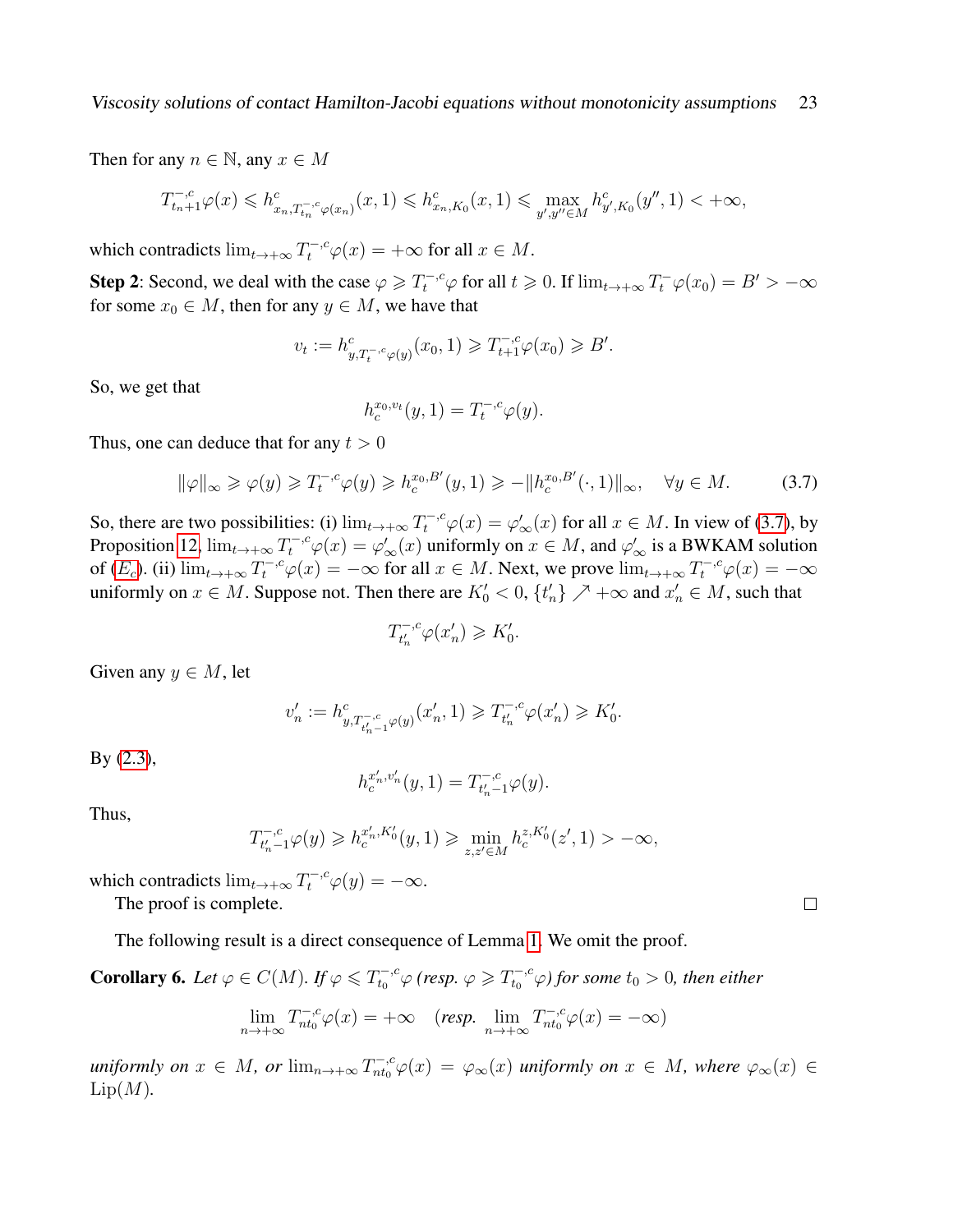Then for any $n \in \mathbb{N}$, any $x \in M$

$$T^{-,c}_{t_n+1}\varphi(x) \leqslant h^c_{x_n, T^{-,c}_{t_n}\varphi(x_n)}(x,1) \leqslant h^c_{x_n,K_0}(x,1) \leqslant \max_{y',y''\in M} h^c_{y',K_0}(y'',1) < +\infty,$$

which contradicts $\lim_{t\to+\infty} T^{-,c}_t\varphi(x) = +\infty$ for all $x \in M$.

**Step 2**: Second, we deal with the case $\varphi \geqslant T^{-,c}_t\varphi$ for all $t \geqslant 0$. If $\lim_{t\to+\infty} T^-_t\varphi(x_0) = B' > -\infty$ for some $x_0 \in M$, then for any $y \in M$, we have that

$$v_t := h^c_{y,T^{-,c}_t\varphi(y)}(x_0,1) \geqslant T^{-,c}_{t+1}\varphi(x_0) \geqslant B'.$$

So, we get that

$$h^{x_0,v_t}_c(y,1) = T^{-,c}_t\varphi(y).$$

Thus, one can deduce that for any $t > 0$

$$\|\varphi\|_\infty \geqslant \varphi(y) \geqslant T^{-,c}_t\varphi(y) \geqslant h^{x_0,B'}_c(y,1) \geqslant -\|h^{x_0,B'}_c(\cdot,1)\|_\infty, \quad \forall y \in M. \tag{3.7}$$

So, there are two possibilities: (i) $\lim_{t\to+\infty} T^{-,c}_t\varphi(x) = \varphi'_\infty(x)$ for all $x \in M$. In view of (3.7), by Proposition 12, $\lim_{t\to+\infty} T^{-,c}_t\varphi(x) = \varphi'_\infty(x)$ uniformly on $x \in M$, and $\varphi'_\infty$ is a BWKAM solution of ($E_c$). (ii) $\lim_{t\to+\infty} T^{-,c}_t\varphi(x) = -\infty$ for all $x \in M$. Next, we prove $\lim_{t\to+\infty} T^{-,c}_t\varphi(x) = -\infty$ uniformly on $x \in M$. Suppose not. Then there are $K'_0 < 0$, $\{t'_n\} \nearrow +\infty$ and $x'_n \in M$, such that

$$T^{-,c}_{t'_n}\varphi(x'_n) \geqslant K'_0.$$

Given any $y \in M$, let

$$v'_n := h^c_{y,T^{-,c}_{t'_n-1}\varphi(y)}(x'_n,1) \geqslant T^{-,c}_{t'_n}\varphi(x'_n) \geqslant K'_0.$$

By (2.3),

$$h^{x'_n,v'_n}_c(y,1) = T^{-,c}_{t'_n-1}\varphi(y).$$

Thus,

$$T^{-,c}_{t'_n-1}\varphi(y) \geqslant h^{x'_n,K'_0}_c(y,1) \geqslant \min_{z,z'\in M} h^{z,K'_0}_c(z',1) > -\infty,$$

which contradicts $\lim_{t\to+\infty} T^{-,c}_t\varphi(y) = -\infty$.

The proof is complete. □

The following result is a direct consequence of Lemma 1. We omit the proof.

**Corollary 6.** *Let $\varphi \in C(M)$. If $\varphi \leqslant T^{-,c}_{t_0}\varphi$ (resp. $\varphi \geqslant T^{-,c}_{t_0}\varphi$) for some $t_0 > 0$, then either*

$$\lim_{n\to+\infty} T^{-,c}_{nt_0}\varphi(x) = +\infty \quad (\textit{resp.} \lim_{n\to+\infty} T^{-,c}_{nt_0}\varphi(x) = -\infty)$$

*uniformly on $x \in M$, or $\lim_{n\to+\infty} T^{-,c}_{nt_0}\varphi(x) = \varphi_\infty(x)$ uniformly on $x \in M$, where $\varphi_\infty(x) \in$ Lip$(M)$.*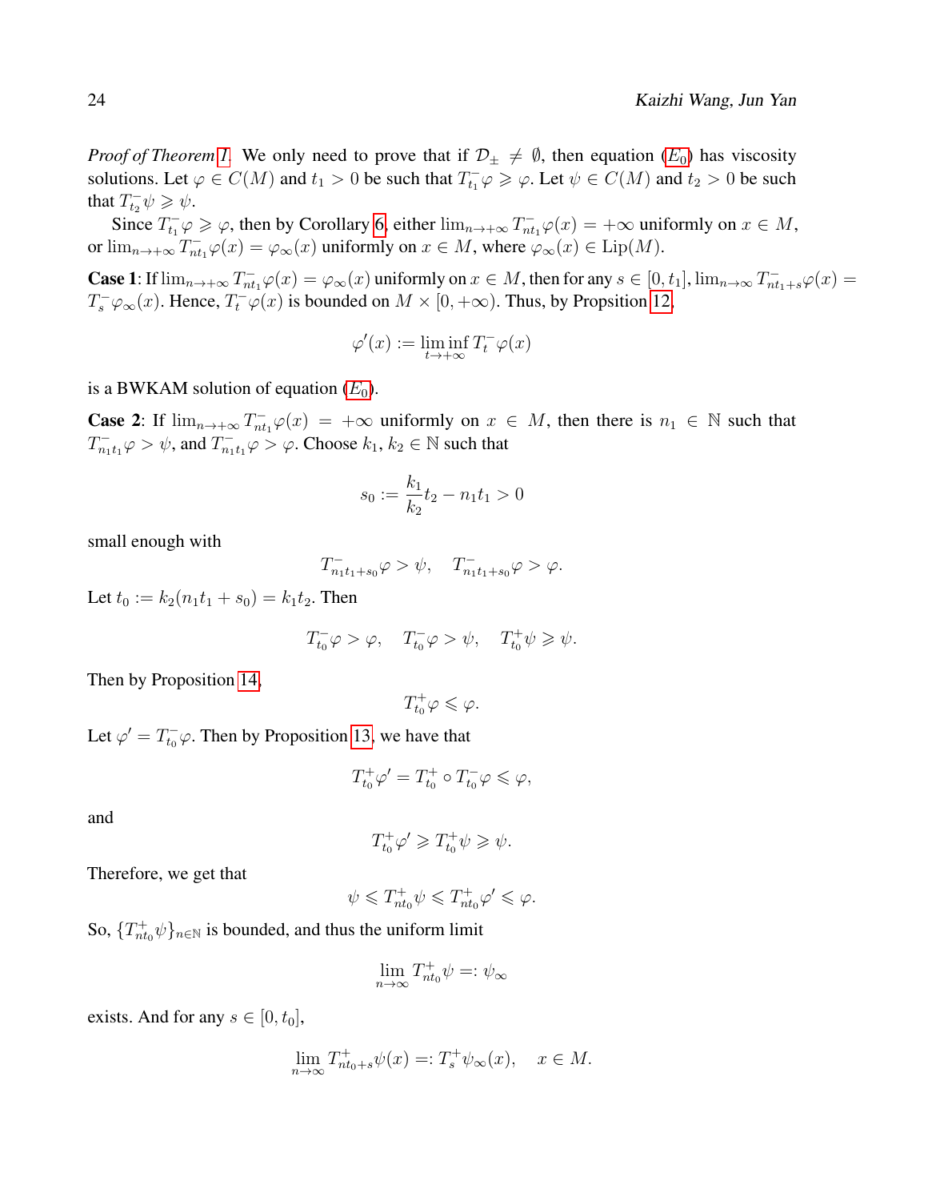*Proof of Theorem 1.* We only need to prove that if $\mathcal{D}_\pm \neq \emptyset$, then equation ($E_0$) has viscosity solutions. Let $\varphi \in C(M)$ and $t_1 > 0$ be such that $T^-_{t_1}\varphi \geqslant \varphi$. Let $\psi \in C(M)$ and $t_2 > 0$ be such that $T^-_{t_2}\psi \geqslant \psi$.

Since $T^-_{t_1}\varphi \geqslant \varphi$, then by Corollary 6, either $\lim_{n\to+\infty} T^-_{nt_1}\varphi(x) = +\infty$ uniformly on $x \in M$, or $\lim_{n\to+\infty} T^-_{nt_1}\varphi(x) = \varphi_\infty(x)$ uniformly on $x \in M$, where $\varphi_\infty(x) \in \mathrm{Lip}(M)$.

**Case 1**: If $\lim_{n\to+\infty} T^-_{nt_1}\varphi(x) = \varphi_\infty(x)$ uniformly on $x \in M$, then for any $s \in [0, t_1]$, $\lim_{n\to\infty} T^-_{nt_1+s}\varphi(x) = T^-_s\varphi_\infty(x)$. Hence, $T^-_t\varphi(x)$ is bounded on $M \times [0, +\infty)$. Thus, by Propsition 12,

$$\varphi'(x) := \liminf_{t\to+\infty} T^-_t\varphi(x)$$

is a BWKAM solution of equation ($E_0$).

**Case 2**: If $\lim_{n\to+\infty} T^-_{nt_1}\varphi(x) = +\infty$ uniformly on $x \in M$, then there is $n_1 \in \mathbb{N}$ such that $T^-_{n_1t_1}\varphi > \psi$, and $T^-_{n_1t_1}\varphi > \varphi$. Choose $k_1, k_2 \in \mathbb{N}$ such that

$$s_0 := \frac{k_1}{k_2}t_2 - n_1t_1 > 0$$

small enough with

$$T^-_{n_1t_1+s_0}\varphi > \psi, \quad T^-_{n_1t_1+s_0}\varphi > \varphi.$$

Let $t_0 := k_2(n_1t_1 + s_0) = k_1t_2$. Then

$$T^-_{t_0}\varphi > \varphi, \quad T^-_{t_0}\varphi > \psi, \quad T^+_{t_0}\psi \geqslant \psi.$$

Then by Proposition 14,

$$T^+_{t_0}\varphi \leqslant \varphi.$$

Let $\varphi' = T^-_{t_0}\varphi$. Then by Proposition 13, we have that

$$T^+_{t_0}\varphi' = T^+_{t_0} \circ T^-_{t_0}\varphi \leqslant \varphi,$$

and

$$T^+_{t_0}\varphi' \geqslant T^+_{t_0}\psi \geqslant \psi.$$

Therefore, we get that

$$\psi \leqslant T^+_{nt_0}\psi \leqslant T^+_{nt_0}\varphi' \leqslant \varphi.$$

So, $\{T^+_{nt_0}\psi\}_{n\in\mathbb{N}}$ is bounded, and thus the uniform limit

$$\lim_{n\to\infty} T^+_{nt_0}\psi =: \psi_\infty$$

exists. And for any $s \in [0, t_0]$,

$$\lim_{n\to\infty} T^+_{nt_0+s}\psi(x) =: T^+_s\psi_\infty(x), \quad x \in M.$$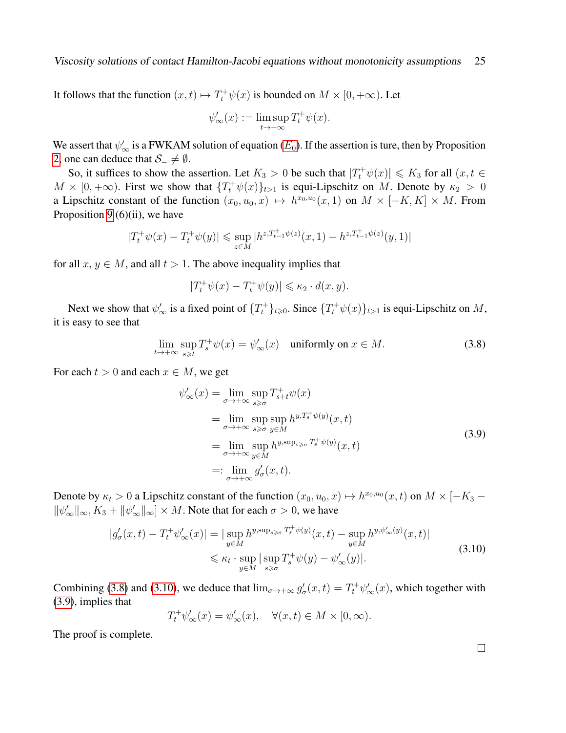It follows that the function $(x,t) \mapsto T_t^+\psi(x)$ is bounded on $M \times [0,+\infty)$. Let

$$\psi'_\infty(x) := \limsup_{t\to+\infty} T_t^+\psi(x).$$

We assert that $\psi'_\infty$ is a FWKAM solution of equation ($E_0$). If the assertion is ture, then by Proposition 2, one can deduce that $\mathcal{S}_- \neq \emptyset$.

So, it suffices to show the assertion. Let $K_3 > 0$ be such that $|T_t^+\psi(x)| \leqslant K_3$ for all $(x, t \in M \times [0,+\infty)$. First we show that $\{T_t^+\psi(x)\}_{t>1}$ is equi-Lipschitz on $M$. Denote by $\kappa_2 > 0$ a Lipschitz constant of the function $(x_0,u_0,x) \mapsto h^{x_0,u_0}(x,1)$ on $M \times [-K,K] \times M$. From Proposition 9 (6)(ii), we have

$$|T_t^+\psi(x) - T_t^+\psi(y)| \leqslant \sup_{z\in M} |h^{z,T_{t-1}^+\psi(z)}(x,1) - h^{z,T_{t-1}^+\psi(z)}(y,1)|$$

for all $x, y \in M$, and all $t > 1$. The above inequality implies that

$$|T_t^+\psi(x) - T_t^+\psi(y)| \leqslant \kappa_2 \cdot d(x,y).$$

Next we show that $\psi'_\infty$ is a fixed point of $\{T_t^+\}_{t\geqslant 0}$. Since $\{T_t^+\psi(x)\}_{t>1}$ is equi-Lipschitz on $M$, it is easy to see that

$$\lim_{t\to+\infty} \sup_{s\geqslant t} T_s^+\psi(x) = \psi'_\infty(x) \quad \text{uniformly on } x \in M. \tag{3.8}$$

For each $t > 0$ and each $x \in M$, we get

$$\begin{aligned}
\psi'_\infty(x) &= \lim_{\sigma\to+\infty} \sup_{s\geqslant\sigma} T_{s+t}^+\psi(x) \\
&= \lim_{\sigma\to+\infty} \sup_{s\geqslant\sigma} \sup_{y\in M} h^{y,T_s^+\psi(y)}(x,t) \\
&= \lim_{\sigma\to+\infty} \sup_{y\in M} h^{y,\sup_{s\geqslant\sigma} T_s^+\psi(y)}(x,t) \\
&=: \lim_{\sigma\to+\infty} g'_\sigma(x,t).
\end{aligned} \tag{3.9}$$

Denote by $\kappa_t > 0$ a Lipschitz constant of the function $(x_0,u_0,x) \mapsto h^{x_0,u_0}(x,t)$ on $M \times [-K_3 - \|\psi'_\infty\|_\infty, K_3 + \|\psi'_\infty\|_\infty] \times M$. Note that for each $\sigma > 0$, we have

$$\begin{aligned}
|g'_\sigma(x,t) - T_t^+\psi'_\infty(x)| &= |\sup_{y\in M} h^{y,\sup_{s\geqslant\sigma} T_s^+\psi(y)}(x,t) - \sup_{y\in M} h^{y,\psi'_\infty(y)}(x,t)| \\
&\leqslant \kappa_t \cdot \sup_{y\in M} |\sup_{s\geqslant\sigma} T_s^+\psi(y) - \psi'_\infty(y)|.
\end{aligned} \tag{3.10}$$

Combining (3.8) and (3.10), we deduce that $\lim_{\sigma\to+\infty} g'_\sigma(x,t) = T_t^+\psi'_\infty(x)$, which together with (3.9), implies that

$$T_t^+\psi'_\infty(x) = \psi'_\infty(x), \quad \forall (x,t) \in M \times [0,\infty).$$

The proof is complete.

$\square$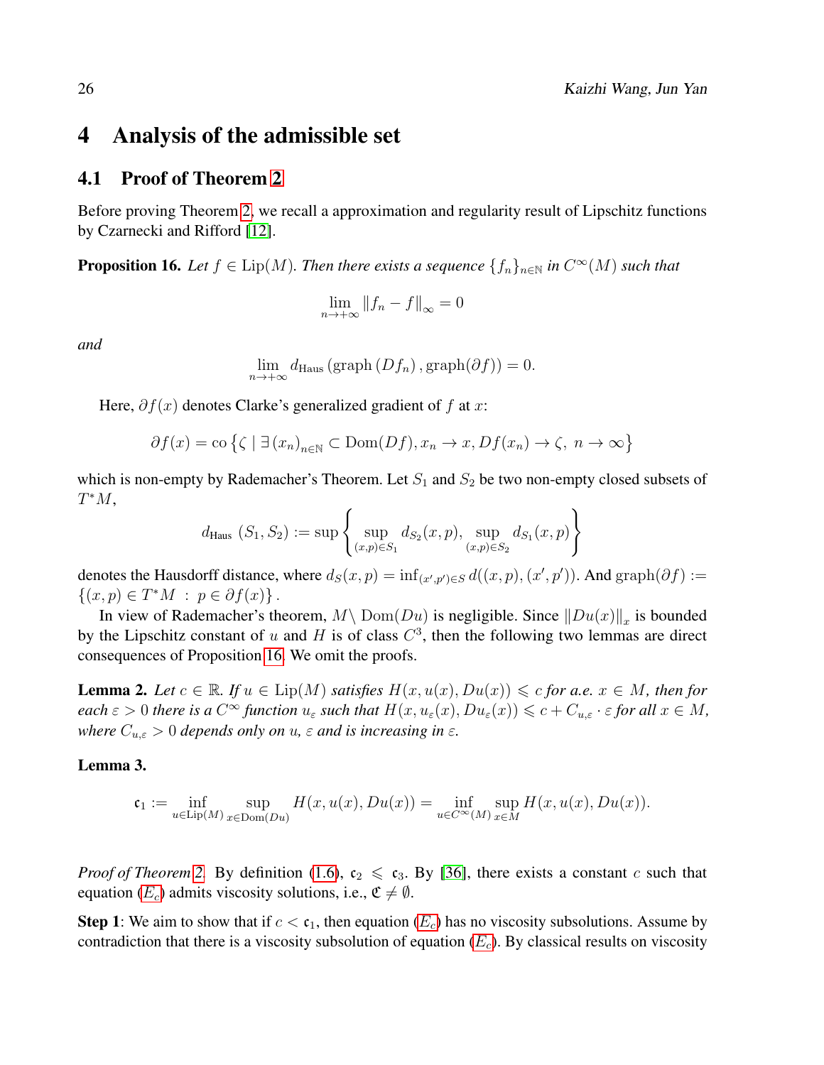# 4 Analysis of the admissible set

## 4.1 Proof of Theorem 2

Before proving Theorem 2, we recall a approximation and regularity result of Lipschitz functions by Czarnecki and Rifford [12].

**Proposition 16.** *Let $f \in \mathrm{Lip}(M)$. Then there exists a sequence $\{f_n\}_{n\in\mathbb{N}}$ in $C^\infty(M)$ such that*

$$\lim_{n\to+\infty} \|f_n - f\|_\infty = 0$$

*and*

$$\lim_{n\to+\infty} d_{\mathrm{Haus}}\left(\mathrm{graph}\left(Df_n\right), \mathrm{graph}(\partial f)\right) = 0.$$

Here, $\partial f(x)$ denotes Clarke's generalized gradient of $f$ at $x$:

$$\partial f(x) = \mathrm{co}\left\{\zeta \mid \exists \left(x_n\right)_{n\in\mathbb{N}} \subset \mathrm{Dom}(Df), x_n \to x, Df(x_n) \to \zeta,\ n\to\infty\right\}$$

which is non-empty by Rademacher's Theorem. Let $S_1$ and $S_2$ be two non-empty closed subsets of $T^*M$,

$$d_{\mathrm{Haus}}\ (S_1, S_2) := \sup\left\{\sup_{(x,p)\in S_1} d_{S_2}(x,p), \sup_{(x,p)\in S_2} d_{S_1}(x,p)\right\}$$

denotes the Hausdorff distance, where $d_S(x,p) = \inf_{(x',p')\in S} d((x,p),(x',p'))$. And $\mathrm{graph}(\partial f) := \{(x,p) \in T^*M \ :\ p \in \partial f(x)\}$.

In view of Rademacher's theorem, $M\setminus \mathrm{Dom}(Du)$ is negligible. Since $\|Du(x)\|_x$ is bounded by the Lipschitz constant of $u$ and $H$ is of class $C^3$, then the following two lemmas are direct consequences of Proposition 16. We omit the proofs.

**Lemma 2.** *Let $c \in \mathbb{R}$. If $u \in \mathrm{Lip}(M)$ satisfies $H(x, u(x), Du(x)) \leqslant c$ for a.e. $x \in M$, then for each $\varepsilon > 0$ there is a $C^\infty$ function $u_\varepsilon$ such that $H(x, u_\varepsilon(x), Du_\varepsilon(x)) \leqslant c + C_{u,\varepsilon}\cdot\varepsilon$ for all $x \in M$, where $C_{u,\varepsilon} > 0$ depends only on $u$, $\varepsilon$ and is increasing in $\varepsilon$.*

**Lemma 3.**

$$\mathfrak{c}_1 := \inf_{u\in\mathrm{Lip}(M)} \sup_{x\in\mathrm{Dom}(Du)} H(x, u(x), Du(x)) = \inf_{u\in C^\infty(M)} \sup_{x\in M} H(x, u(x), Du(x)).$$

*Proof of Theorem 2.* By definition (1.6), $\mathfrak{c}_2 \leqslant \mathfrak{c}_3$. By [36], there exists a constant $c$ such that equation ($E_c$) admits viscosity solutions, i.e., $\mathfrak{C} \neq \emptyset$.

**Step 1**: We aim to show that if $c < \mathfrak{c}_1$, then equation ($E_c$) has no viscosity subsolutions. Assume by contradiction that there is a viscosity subsolution of equation ($E_c$). By classical results on viscosity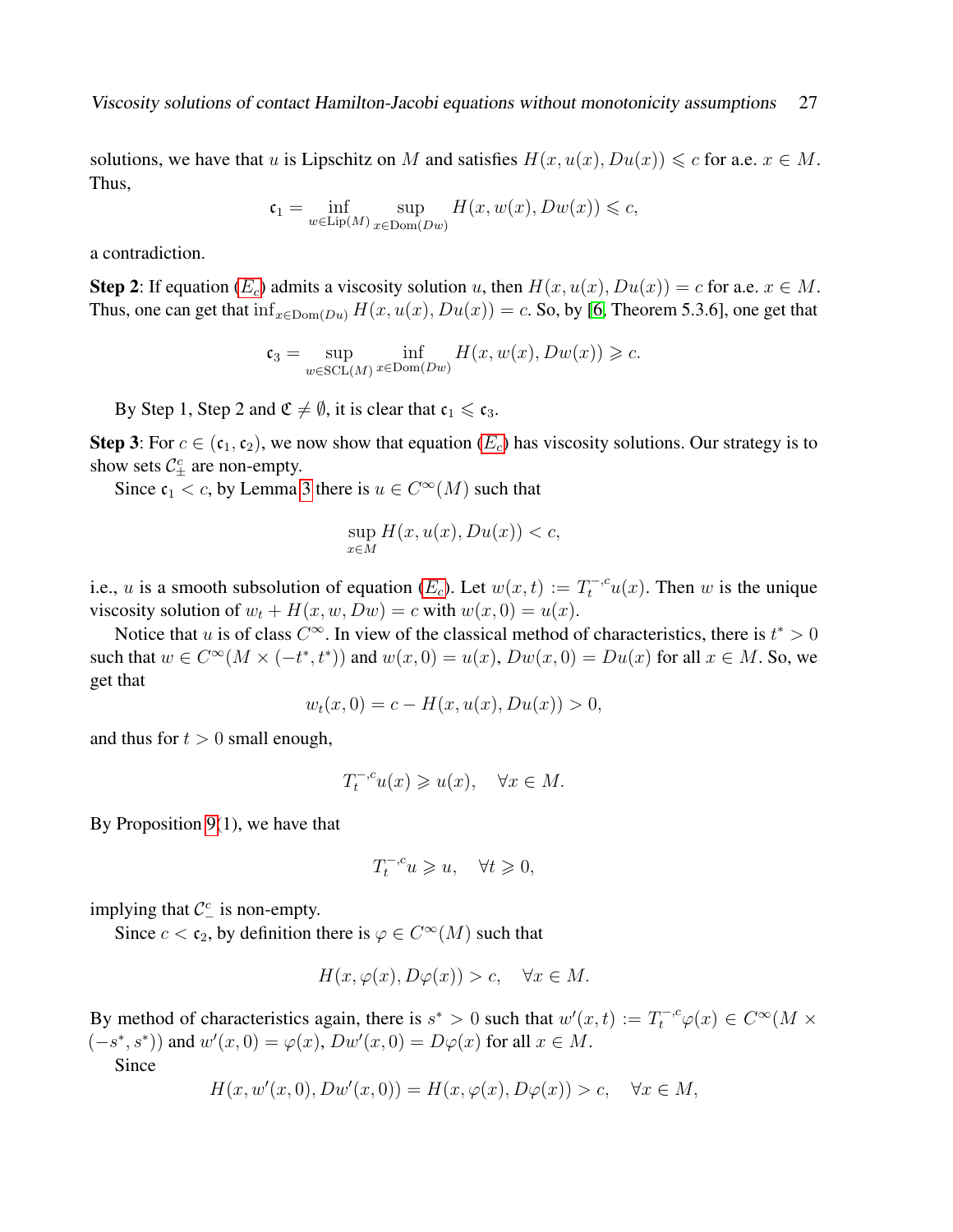solutions, we have that $u$ is Lipschitz on $M$ and satisfies $H(x, u(x), Du(x)) \leqslant c$ for a.e. $x \in M$. Thus,

$$\mathfrak{c}_1 = \inf_{w \in \mathrm{Lip}(M)} \sup_{x \in \mathrm{Dom}(Dw)} H(x, w(x), Dw(x)) \leqslant c,$$

a contradiction.

**Step 2**: If equation ($E_c$) admits a viscosity solution $u$, then $H(x, u(x), Du(x)) = c$ for a.e. $x \in M$. Thus, one can get that $\inf_{x \in \mathrm{Dom}(Du)} H(x, u(x), Du(x)) = c$. So, by [6, Theorem 5.3.6], one get that

$$\mathfrak{c}_3 = \sup_{w \in \mathrm{SCL}(M)} \inf_{x \in \mathrm{Dom}(Dw)} H(x, w(x), Dw(x)) \geqslant c.$$

By Step 1, Step 2 and $\mathfrak{C} \neq \emptyset$, it is clear that $\mathfrak{c}_1 \leqslant \mathfrak{c}_3$.

**Step 3**: For $c \in (\mathfrak{c}_1, \mathfrak{c}_2)$, we now show that equation ($E_c$) has viscosity solutions. Our strategy is to show sets $\mathcal{C}^c_\pm$ are non-empty.

Since $\mathfrak{c}_1 < c$, by Lemma 3 there is $u \in C^\infty(M)$ such that

$$\sup_{x \in M} H(x, u(x), Du(x)) < c,$$

i.e., $u$ is a smooth subsolution of equation ($E_c$). Let $w(x,t) := T^{-,c}_t u(x)$. Then $w$ is the unique viscosity solution of $w_t + H(x, w, Dw) = c$ with $w(x, 0) = u(x)$.

Notice that $u$ is of class $C^\infty$. In view of the classical method of characteristics, there is $t^* > 0$ such that $w \in C^\infty(M \times (-t^*, t^*))$ and $w(x, 0) = u(x)$, $Dw(x, 0) = Du(x)$ for all $x \in M$. So, we get that

$$w_t(x, 0) = c - H(x, u(x), Du(x)) > 0,$$

and thus for $t > 0$ small enough,

$$T^{-,c}_t u(x) \geqslant u(x), \quad \forall x \in M.$$

By Proposition 9(1), we have that

$$T^{-,c}_t u \geqslant u, \quad \forall t \geqslant 0,$$

implying that $\mathcal{C}^c_-$ is non-empty.

Since $c < \mathfrak{c}_2$, by definition there is $\varphi \in C^\infty(M)$ such that

$$H(x, \varphi(x), D\varphi(x)) > c, \quad \forall x \in M.$$

By method of characteristics again, there is $s^* > 0$ such that $w'(x,t) := T^{-,c}_t \varphi(x) \in C^\infty(M \times (-s^*, s^*))$ and $w'(x, 0) = \varphi(x)$, $Dw'(x, 0) = D\varphi(x)$ for all $x \in M$.

Since

$$H(x, w'(x, 0), Dw'(x, 0)) = H(x, \varphi(x), D\varphi(x)) > c, \quad \forall x \in M,$$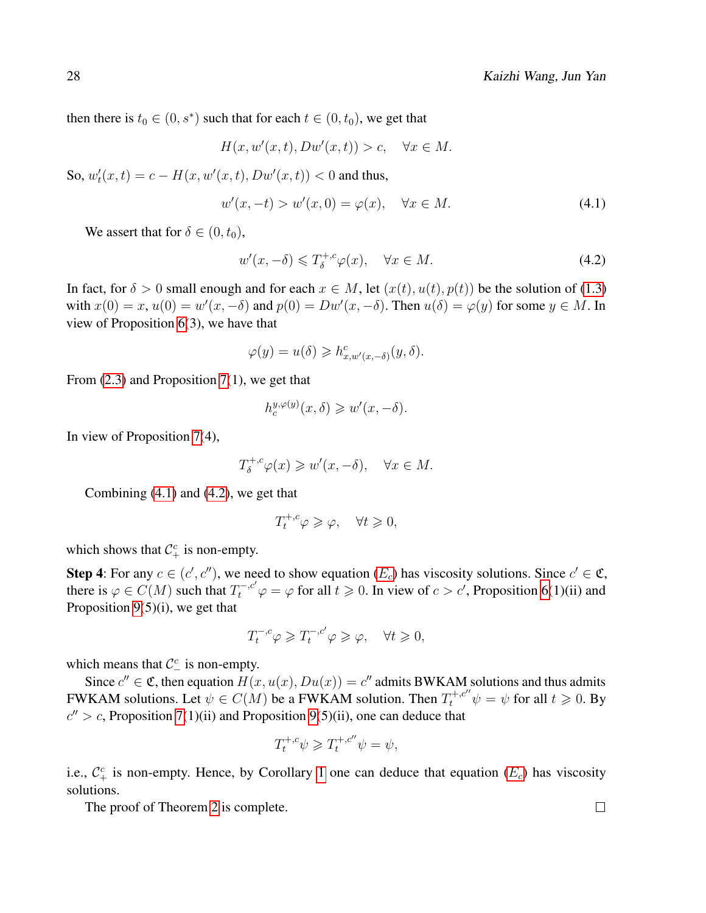then there is $t_0 \in (0, s^*)$ such that for each $t \in (0, t_0)$, we get that

$$H(x, w'(x,t), Dw'(x,t)) > c, \quad \forall x \in M.$$

So, $w'_t(x,t) = c - H(x, w'(x,t), Dw'(x,t)) < 0$ and thus,

$$w'(x,-t) > w'(x,0) = \varphi(x), \quad \forall x \in M. \tag{4.1}$$

We assert that for $\delta \in (0, t_0)$,

$$w'(x,-\delta) \leqslant T^{+,c}_{\delta}\varphi(x), \quad \forall x \in M. \tag{4.2}$$

In fact, for $\delta > 0$ small enough and for each $x \in M$, let $(x(t), u(t), p(t))$ be the solution of (1.3) with $x(0) = x$, $u(0) = w'(x,-\delta)$ and $p(0) = Dw'(x,-\delta)$. Then $u(\delta) = \varphi(y)$ for some $y \in M$. In view of Proposition 6(3), we have that

$$\varphi(y) = u(\delta) \geqslant h^c_{x,w'(x,-\delta)}(y,\delta).$$

From (2.3) and Proposition 7(1), we get that

$$h^{y,\varphi(y)}_c(x,\delta) \geqslant w'(x,-\delta).$$

In view of Proposition 7(4),

$$T^{+,c}_{\delta}\varphi(x) \geqslant w'(x,-\delta), \quad \forall x \in M.$$

Combining (4.1) and (4.2), we get that

$$T^{+,c}_{t}\varphi \geqslant \varphi, \quad \forall t \geqslant 0,$$

which shows that $\mathcal{C}^c_+$ is non-empty.

**Step 4**: For any $c \in (c', c'')$, we need to show equation ($E_c$) has viscosity solutions. Since $c' \in \mathfrak{C}$, there is $\varphi \in C(M)$ such that $T^{-,c'}_t\varphi = \varphi$ for all $t \geqslant 0$. In view of $c > c'$, Proposition 6(1)(ii) and Proposition 9(5)(i), we get that

$$T^{-,c}_t\varphi \geqslant T^{-,c'}_t\varphi \geqslant \varphi, \quad \forall t \geqslant 0,$$

which means that $\mathcal{C}^c_-$ is non-empty.

Since $c'' \in \mathfrak{C}$, then equation $H(x, u(x), Du(x)) = c''$ admits BWKAM solutions and thus admits FWKAM solutions. Let $\psi \in C(M)$ be a FWKAM solution. Then $T^{+,c''}_t\psi = \psi$ for all $t \geqslant 0$. By $c'' > c$, Proposition 7(1)(ii) and Proposition 9(5)(ii), one can deduce that

$$T^{+,c}_t\psi \geqslant T^{+,c''}_t\psi = \psi,$$

i.e., $\mathcal{C}^c_+$ is non-empty. Hence, by Corollary 1 one can deduce that equation ($E_c$) has viscosity solutions.

The proof of Theorem 2 is complete. □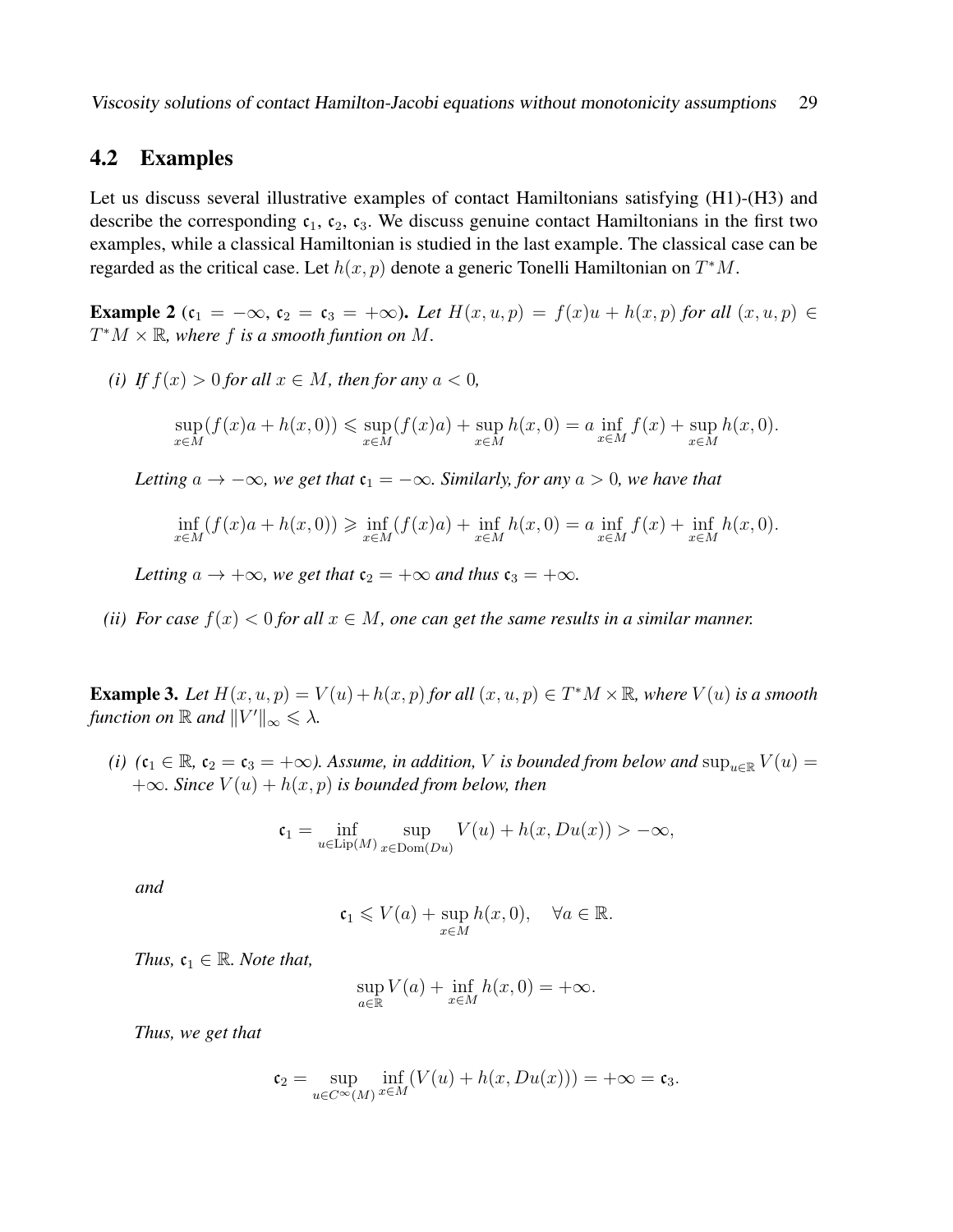## 4.2 Examples

Let us discuss several illustrative examples of contact Hamiltonians satisfying (H1)-(H3) and describe the corresponding $\mathfrak{c}_1$, $\mathfrak{c}_2$, $\mathfrak{c}_3$. We discuss genuine contact Hamiltonians in the first two examples, while a classical Hamiltonian is studied in the last example. The classical case can be regarded as the critical case. Let $h(x,p)$ denote a generic Tonelli Hamiltonian on $T^*M$.

**Example 2** ($\mathfrak{c}_1 = -\infty$, $\mathfrak{c}_2 = \mathfrak{c}_3 = +\infty$)**.** *Let $H(x,u,p) = f(x)u + h(x,p)$ for all $(x,u,p) \in T^*M \times \mathbb{R}$, where $f$ is a smooth funtion on $M$.*

*(i) If $f(x) > 0$ for all $x \in M$, then for any $a < 0$,*

$$\sup_{x\in M}(f(x)a + h(x,0)) \leqslant \sup_{x\in M}(f(x)a) + \sup_{x\in M} h(x,0) = a \inf_{x\in M} f(x) + \sup_{x\in M} h(x,0).$$

*Letting $a \to -\infty$, we get that $\mathfrak{c}_1 = -\infty$. Similarly, for any $a > 0$, we have that*

$$\inf_{x\in M}(f(x)a + h(x,0)) \geqslant \inf_{x\in M}(f(x)a) + \inf_{x\in M} h(x,0) = a \inf_{x\in M} f(x) + \inf_{x\in M} h(x,0).$$

*Letting $a \to +\infty$, we get that $\mathfrak{c}_2 = +\infty$ and thus $\mathfrak{c}_3 = +\infty$.*

*(ii) For case $f(x) < 0$ for all $x \in M$, one can get the same results in a similar manner.*

**Example 3.** *Let $H(x,u,p) = V(u) + h(x,p)$ for all $(x,u,p) \in T^*M \times \mathbb{R}$, where $V(u)$ is a smooth function on $\mathbb{R}$ and $\|V'\|_\infty \leqslant \lambda$.*

*(i) ($\mathfrak{c}_1 \in \mathbb{R}$, $\mathfrak{c}_2 = \mathfrak{c}_3 = +\infty$). Assume, in addition, $V$ is bounded from below and $\sup_{u\in\mathbb{R}} V(u) = +\infty$. Since $V(u) + h(x,p)$ is bounded from below, then*

$$\mathfrak{c}_1 = \inf_{u\in \mathrm{Lip}(M)} \sup_{x\in \mathrm{Dom}(Du)} V(u) + h(x, Du(x)) > -\infty,$$

*and*

$$\mathfrak{c}_1 \leqslant V(a) + \sup_{x\in M} h(x,0), \quad \forall a \in \mathbb{R}.$$

*Thus, $\mathfrak{c}_1 \in \mathbb{R}$. Note that,*

$$\sup_{a\in\mathbb{R}} V(a) + \inf_{x\in M} h(x,0) = +\infty.$$

*Thus, we get that*

$$\mathfrak{c}_2 = \sup_{u\in C^\infty(M)} \inf_{x\in M}(V(u) + h(x, Du(x))) = +\infty = \mathfrak{c}_3.$$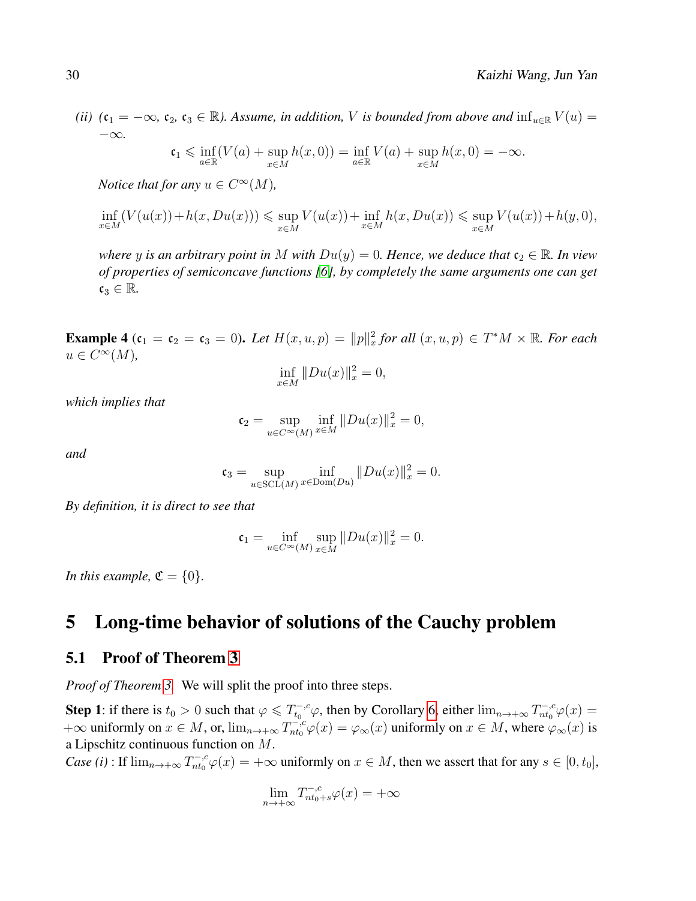*(ii) ($\mathfrak{c}_1 = -\infty$, $\mathfrak{c}_2$, $\mathfrak{c}_3 \in \mathbb{R}$). Assume, in addition, $V$ is bounded from above and $\inf_{u\in\mathbb{R}} V(u) = -\infty$.*

$$\mathfrak{c}_1 \leqslant \inf_{a\in\mathbb{R}}(V(a) + \sup_{x\in M} h(x,0)) = \inf_{a\in\mathbb{R}} V(a) + \sup_{x\in M} h(x,0) = -\infty.$$

*Notice that for any $u \in C^\infty(M)$,*

$$\inf_{x\in M}(V(u(x))+h(x,Du(x))) \leqslant \sup_{x\in M} V(u(x))+\inf_{x\in M} h(x,Du(x)) \leqslant \sup_{x\in M} V(u(x))+h(y,0),$$

*where $y$ is an arbitrary point in $M$ with $Du(y) = 0$. Hence, we deduce that $\mathfrak{c}_2 \in \mathbb{R}$. In view of properties of semiconcave functions [6], by completely the same arguments one can get $\mathfrak{c}_3 \in \mathbb{R}$.*

**Example 4** **($\mathfrak{c}_1 = \mathfrak{c}_2 = \mathfrak{c}_3 = 0$).** *Let $H(x,u,p) = \|p\|_x^2$ for all $(x,u,p) \in T^*M \times \mathbb{R}$. For each $u \in C^\infty(M)$,*

$$\inf_{x\in M} \|Du(x)\|_x^2 = 0,$$

*which implies that*

$$\mathfrak{c}_2 = \sup_{u\in C^\infty(M)} \inf_{x\in M} \|Du(x)\|_x^2 = 0,$$

*and*

$$\mathfrak{c}_3 = \sup_{u\in \mathrm{SCL}(M)} \inf_{x\in \mathrm{Dom}(Du)} \|Du(x)\|_x^2 = 0.$$

*By definition, it is direct to see that*

$$\mathfrak{c}_1 = \inf_{u\in C^\infty(M)} \sup_{x\in M} \|Du(x)\|_x^2 = 0.$$

*In this example, $\mathfrak{C} = \{0\}$.*

# 5 Long-time behavior of solutions of the Cauchy problem

## 5.1 Proof of Theorem 3

*Proof of Theorem 3.* We will split the proof into three steps.

**Step 1**: if there is $t_0 > 0$ such that $\varphi \leqslant T^{-,c}_{t_0}\varphi$, then by Corollary 6, either $\lim_{n\to+\infty} T^{-,c}_{nt_0}\varphi(x) = +\infty$ uniformly on $x \in M$, or, $\lim_{n\to+\infty} T^{-,c}_{nt_0}\varphi(x) = \varphi_\infty(x)$ uniformly on $x \in M$, where $\varphi_\infty(x)$ is a Lipschitz continuous function on $M$.

*Case (i)* : If $\lim_{n\to+\infty} T^{-,c}_{nt_0}\varphi(x) = +\infty$ uniformly on $x \in M$, then we assert that for any $s \in [0, t_0]$,

$$\lim_{n\to+\infty} T^{-,c}_{nt_0+s}\varphi(x) = +\infty$$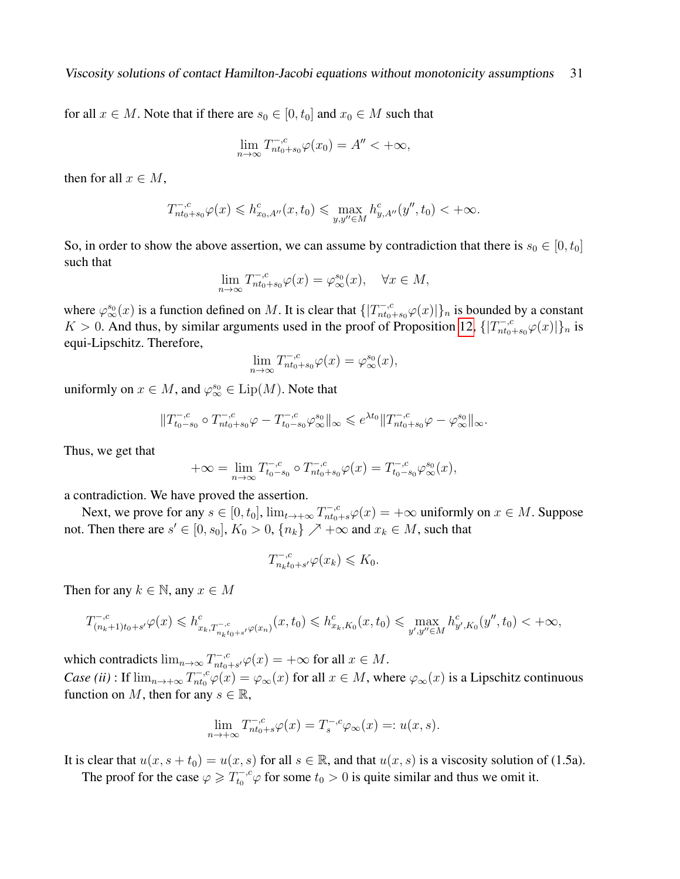for all $x \in M$. Note that if there are $s_0 \in [0, t_0]$ and $x_0 \in M$ such that

$$\lim_{n\to\infty} T^{-,c}_{nt_0+s_0}\varphi(x_0) = A'' < +\infty,$$

then for all $x \in M$,

$$T^{-,c}_{nt_0+s_0}\varphi(x) \leqslant h^c_{x_0,A''}(x, t_0) \leqslant \max_{y,y''\in M} h^c_{y,A''}(y'', t_0) < +\infty.$$

So, in order to show the above assertion, we can assume by contradiction that there is $s_0 \in [0, t_0]$ such that

$$\lim_{n\to\infty} T^{-,c}_{nt_0+s_0}\varphi(x) = \varphi^{s_0}_\infty(x), \quad \forall x \in M,$$

where $\varphi^{s_0}_\infty(x)$ is a function defined on $M$. It is clear that $\{|T^{-,c}_{nt_0+s_0}\varphi(x)|\}_n$ is bounded by a constant $K > 0$. And thus, by similar arguments used in the proof of Proposition 12, $\{|T^{-,c}_{nt_0+s_0}\varphi(x)|\}_n$ is equi-Lipschitz. Therefore,

$$\lim_{n\to\infty} T^{-,c}_{nt_0+s_0}\varphi(x) = \varphi^{s_0}_\infty(x),$$

uniformly on $x \in M$, and $\varphi^{s_0}_\infty \in \mathrm{Lip}(M)$. Note that

$$\|T^{-,c}_{t_0-s_0} \circ T^{-,c}_{nt_0+s_0}\varphi - T^{-,c}_{t_0-s_0}\varphi^{s_0}_\infty\|_\infty \leqslant e^{\lambda t_0}\|T^{-,c}_{nt_0+s_0}\varphi - \varphi^{s_0}_\infty\|_\infty.$$

Thus, we get that

$$+\infty = \lim_{n\to\infty} T^{-,c}_{t_0-s_0} \circ T^{-,c}_{nt_0+s_0}\varphi(x) = T^{-,c}_{t_0-s_0}\varphi^{s_0}_\infty(x),$$

a contradiction. We have proved the assertion.

Next, we prove for any $s \in [0, t_0]$, $\lim_{t\to+\infty} T^{-,c}_{nt_0+s}\varphi(x) = +\infty$ uniformly on $x \in M$. Suppose not. Then there are $s' \in [0, s_0]$, $K_0 > 0$, $\{n_k\} \nearrow +\infty$ and $x_k \in M$, such that

$$T^{-,c}_{n_kt_0+s'}\varphi(x_k) \leqslant K_0.$$

Then for any $k \in \mathbb{N}$, any $x \in M$

$$T^{-,c}_{(n_k+1)t_0+s'}\varphi(x) \leqslant h^c_{x_k,T^{-,c}_{n_kt_0+s'}\varphi(x_n)}(x, t_0) \leqslant h^c_{x_k,K_0}(x, t_0) \leqslant \max_{y',y''\in M} h^c_{y',K_0}(y'', t_0) < +\infty,$$

which contradicts $\lim_{n\to\infty} T^{-,c}_{nt_0+s'}\varphi(x) = +\infty$ for all $x \in M$.

*Case (ii)* : If $\lim_{n\to+\infty} T^{-,c}_{nt_0}\varphi(x) = \varphi_\infty(x)$ for all $x \in M$, where $\varphi_\infty(x)$ is a Lipschitz continuous function on $M$, then for any $s \in \mathbb{R}$,

$$\lim_{n\to+\infty} T^{-,c}_{nt_0+s}\varphi(x) = T^{-,c}_s\varphi_\infty(x) =: u(x, s).$$

It is clear that $u(x, s + t_0) = u(x, s)$ for all $s \in \mathbb{R}$, and that $u(x, s)$ is a viscosity solution of (1.5a).

The proof for the case $\varphi \geqslant T^{-,c}_{t_0}\varphi$ for some $t_0 > 0$ is quite similar and thus we omit it.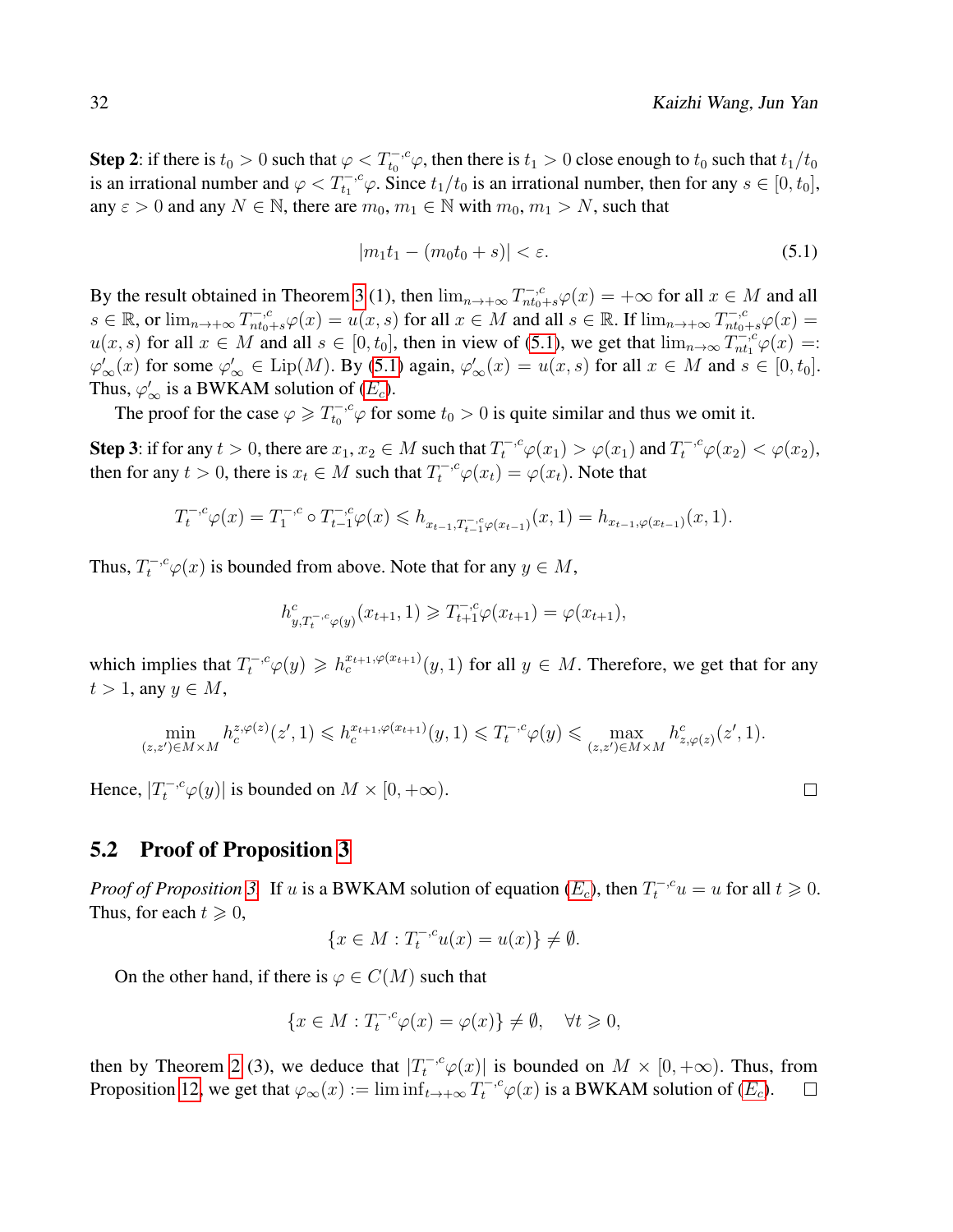**Step 2**: if there is $t_0 > 0$ such that $\varphi < T^{-,c}_{t_0}\varphi$, then there is $t_1 > 0$ close enough to $t_0$ such that $t_1/t_0$ is an irrational number and $\varphi < T^{-,c}_{t_1}\varphi$. Since $t_1/t_0$ is an irrational number, then for any $s \in [0, t_0]$, any $\varepsilon > 0$ and any $N \in \mathbb{N}$, there are $m_0, m_1 \in \mathbb{N}$ with $m_0, m_1 > N$, such that

$$|m_1 t_1 - (m_0 t_0 + s)| < \varepsilon. \tag{5.1}$$

By the result obtained in Theorem 3 (1), then $\lim_{n\to+\infty} T^{-,c}_{nt_0+s}\varphi(x) = +\infty$ for all $x \in M$ and all $s \in \mathbb{R}$, or $\lim_{n\to+\infty} T^{-,c}_{nt_0+s}\varphi(x) = u(x,s)$ for all $x \in M$ and all $s \in \mathbb{R}$. If $\lim_{n\to+\infty} T^{-,c}_{nt_0+s}\varphi(x) = u(x,s)$ for all $x \in M$ and all $s \in [0,t_0]$, then in view of (5.1), we get that $\lim_{n\to\infty} T^{-,c}_{nt_1}\varphi(x) =: \varphi'_\infty(x)$ for some $\varphi'_\infty \in \mathrm{Lip}(M)$. By (5.1) again, $\varphi'_\infty(x) = u(x,s)$ for all $x \in M$ and $s \in [0,t_0]$. Thus, $\varphi'_\infty$ is a BWKAM solution of ($E_c$).

The proof for the case $\varphi \geqslant T^{-,c}_{t_0}\varphi$ for some $t_0 > 0$ is quite similar and thus we omit it.

**Step 3**: if for any $t > 0$, there are $x_1, x_2 \in M$ such that $T^{-,c}_t\varphi(x_1) > \varphi(x_1)$ and $T^{-,c}_t\varphi(x_2) < \varphi(x_2)$, then for any $t > 0$, there is $x_t \in M$ such that $T^{-,c}_t\varphi(x_t) = \varphi(x_t)$. Note that

$$T^{-,c}_t\varphi(x) = T^{-,c}_1 \circ T^{-,c}_{t-1}\varphi(x) \leqslant h_{x_{t-1},T^{-,c}_{t-1}\varphi(x_{t-1})}(x,1) = h_{x_{t-1},\varphi(x_{t-1})}(x,1).$$

Thus, $T^{-,c}_t\varphi(x)$ is bounded from above. Note that for any $y \in M$,

$$h^c_{y,T^{-,c}_t\varphi(y)}(x_{t+1},1) \geqslant T^{-,c}_{t+1}\varphi(x_{t+1}) = \varphi(x_{t+1}),$$

which implies that $T^{-,c}_t\varphi(y) \geqslant h_c^{x_{t+1},\varphi(x_{t+1})}(y,1)$ for all $y \in M$. Therefore, we get that for any $t > 1$, any $y \in M$,

$$\min_{(z,z')\in M\times M} h_c^{z,\varphi(z)}(z',1) \leqslant h_c^{x_{t+1},\varphi(x_{t+1})}(y,1) \leqslant T^{-,c}_t\varphi(y) \leqslant \max_{(z,z')\in M\times M} h^c_{z,\varphi(z)}(z',1).$$

Hence, $|T^{-,c}_t\varphi(y)|$ is bounded on $M \times [0,+\infty)$. $\square$

## 5.2 Proof of Proposition 3

*Proof of Proposition 3.* If $u$ is a BWKAM solution of equation ($E_c$), then $T^{-,c}_t u = u$ for all $t \geqslant 0$. Thus, for each $t \geqslant 0$,

$$\{x \in M : T^{-,c}_t u(x) = u(x)\} \neq \emptyset.$$

On the other hand, if there is $\varphi \in C(M)$ such that

$$\{x \in M : T^{-,c}_t\varphi(x) = \varphi(x)\} \neq \emptyset, \quad \forall t \geqslant 0,$$

then by Theorem 2 (3), we deduce that $|T^{-,c}_t\varphi(x)|$ is bounded on $M \times [0,+\infty)$. Thus, from Proposition 12, we get that $\varphi_\infty(x) := \liminf_{t\to+\infty} T^{-,c}_t\varphi(x)$ is a BWKAM solution of ($E_c$). $\square$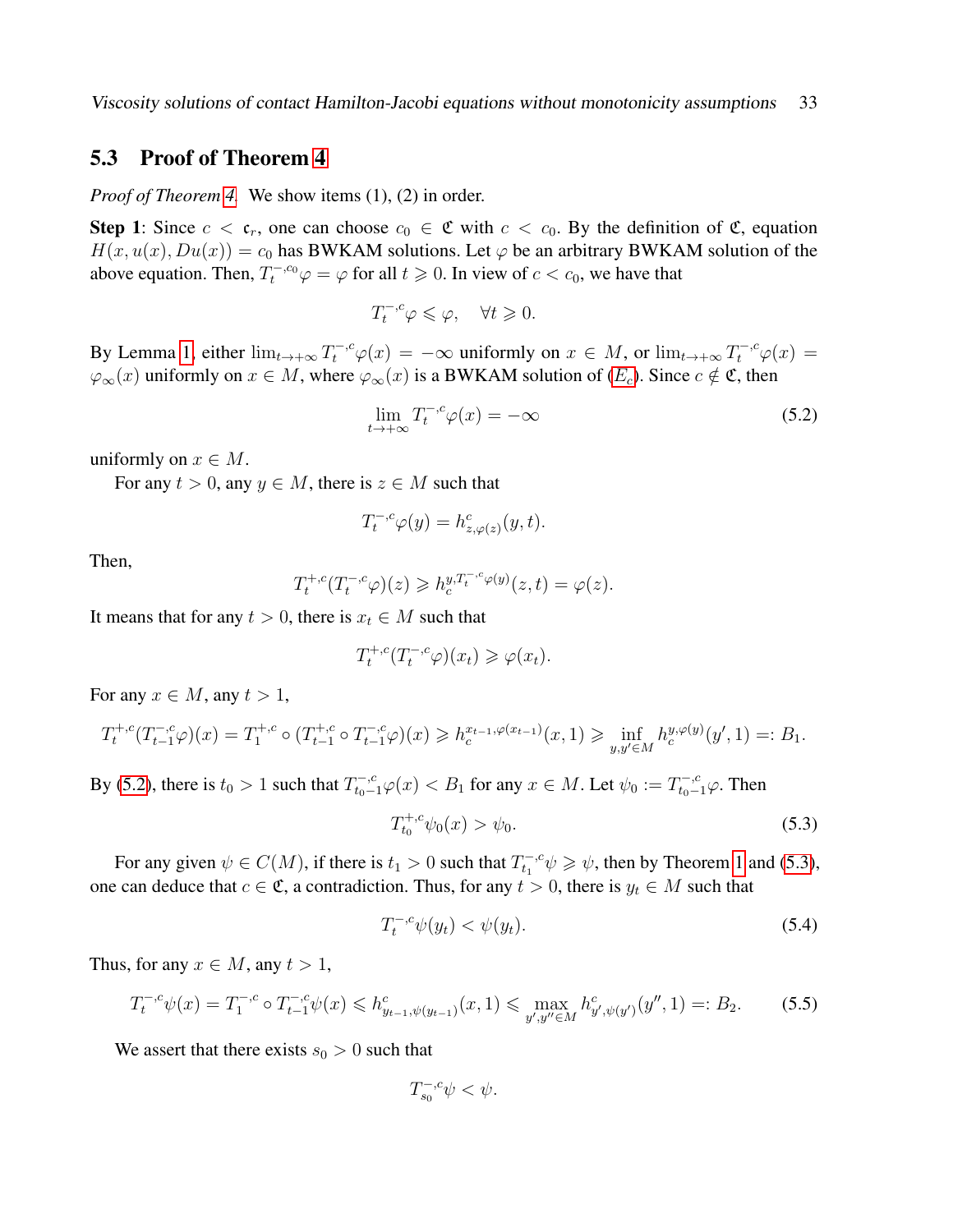## 5.3 Proof of Theorem 4

*Proof of Theorem 4.* We show items (1), (2) in order.

**Step 1**: Since $c < \mathfrak{c}_r$, one can choose $c_0 \in \mathfrak{C}$ with $c < c_0$. By the definition of $\mathfrak{C}$, equation $H(x, u(x), Du(x)) = c_0$ has BWKAM solutions. Let $\varphi$ be an arbitrary BWKAM solution of the above equation. Then, $T_t^{-,c_0}\varphi = \varphi$ for all $t \geqslant 0$. In view of $c < c_0$, we have that

$$T_t^{-,c}\varphi \leqslant \varphi, \quad \forall t \geqslant 0.$$

By Lemma 1, either $\lim_{t\to+\infty} T_t^{-,c}\varphi(x) = -\infty$ uniformly on $x \in M$, or $\lim_{t\to+\infty} T_t^{-,c}\varphi(x) = \varphi_\infty(x)$ uniformly on $x \in M$, where $\varphi_\infty(x)$ is a BWKAM solution of ($E_c$). Since $c \notin \mathfrak{C}$, then

$$\lim_{t\to+\infty} T_t^{-,c}\varphi(x) = -\infty \tag{5.2}$$

uniformly on $x \in M$.

For any $t > 0$, any $y \in M$, there is $z \in M$ such that

$$T_t^{-,c}\varphi(y) = h^c_{z,\varphi(z)}(y, t).$$

Then,

$$T_t^{+,c}(T_t^{-,c}\varphi)(z) \geqslant h_c^{y, T_t^{-,c}\varphi(y)}(z, t) = \varphi(z).$$

It means that for any $t > 0$, there is $x_t \in M$ such that

$$T_t^{+,c}(T_t^{-,c}\varphi)(x_t) \geqslant \varphi(x_t).$$

For any $x \in M$, any $t > 1$,

$$T_t^{+,c}(T_{t-1}^{-,c}\varphi)(x) = T_1^{+,c} \circ (T_{t-1}^{+,c} \circ T_{t-1}^{-,c}\varphi)(x) \geqslant h_c^{x_{t-1},\varphi(x_{t-1})}(x, 1) \geqslant \inf_{y,y' \in M} h_c^{y,\varphi(y)}(y', 1) =: B_1.$$

By (5.2), there is $t_0 > 1$ such that $T_{t_0-1}^{-,c}\varphi(x) < B_1$ for any $x \in M$. Let $\psi_0 := T_{t_0-1}^{-,c}\varphi$. Then

$$T_{t_0}^{+,c}\psi_0(x) > \psi_0. \tag{5.3}$$

For any given $\psi \in C(M)$, if there is $t_1 > 0$ such that $T_{t_1}^{-,c}\psi \geqslant \psi$, then by Theorem 1 and (5.3), one can deduce that $c \in \mathfrak{C}$, a contradiction. Thus, for any $t > 0$, there is $y_t \in M$ such that

$$T_t^{-,c}\psi(y_t) < \psi(y_t). \tag{5.4}$$

Thus, for any $x \in M$, any $t > 1$,

$$T_t^{-,c}\psi(x) = T_1^{-,c} \circ T_{t-1}^{-,c}\psi(x) \leqslant h^c_{y_{t-1},\psi(y_{t-1})}(x, 1) \leqslant \max_{y',y'' \in M} h^c_{y',\psi(y')}(y'', 1) =: B_2. \tag{5.5}$$

We assert that there exists $s_0 > 0$ such that

$$T_{s_0}^{-,c}\psi < \psi.$$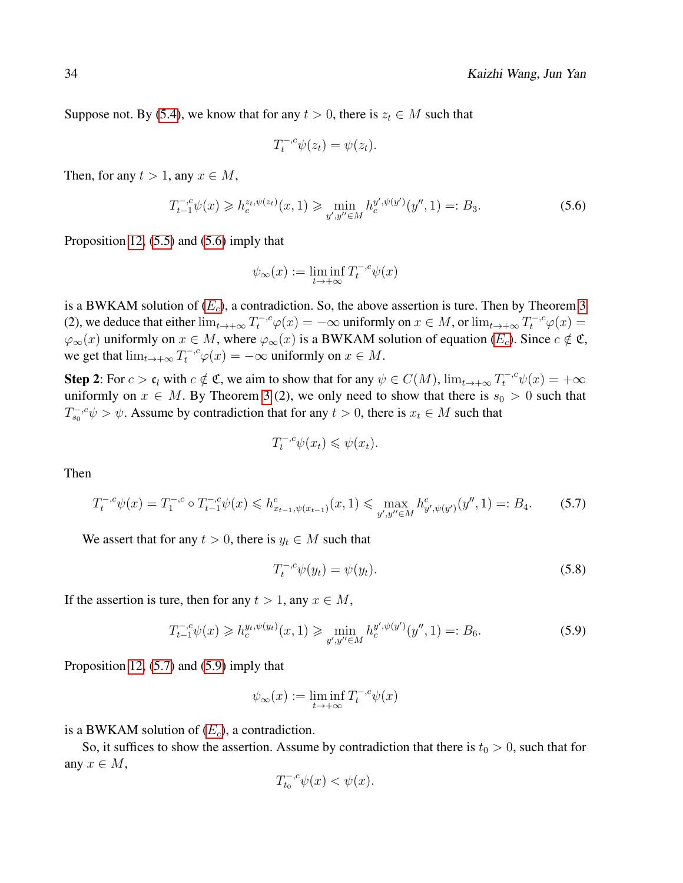Suppose not. By (5.4), we know that for any $t > 0$, there is $z_t \in M$ such that

$$T_t^{-,c}\psi(z_t) = \psi(z_t).$$

Then, for any $t > 1$, any $x \in M$,

$$T_{t-1}^{-,c}\psi(x) \geqslant h_c^{z_t,\psi(z_t)}(x,1) \geqslant \min_{y',y''\in M} h_c^{y',\psi(y')}(y'',1) =: B_3. \tag{5.6}$$

Proposition 12, (5.5) and (5.6) imply that

$$\psi_\infty(x) := \liminf_{t\to+\infty} T_t^{-,c}\psi(x)$$

is a BWKAM solution of ($E_c$), a contradiction. So, the above assertion is ture. Then by Theorem 3 (2), we deduce that either $\lim_{t\to+\infty} T_t^{-,c}\varphi(x) = -\infty$ uniformly on $x \in M$, or $\lim_{t\to+\infty} T_t^{-,c}\varphi(x) = \varphi_\infty(x)$ uniformly on $x \in M$, where $\varphi_\infty(x)$ is a BWKAM solution of equation ($E_c$). Since $c \notin \mathfrak{C}$, we get that $\lim_{t\to+\infty} T_t^{-,c}\varphi(x) = -\infty$ uniformly on $x \in M$.

**Step 2**: For $c > \mathfrak{c}_l$ with $c \notin \mathfrak{C}$, we aim to show that for any $\psi \in C(M)$, $\lim_{t\to+\infty} T_t^{-,c}\psi(x) = +\infty$ uniformly on $x \in M$. By Theorem 3 (2), we only need to show that there is $s_0 > 0$ such that $T_{s_0}^{-,c}\psi > \psi$. Assume by contradiction that for any $t > 0$, there is $x_t \in M$ such that

$$T_t^{-,c}\psi(x_t) \leqslant \psi(x_t).$$

Then

$$T_t^{-,c}\psi(x) = T_1^{-,c} \circ T_{t-1}^{-,c}\psi(x) \leqslant h^c_{x_{t-1},\psi(x_{t-1})}(x,1) \leqslant \max_{y',y''\in M} h^c_{y',\psi(y')}(y'',1) =: B_4. \tag{5.7}$$

We assert that for any $t > 0$, there is $y_t \in M$ such that

$$T_t^{-,c}\psi(y_t) = \psi(y_t). \tag{5.8}$$

If the assertion is ture, then for any $t > 1$, any $x \in M$,

$$T_{t-1}^{-,c}\psi(x) \geqslant h_c^{y_t,\psi(y_t)}(x,1) \geqslant \min_{y',y''\in M} h_c^{y',\psi(y')}(y'',1) =: B_6. \tag{5.9}$$

Proposition 12, (5.7) and (5.9) imply that

$$\psi_\infty(x) := \liminf_{t\to+\infty} T_t^{-,c}\psi(x)$$

is a BWKAM solution of ($E_c$), a contradiction.

So, it suffices to show the assertion. Assume by contradiction that there is $t_0 > 0$, such that for any $x \in M$,

$$T_{t_0}^{-,c}\psi(x) < \psi(x).$$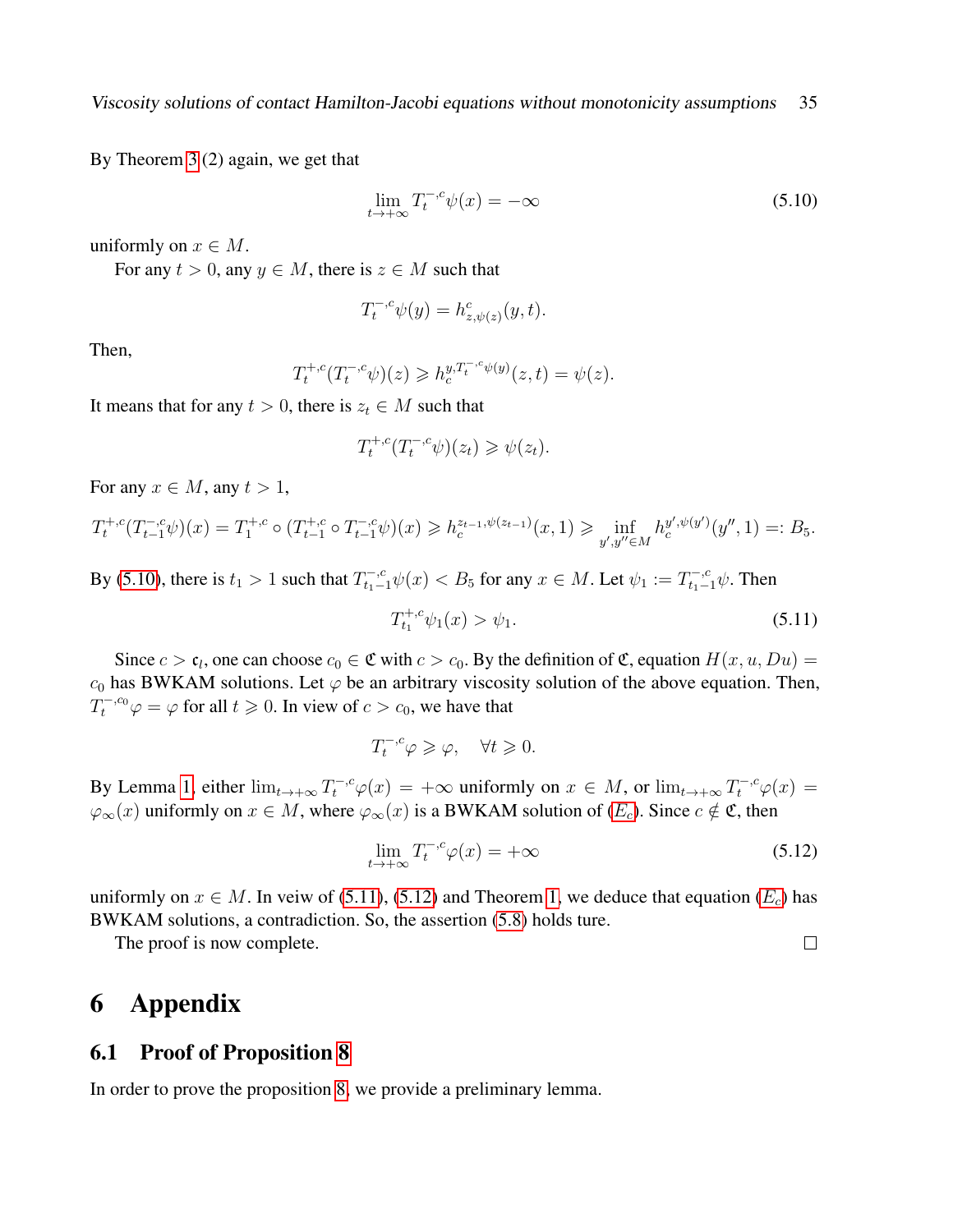By Theorem 3 (2) again, we get that

$$\lim_{t\to+\infty} T_t^{-,c}\psi(x) = -\infty \tag{5.10}$$

uniformly on $x \in M$.

For any $t > 0$, any $y \in M$, there is $z \in M$ such that

$$T_t^{-,c}\psi(y) = h^c_{z,\psi(z)}(y,t).$$

Then,

$$T_t^{+,c}(T_t^{-,c}\psi)(z) \geqslant h_c^{y,T_t^{-,c}\psi(y)}(z,t) = \psi(z).$$

It means that for any $t > 0$, there is $z_t \in M$ such that

$$T_t^{+,c}(T_t^{-,c}\psi)(z_t) \geqslant \psi(z_t).$$

For any $x \in M$, any $t > 1$,

$$T_t^{+,c}(T_{t-1}^{-,c}\psi)(x) = T_1^{+,c} \circ (T_{t-1}^{+,c} \circ T_{t-1}^{-,c}\psi)(x) \geqslant h_c^{z_{t-1},\psi(z_{t-1})}(x,1) \geqslant \inf_{y',y''\in M} h_c^{y',\psi(y')}(y'',1) =: B_5.$$

By (5.10), there is $t_1 > 1$ such that $T_{t_1-1}^{-,c}\psi(x) < B_5$ for any $x \in M$. Let $\psi_1 := T_{t_1-1}^{-,c}\psi$. Then

$$T_{t_1}^{+,c}\psi_1(x) > \psi_1. \tag{5.11}$$

Since $c > \mathfrak{c}_l$, one can choose $c_0 \in \mathfrak{C}$ with $c > c_0$. By the definition of $\mathfrak{C}$, equation $H(x,u,Du) = c_0$ has BWKAM solutions. Let $\varphi$ be an arbitrary viscosity solution of the above equation. Then, $T_t^{-,c_0}\varphi = \varphi$ for all $t \geqslant 0$. In view of $c > c_0$, we have that

$$T_t^{-,c}\varphi \geqslant \varphi, \quad \forall t \geqslant 0.$$

By Lemma 1, either $\lim_{t\to+\infty} T_t^{-,c}\varphi(x) = +\infty$ uniformly on $x \in M$, or $\lim_{t\to+\infty} T_t^{-,c}\varphi(x) = \varphi_\infty(x)$ uniformly on $x \in M$, where $\varphi_\infty(x)$ is a BWKAM solution of ($E_c$). Since $c \notin \mathfrak{C}$, then

$$\lim_{t\to+\infty} T_t^{-,c}\varphi(x) = +\infty \tag{5.12}$$

uniformly on $x \in M$. In veiw of (5.11), (5.12) and Theorem 1, we deduce that equation ($E_c$) has BWKAM solutions, a contradiction. So, the assertion (5.8) holds ture.

The proof is now complete. □

# 6 Appendix

## 6.1 Proof of Proposition 8

In order to prove the proposition 8, we provide a preliminary lemma.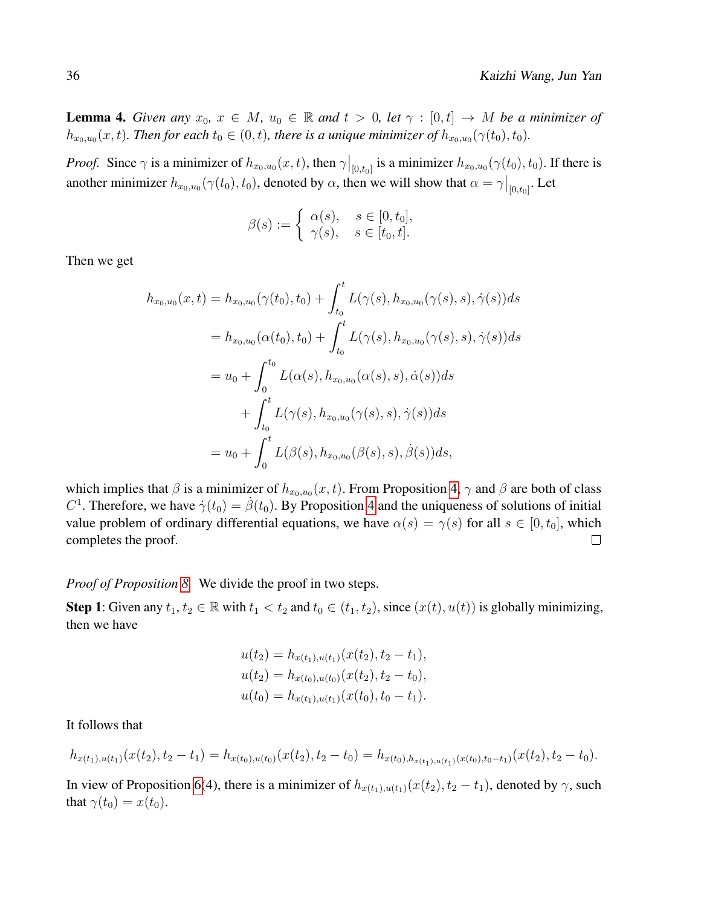**Lemma 4.** *Given any $x_0$, $x \in M$, $u_0 \in \mathbb{R}$ and $t > 0$, let $\gamma : [0, t] \to M$ be a minimizer of $h_{x_0,u_0}(x, t)$. Then for each $t_0 \in (0, t)$, there is a unique minimizer of $h_{x_0,u_0}(\gamma(t_0), t_0)$.*

*Proof.* Since $\gamma$ is a minimizer of $h_{x_0,u_0}(x, t)$, then $\gamma\big|_{[0,t_0]}$ is a minimizer $h_{x_0,u_0}(\gamma(t_0), t_0)$. If there is another minimizer $h_{x_0,u_0}(\gamma(t_0), t_0)$, denoted by $\alpha$, then we will show that $\alpha = \gamma\big|_{[0,t_0]}$. Let

$$\beta(s) := \begin{cases} \alpha(s), & s \in [0, t_0], \\ \gamma(s), & s \in [t_0, t]. \end{cases}$$

Then we get

$$\begin{aligned}
h_{x_0,u_0}(x, t) &= h_{x_0,u_0}(\gamma(t_0), t_0) + \int_{t_0}^{t} L(\gamma(s), h_{x_0,u_0}(\gamma(s), s), \dot{\gamma}(s))ds \\
&= h_{x_0,u_0}(\alpha(t_0), t_0) + \int_{t_0}^{t} L(\gamma(s), h_{x_0,u_0}(\gamma(s), s), \dot{\gamma}(s))ds \\
&= u_0 + \int_{0}^{t_0} L(\alpha(s), h_{x_0,u_0}(\alpha(s), s), \dot{\alpha}(s))ds \\
&\quad + \int_{t_0}^{t} L(\gamma(s), h_{x_0,u_0}(\gamma(s), s), \dot{\gamma}(s))ds \\
&= u_0 + \int_{0}^{t} L(\beta(s), h_{x_0,u_0}(\beta(s), s), \dot{\beta}(s))ds,
\end{aligned}$$

which implies that $\beta$ is a minimizer of $h_{x_0,u_0}(x, t)$. From Proposition 4, $\gamma$ and $\beta$ are both of class $C^1$. Therefore, we have $\dot{\gamma}(t_0) = \dot{\beta}(t_0)$. By Proposition 4 and the uniqueness of solutions of initial value problem of ordinary differential equations, we have $\alpha(s) = \gamma(s)$ for all $s \in [0, t_0]$, which completes the proof. □

*Proof of Proposition 8.* We divide the proof in two steps.

**Step 1**: Given any $t_1, t_2 \in \mathbb{R}$ with $t_1 < t_2$ and $t_0 \in (t_1, t_2)$, since $(x(t), u(t))$ is globally minimizing, then we have

$$\begin{aligned}
u(t_2) &= h_{x(t_1),u(t_1)}(x(t_2), t_2 - t_1), \\
u(t_2) &= h_{x(t_0),u(t_0)}(x(t_2), t_2 - t_0), \\
u(t_0) &= h_{x(t_1),u(t_1)}(x(t_0), t_0 - t_1).
\end{aligned}$$

It follows that

$$h_{x(t_1),u(t_1)}(x(t_2), t_2 - t_1) = h_{x(t_0),u(t_0)}(x(t_2), t_2 - t_0) = h_{x(t_0),h_{x(t_1),u(t_1)}(x(t_0),t_0-t_1)}(x(t_2), t_2 - t_0).$$

In view of Proposition 6(4), there is a minimizer of $h_{x(t_1),u(t_1)}(x(t_2), t_2 - t_1)$, denoted by $\gamma$, such that $\gamma(t_0) = x(t_0)$.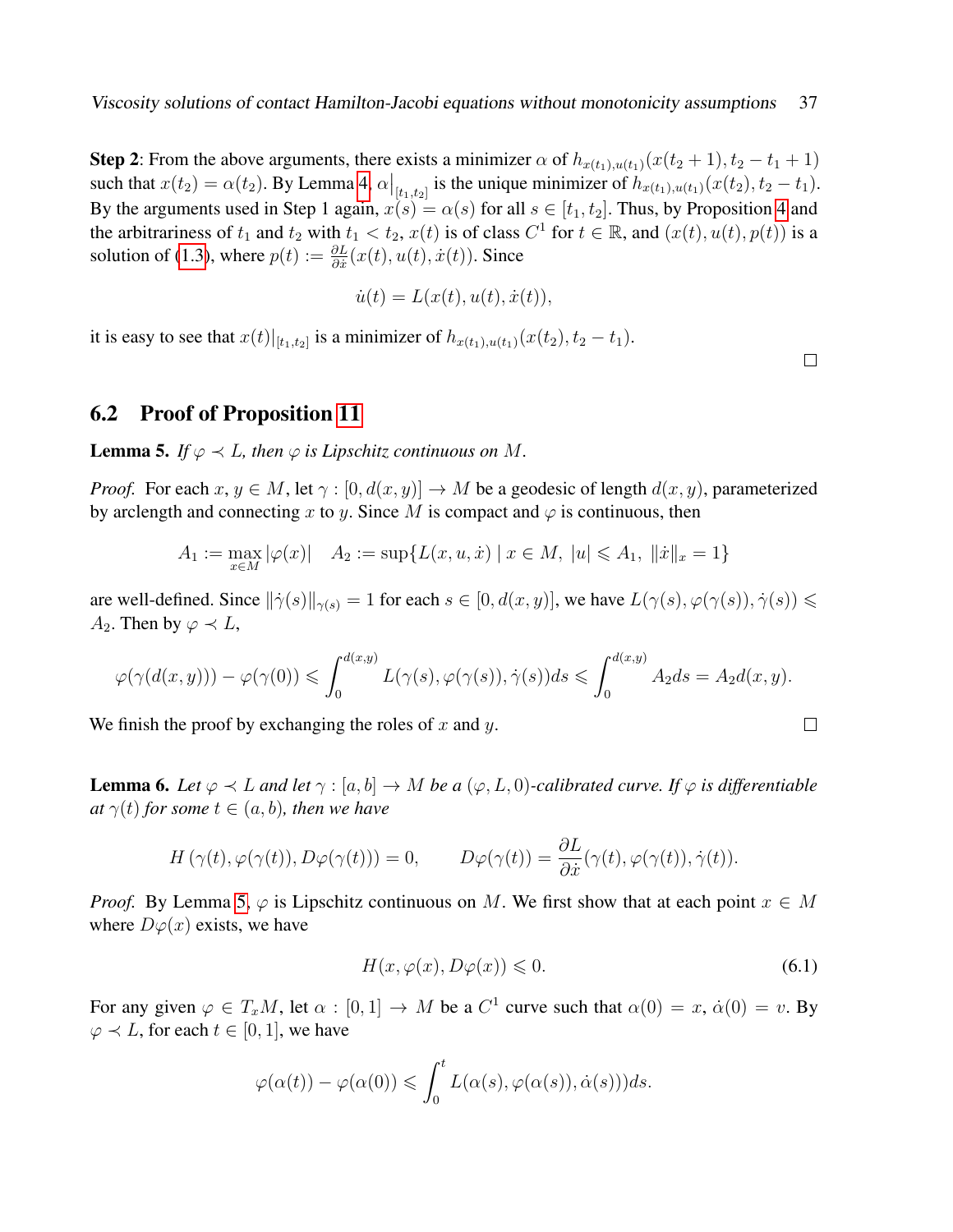**Step 2**: From the above arguments, there exists a minimizer $\alpha$ of $h_{x(t_1),u(t_1)}(x(t_2+1), t_2-t_1+1)$ such that $x(t_2)=\alpha(t_2)$. By Lemma 4, $\alpha|_{[t_1,t_2]}$ is the unique minimizer of $h_{x(t_1),u(t_1)}(x(t_2), t_2-t_1)$. By the arguments used in Step 1 again, $x(s)=\alpha(s)$ for all $s\in[t_1,t_2]$. Thus, by Proposition 4 and the arbitrariness of $t_1$ and $t_2$ with $t_1<t_2$, $x(t)$ is of class $C^1$ for $t\in\mathbb{R}$, and $(x(t),u(t),p(t))$ is a solution of (1.3), where $p(t):=\frac{\partial L}{\partial \dot{x}}(x(t),u(t),\dot{x}(t))$. Since

$$\dot{u}(t)=L(x(t),u(t),\dot{x}(t)),$$

it is easy to see that $x(t)|_{[t_1,t_2]}$ is a minimizer of $h_{x(t_1),u(t_1)}(x(t_2),t_2-t_1)$.

□

## 6.2 Proof of Proposition 11

**Lemma 5.** *If $\varphi\prec L$, then $\varphi$ is Lipschitz continuous on $M$.*

*Proof.* For each $x,y\in M$, let $\gamma:[0,d(x,y)]\to M$ be a geodesic of length $d(x,y)$, parameterized by arclength and connecting $x$ to $y$. Since $M$ is compact and $\varphi$ is continuous, then

$$A_1:=\max_{x\in M}|\varphi(x)| \quad A_2:=\sup\{L(x,u,\dot{x}) \mid x\in M,\ |u|\leqslant A_1,\ \|\dot{x}\|_x=1\}$$

are well-defined. Since $\|\dot{\gamma}(s)\|_{\gamma(s)}=1$ for each $s\in[0,d(x,y)]$, we have $L(\gamma(s),\varphi(\gamma(s)),\dot{\gamma}(s))\leqslant A_2$. Then by $\varphi\prec L$,

$$\varphi(\gamma(d(x,y)))-\varphi(\gamma(0))\leqslant\int_0^{d(x,y)}L(\gamma(s),\varphi(\gamma(s)),\dot{\gamma}(s))ds\leqslant\int_0^{d(x,y)}A_2ds=A_2d(x,y).$$

We finish the proof by exchanging the roles of $x$ and $y$. □

**Lemma 6.** *Let $\varphi\prec L$ and let $\gamma:[a,b]\to M$ be a $(\varphi,L,0)$-calibrated curve. If $\varphi$ is differentiable at $\gamma(t)$ for some $t\in(a,b)$, then we have*

$$H\left(\gamma(t),\varphi(\gamma(t)),D\varphi(\gamma(t))\right)=0,\qquad D\varphi(\gamma(t))=\frac{\partial L}{\partial \dot{x}}(\gamma(t),\varphi(\gamma(t)),\dot{\gamma}(t)).$$

*Proof.* By Lemma 5, $\varphi$ is Lipschitz continuous on $M$. We first show that at each point $x\in M$ where $D\varphi(x)$ exists, we have

$$H(x,\varphi(x),D\varphi(x))\leqslant 0. \tag{6.1}$$

For any given $\varphi\in T_xM$, let $\alpha:[0,1]\to M$ be a $C^1$ curve such that $\alpha(0)=x$, $\dot{\alpha}(0)=v$. By $\varphi\prec L$, for each $t\in[0,1]$, we have

$$\varphi(\alpha(t))-\varphi(\alpha(0))\leqslant\int_0^t L(\alpha(s),\varphi(\alpha(s)),\dot{\alpha}(s))ds.$$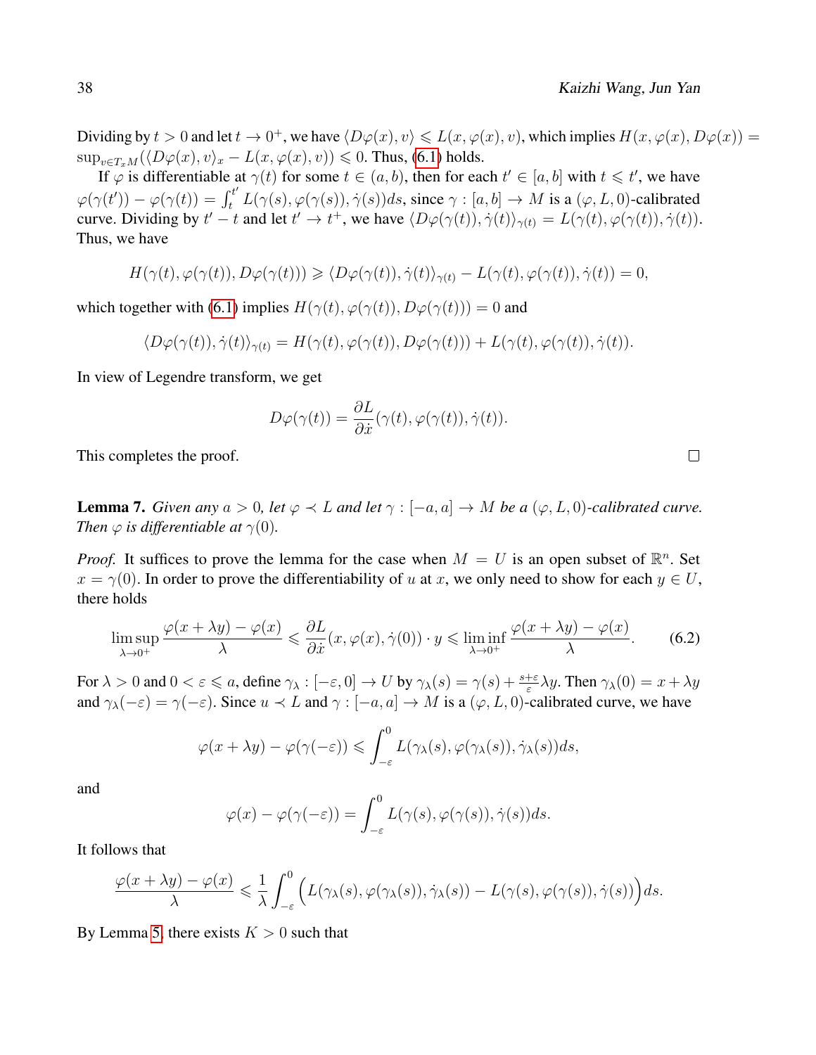Dividing by $t > 0$ and let $t \to 0^+$, we have $\langle D\varphi(x), v\rangle \leqslant L(x, \varphi(x), v)$, which implies $H(x, \varphi(x), D\varphi(x)) = \sup_{v \in T_x M}(\langle D\varphi(x), v\rangle_x - L(x, \varphi(x), v)) \leqslant 0$. Thus, (6.1) holds.

If $\varphi$ is differentiable at $\gamma(t)$ for some $t \in (a, b)$, then for each $t' \in [a, b]$ with $t \leqslant t'$, we have $\varphi(\gamma(t')) - \varphi(\gamma(t)) = \int_t^{t'} L(\gamma(s), \varphi(\gamma(s)), \dot\gamma(s))ds$, since $\gamma : [a, b] \to M$ is a $(\varphi, L, 0)$-calibrated curve. Dividing by $t' - t$ and let $t' \to t^+$, we have $\langle D\varphi(\gamma(t)), \dot\gamma(t)\rangle_{\gamma(t)} = L(\gamma(t), \varphi(\gamma(t)), \dot\gamma(t))$. Thus, we have

$$H(\gamma(t), \varphi(\gamma(t)), D\varphi(\gamma(t))) \geqslant \langle D\varphi(\gamma(t)), \dot\gamma(t)\rangle_{\gamma(t)} - L(\gamma(t), \varphi(\gamma(t)), \dot\gamma(t)) = 0,$$

which together with (6.1) implies $H(\gamma(t), \varphi(\gamma(t)), D\varphi(\gamma(t))) = 0$ and

$$\langle D\varphi(\gamma(t)), \dot\gamma(t)\rangle_{\gamma(t)} = H(\gamma(t), \varphi(\gamma(t)), D\varphi(\gamma(t))) + L(\gamma(t), \varphi(\gamma(t)), \dot\gamma(t)).$$

In view of Legendre transform, we get

$$D\varphi(\gamma(t)) = \frac{\partial L}{\partial \dot x}(\gamma(t), \varphi(\gamma(t)), \dot\gamma(t)).$$

This completes the proof. □

**Lemma 7.** *Given any $a > 0$, let $\varphi \prec L$ and let $\gamma : [-a, a] \to M$ be a $(\varphi, L, 0)$-calibrated curve. Then $\varphi$ is differentiable at $\gamma(0)$.*

*Proof.* It suffices to prove the lemma for the case when $M = U$ is an open subset of $\mathbb{R}^n$. Set $x = \gamma(0)$. In order to prove the differentiability of $u$ at $x$, we only need to show for each $y \in U$, there holds

$$\limsup_{\lambda \to 0^+} \frac{\varphi(x + \lambda y) - \varphi(x)}{\lambda} \leqslant \frac{\partial L}{\partial \dot x}(x, \varphi(x), \dot\gamma(0)) \cdot y \leqslant \liminf_{\lambda \to 0^+} \frac{\varphi(x + \lambda y) - \varphi(x)}{\lambda}. \tag{6.2}$$

For $\lambda > 0$ and $0 < \varepsilon \leqslant a$, define $\gamma_\lambda : [-\varepsilon, 0] \to U$ by $\gamma_\lambda(s) = \gamma(s) + \frac{s+\varepsilon}{\varepsilon}\lambda y$. Then $\gamma_\lambda(0) = x + \lambda y$ and $\gamma_\lambda(-\varepsilon) = \gamma(-\varepsilon)$. Since $u \prec L$ and $\gamma : [-a, a] \to M$ is a $(\varphi, L, 0)$-calibrated curve, we have

$$\varphi(x + \lambda y) - \varphi(\gamma(-\varepsilon)) \leqslant \int_{-\varepsilon}^{0} L(\gamma_\lambda(s), \varphi(\gamma_\lambda(s)), \dot\gamma_\lambda(s))ds,$$

and

$$\varphi(x) - \varphi(\gamma(-\varepsilon)) = \int_{-\varepsilon}^{0} L(\gamma(s), \varphi(\gamma(s)), \dot\gamma(s))ds.$$

It follows that

$$\frac{\varphi(x + \lambda y) - \varphi(x)}{\lambda} \leqslant \frac{1}{\lambda}\int_{-\varepsilon}^{0} \Big(L(\gamma_\lambda(s), \varphi(\gamma_\lambda(s)), \dot\gamma_\lambda(s)) - L(\gamma(s), \varphi(\gamma(s)), \dot\gamma(s))\Big)ds.$$

By Lemma 5, there exists $K > 0$ such that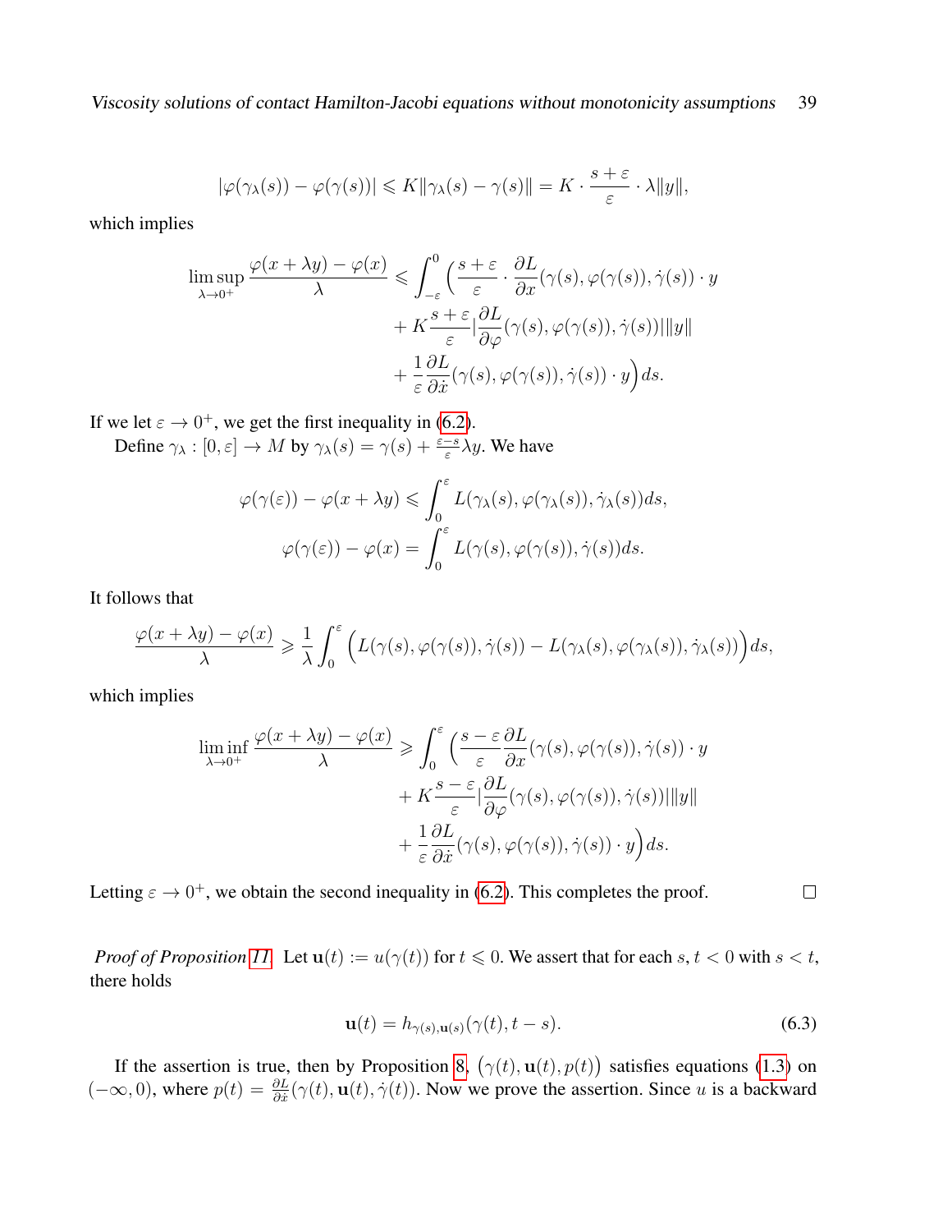$$|\varphi(\gamma_\lambda(s)) - \varphi(\gamma(s))| \leqslant K\|\gamma_\lambda(s) - \gamma(s)\| = K \cdot \frac{s+\varepsilon}{\varepsilon} \cdot \lambda\|y\|,$$

which implies

$$\begin{aligned}
\limsup_{\lambda\to 0^+} \frac{\varphi(x+\lambda y) - \varphi(x)}{\lambda} \leqslant \int_{-\varepsilon}^{0} \Big( & \frac{s+\varepsilon}{\varepsilon} \cdot \frac{\partial L}{\partial x}(\gamma(s), \varphi(\gamma(s)), \dot\gamma(s)) \cdot y \\
& + K\frac{s+\varepsilon}{\varepsilon} \Big|\frac{\partial L}{\partial \varphi}(\gamma(s), \varphi(\gamma(s)), \dot\gamma(s))\Big| \|y\| \\
& + \frac{1}{\varepsilon}\frac{\partial L}{\partial \dot x}(\gamma(s), \varphi(\gamma(s)), \dot\gamma(s)) \cdot y \Big) ds.
\end{aligned}$$

If we let $\varepsilon \to 0^+$, we get the first inequality in (6.2).

Define $\gamma_\lambda : [0, \varepsilon] \to M$ by $\gamma_\lambda(s) = \gamma(s) + \frac{\varepsilon - s}{\varepsilon}\lambda y$. We have

$$\varphi(\gamma(\varepsilon)) - \varphi(x + \lambda y) \leqslant \int_0^{\varepsilon} L(\gamma_\lambda(s), \varphi(\gamma_\lambda(s)), \dot\gamma_\lambda(s)) ds,$$

$$\varphi(\gamma(\varepsilon)) - \varphi(x) = \int_0^{\varepsilon} L(\gamma(s), \varphi(\gamma(s)), \dot\gamma(s)) ds.$$

It follows that

$$\frac{\varphi(x+\lambda y) - \varphi(x)}{\lambda} \geqslant \frac{1}{\lambda}\int_0^{\varepsilon} \Big( L(\gamma(s), \varphi(\gamma(s)), \dot\gamma(s)) - L(\gamma_\lambda(s), \varphi(\gamma_\lambda(s)), \dot\gamma_\lambda(s)) \Big) ds,$$

which implies

$$\begin{aligned}
\liminf_{\lambda\to 0^+} \frac{\varphi(x+\lambda y) - \varphi(x)}{\lambda} \geqslant \int_{0}^{\varepsilon} \Big( & \frac{s-\varepsilon}{\varepsilon} \frac{\partial L}{\partial x}(\gamma(s), \varphi(\gamma(s)), \dot\gamma(s)) \cdot y \\
& + K\frac{s-\varepsilon}{\varepsilon} \Big|\frac{\partial L}{\partial \varphi}(\gamma(s), \varphi(\gamma(s)), \dot\gamma(s))\Big| \|y\| \\
& + \frac{1}{\varepsilon}\frac{\partial L}{\partial \dot x}(\gamma(s), \varphi(\gamma(s)), \dot\gamma(s)) \cdot y \Big) ds.
\end{aligned}$$

Letting $\varepsilon \to 0^+$, we obtain the second inequality in (6.2). This completes the proof. □

*Proof of Proposition 11.* Let $\mathbf{u}(t) := u(\gamma(t))$ for $t \leqslant 0$. We assert that for each $s, t < 0$ with $s < t$, there holds

$$\mathbf{u}(t) = h_{\gamma(s), \mathbf{u}(s)}(\gamma(t), t - s). \tag{6.3}$$

If the assertion is true, then by Proposition 8, $\big(\gamma(t), \mathbf{u}(t), p(t)\big)$ satisfies equations (1.3) on $(-\infty, 0)$, where $p(t) = \frac{\partial L}{\partial \dot x}(\gamma(t), \mathbf{u}(t), \dot\gamma(t))$. Now we prove the assertion. Since $u$ is a backward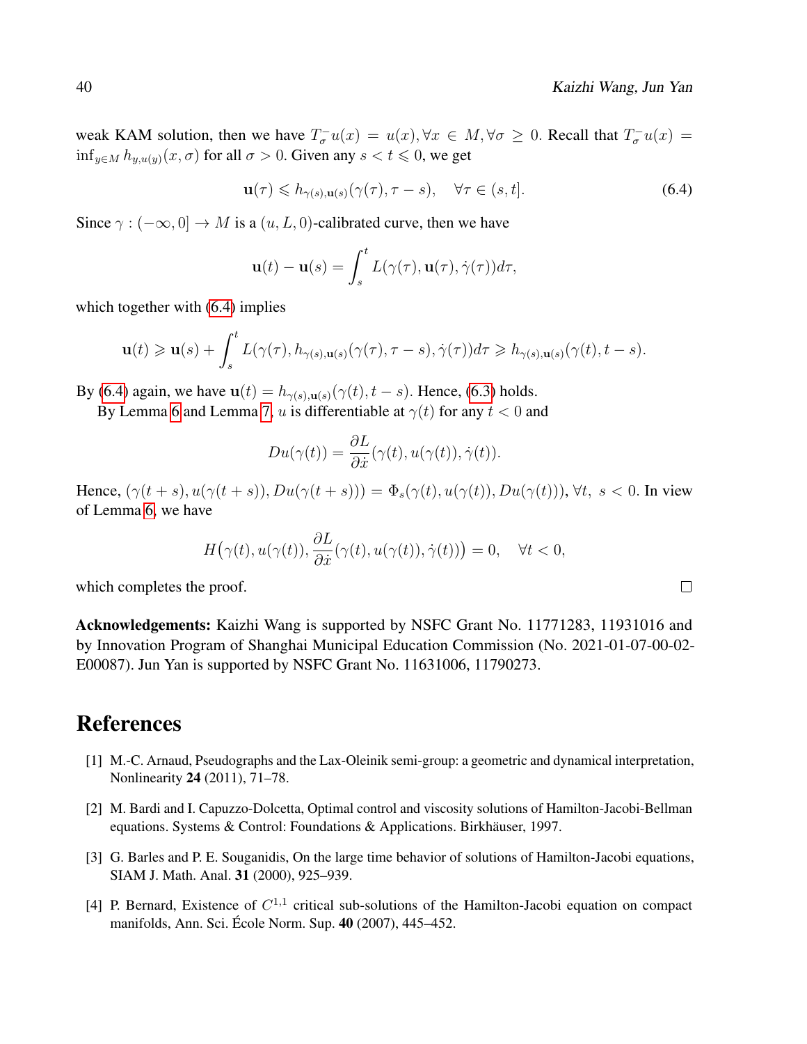weak KAM solution, then we have $T^-_\sigma u(x) = u(x), \forall x \in M, \forall \sigma \geq 0$. Recall that $T^-_\sigma u(x) = \inf_{y \in M} h_{y,u(y)}(x, \sigma)$ for all $\sigma > 0$. Given any $s < t \leqslant 0$, we get

$$\mathbf{u}(\tau) \leqslant h_{\gamma(s),\mathbf{u}(s)}(\gamma(\tau), \tau - s), \quad \forall \tau \in (s, t]. \tag{6.4}$$

Since $\gamma : (-\infty, 0] \to M$ is a $(u, L, 0)$-calibrated curve, then we have

$$\mathbf{u}(t) - \mathbf{u}(s) = \int_s^t L(\gamma(\tau), \mathbf{u}(\tau), \dot{\gamma}(\tau)) d\tau,$$

which together with (6.4) implies

$$\mathbf{u}(t) \geqslant \mathbf{u}(s) + \int_s^t L(\gamma(\tau), h_{\gamma(s),\mathbf{u}(s)}(\gamma(\tau), \tau - s), \dot{\gamma}(\tau)) d\tau \geqslant h_{\gamma(s),\mathbf{u}(s)}(\gamma(t), t - s).$$

By (6.4) again, we have $\mathbf{u}(t) = h_{\gamma(s),\mathbf{u}(s)}(\gamma(t), t - s)$. Hence, (6.3) holds.

By Lemma 6 and Lemma 7, $u$ is differentiable at $\gamma(t)$ for any $t < 0$ and

$$Du(\gamma(t)) = \frac{\partial L}{\partial \dot{x}}(\gamma(t), u(\gamma(t)), \dot{\gamma}(t)).$$

Hence, $(\gamma(t+s), u(\gamma(t+s)), Du(\gamma(t+s))) = \Phi_s(\gamma(t), u(\gamma(t)), Du(\gamma(t))), \forall t,\ s < 0$. In view of Lemma 6, we have

$$H\big(\gamma(t), u(\gamma(t)), \frac{\partial L}{\partial \dot{x}}(\gamma(t), u(\gamma(t)), \dot{\gamma}(t))\big) = 0, \quad \forall t < 0,$$

which completes the proof. □

**Acknowledgements:** Kaizhi Wang is supported by NSFC Grant No. 11771283, 11931016 and by Innovation Program of Shanghai Municipal Education Commission (No. 2021-01-07-00-02-E00087). Jun Yan is supported by NSFC Grant No. 11631006, 11790273.

# References

[1] M.-C. Arnaud, Pseudographs and the Lax-Oleinik semi-group: a geometric and dynamical interpretation, Nonlinearity **24** (2011), 71–78.

[2] M. Bardi and I. Capuzzo-Dolcetta, Optimal control and viscosity solutions of Hamilton-Jacobi-Bellman equations. Systems & Control: Foundations & Applications. Birkhäuser, 1997.

[3] G. Barles and P. E. Souganidis, On the large time behavior of solutions of Hamilton-Jacobi equations, SIAM J. Math. Anal. **31** (2000), 925–939.

[4] P. Bernard, Existence of $C^{1,1}$ critical sub-solutions of the Hamilton-Jacobi equation on compact manifolds, Ann. Sci. École Norm. Sup. **40** (2007), 445–452.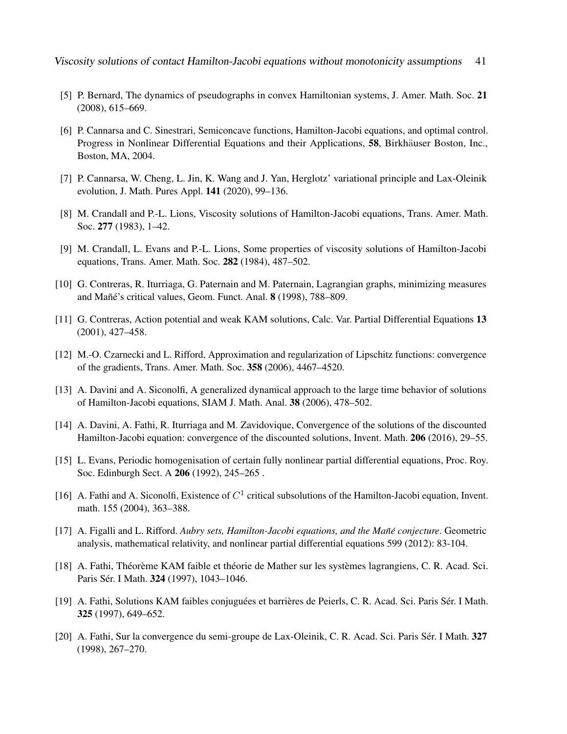[5] P. Bernard, The dynamics of pseudographs in convex Hamiltonian systems, J. Amer. Math. Soc. **21** (2008), 615–669.

[6] P. Cannarsa and C. Sinestrari, Semiconcave functions, Hamilton-Jacobi equations, and optimal control. Progress in Nonlinear Differential Equations and their Applications, **58**, Birkhäuser Boston, Inc., Boston, MA, 2004.

[7] P. Cannarsa, W. Cheng, L. Jin, K. Wang and J. Yan, Herglotz' variational principle and Lax-Oleinik evolution, J. Math. Pures Appl. **141** (2020), 99–136.

[8] M. Crandall and P.-L. Lions, Viscosity solutions of Hamilton-Jacobi equations, Trans. Amer. Math. Soc. **277** (1983), 1–42.

[9] M. Crandall, L. Evans and P.-L. Lions, Some properties of viscosity solutions of Hamilton-Jacobi equations, Trans. Amer. Math. Soc. **282** (1984), 487–502.

[10] G. Contreras, R. Iturriaga, G. Paternain and M. Paternain, Lagrangian graphs, minimizing measures and Mañé's critical values, Geom. Funct. Anal. **8** (1998), 788–809.

[11] G. Contreras, Action potential and weak KAM solutions, Calc. Var. Partial Differential Equations **13** (2001), 427–458.

[12] M.-O. Czarnecki and L. Rifford, Approximation and regularization of Lipschitz functions: convergence of the gradients, Trans. Amer. Math. Soc. **358** (2006), 4467–4520.

[13] A. Davini and A. Siconolfi, A generalized dynamical approach to the large time behavior of solutions of Hamilton-Jacobi equations, SIAM J. Math. Anal. **38** (2006), 478–502.

[14] A. Davini, A. Fathi, R. Iturriaga and M. Zavidovique, Convergence of the solutions of the discounted Hamilton-Jacobi equation: convergence of the discounted solutions, Invent. Math. **206** (2016), 29–55.

[15] L. Evans, Periodic homogenisation of certain fully nonlinear partial differential equations, Proc. Roy. Soc. Edinburgh Sect. A **206** (1992), 245–265 .

[16] A. Fathi and A. Siconolfi, Existence of $C^1$ critical subsolutions of the Hamilton-Jacobi equation, Invent. math. 155 (2004), 363–388.

[17] A. Figalli and L. Rifford. *Aubry sets, Hamilton-Jacobi equations, and the Mañé conjecture*. Geometric analysis, mathematical relativity, and nonlinear partial differential equations 599 (2012): 83-104.

[18] A. Fathi, Théorème KAM faible et théorie de Mather sur les systèmes lagrangiens, C. R. Acad. Sci. Paris Sér. I Math. **324** (1997), 1043–1046.

[19] A. Fathi, Solutions KAM faibles conjuguées et barrières de Peierls, C. R. Acad. Sci. Paris Sér. I Math. **325** (1997), 649–652.

[20] A. Fathi, Sur la convergence du semi-groupe de Lax-Oleinik, C. R. Acad. Sci. Paris Sér. I Math. **327** (1998), 267–270.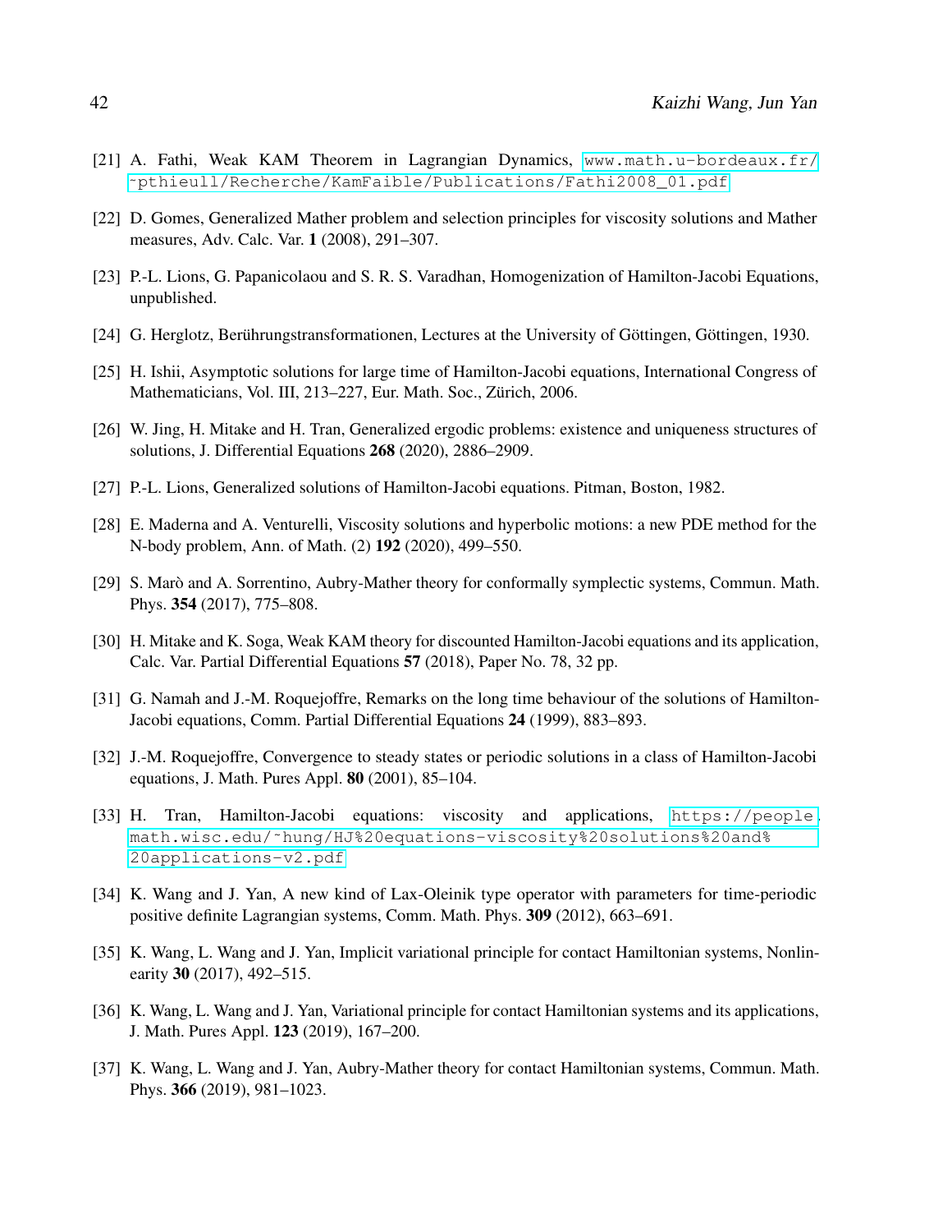[21] A. Fathi, Weak KAM Theorem in Lagrangian Dynamics, www.math.u-bordeaux.fr/~pthieull/Recherche/KamFaible/Publications/Fathi2008_01.pdf

[22] D. Gomes, Generalized Mather problem and selection principles for viscosity solutions and Mather measures, Adv. Calc. Var. **1** (2008), 291–307.

[23] P.-L. Lions, G. Papanicolaou and S. R. S. Varadhan, Homogenization of Hamilton-Jacobi Equations, unpublished.

[24] G. Herglotz, Berührungstransformationen, Lectures at the University of Göttingen, Göttingen, 1930.

[25] H. Ishii, Asymptotic solutions for large time of Hamilton-Jacobi equations, International Congress of Mathematicians, Vol. III, 213–227, Eur. Math. Soc., Zürich, 2006.

[26] W. Jing, H. Mitake and H. Tran, Generalized ergodic problems: existence and uniqueness structures of solutions, J. Differential Equations **268** (2020), 2886–2909.

[27] P.-L. Lions, Generalized solutions of Hamilton-Jacobi equations. Pitman, Boston, 1982.

[28] E. Maderna and A. Venturelli, Viscosity solutions and hyperbolic motions: a new PDE method for the N-body problem, Ann. of Math. (2) **192** (2020), 499–550.

[29] S. Marò and A. Sorrentino, Aubry-Mather theory for conformally symplectic systems, Commun. Math. Phys. **354** (2017), 775–808.

[30] H. Mitake and K. Soga, Weak KAM theory for discounted Hamilton-Jacobi equations and its application, Calc. Var. Partial Differential Equations **57** (2018), Paper No. 78, 32 pp.

[31] G. Namah and J.-M. Roquejoffre, Remarks on the long time behaviour of the solutions of Hamilton-Jacobi equations, Comm. Partial Differential Equations **24** (1999), 883–893.

[32] J.-M. Roquejoffre, Convergence to steady states or periodic solutions in a class of Hamilton-Jacobi equations, J. Math. Pures Appl. **80** (2001), 85–104.

[33] H. Tran, Hamilton-Jacobi equations: viscosity and applications, https://people.math.wisc.edu/~hung/HJ%20equations-viscosity%20solutions%20and%20applications-v2.pdf

[34] K. Wang and J. Yan, A new kind of Lax-Oleinik type operator with parameters for time-periodic positive definite Lagrangian systems, Comm. Math. Phys. **309** (2012), 663–691.

[35] K. Wang, L. Wang and J. Yan, Implicit variational principle for contact Hamiltonian systems, Nonlinearity **30** (2017), 492–515.

[36] K. Wang, L. Wang and J. Yan, Variational principle for contact Hamiltonian systems and its applications, J. Math. Pures Appl. **123** (2019), 167–200.

[37] K. Wang, L. Wang and J. Yan, Aubry-Mather theory for contact Hamiltonian systems, Commun. Math. Phys. **366** (2019), 981–1023.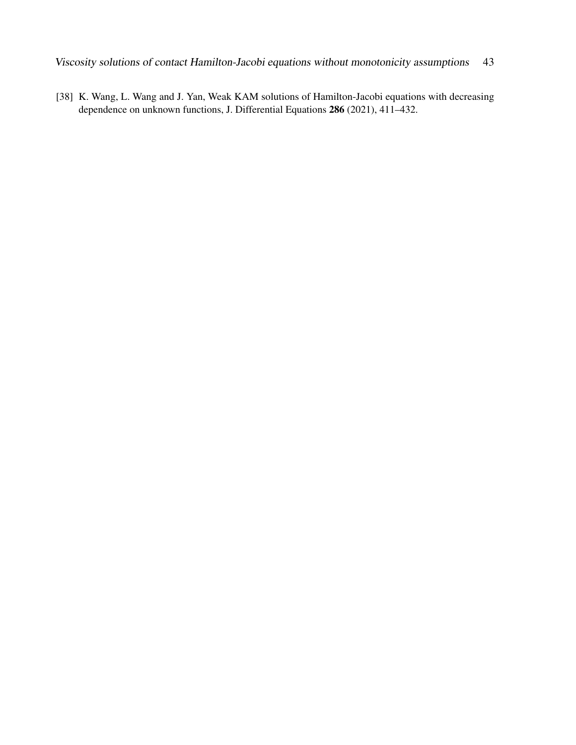[38] K. Wang, L. Wang and J. Yan, Weak KAM solutions of Hamilton-Jacobi equations with decreasing dependence on unknown functions, J. Differential Equations **286** (2021), 411–432.